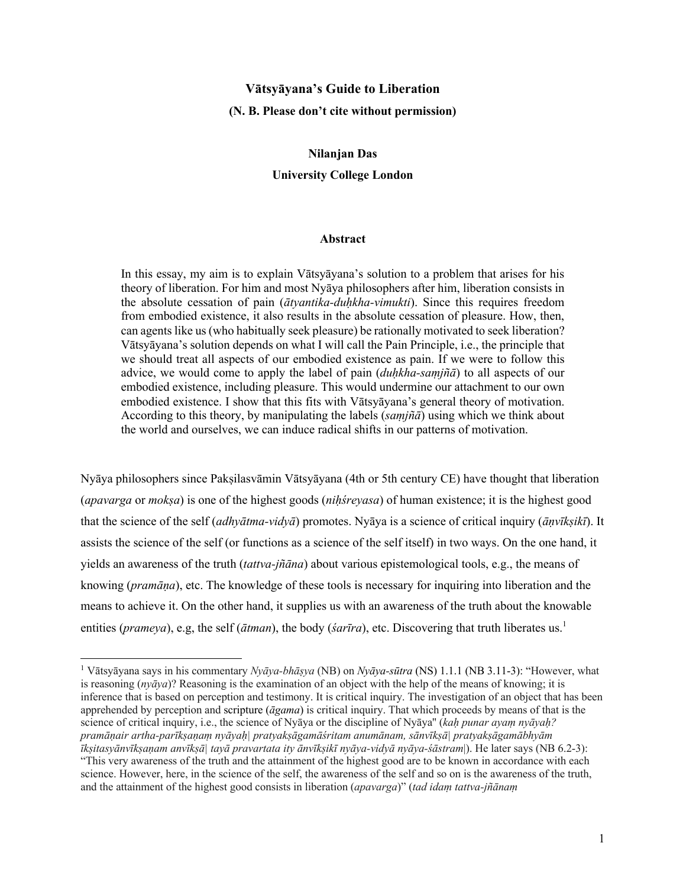# Vātsyāyana's Guide to Liberation

**(N. B. Please don't cite without permission)**

**Nilanjan Das**

**University College London**

**Abstract**

In this essay, my aim is to explain Vātsyāyana's solution to a problem that arises for his theory of liberation. For him and most Nyāya philosophers after him, liberation consists in the absolute cessation of pain (*ātyantika-duḥkha-vimukti*). Since this requires freedom from embodied existence, it also results in the absolute cessation of pleasure. How, then, can agents like us (who habitually seek pleasure) be rationally motivated to seek liberation? Vātsyāyana's solution depends on what I will call the Pain Principle, i.e., the principle that we should treat all aspects of our embodied existence as pain. If we were to follow this advice, we would come to apply the label of pain (*duḥkha-saṃjñā*) to all aspects of our embodied existence, including pleasure. This would undermine our attachment to our own embodied existence. I show that this fits with Vātsyāyana's general theory of motivation. According to this theory, by manipulating the labels (*saṃjñā*) using which we think about the world and ourselves, we can induce radical shifts in our patterns of motivation.

Nyāya philosophers since Pakṣilasvāmin Vātsyāyana (4th or 5th century CE) have thought that liberation (*apavarga* or *mokṣa*) is one of the highest goods (*niḥśreyasa*) of human existence; it is the highest good that the science of the self (*adhyātma-vidyā*) promotes. Nyāya is a science of critical inquiry (*āṇvīkṣikī*). It assists the science of the self (or functions as a science of the self itself) in two ways. On the one hand, it yields an awareness of the truth (*tattva-jñāna*) about various epistemological tools, e.g., the means of knowing (*pramāṇa*), etc. The knowledge of these tools is necessary for inquiring into liberation and the means to achieve it. On the other hand, it supplies us with an awareness of the truth about the knowable entities (*prameya*), e.g, the self (*ātman*), the body (*śarīra*), etc. Discovering that truth liberates us.[1]

---

[1] Vātsyāyana says in his commentary *Nyāya-bhāṣya* (NB) on *Nyāya-sūtra* (NS) 1.1.1 (NB 3.11-3): "However, what is reasoning (*nyāya*)? Reasoning is the examination of an object with the help of the means of knowing; it is inference that is based on perception and testimony. It is critical inquiry. The investigation of an object that has been apprehended by perception and scripture (*āgama*) is critical inquiry. That which proceeds by means of that is the science of critical inquiry, i.e., the science of Nyāya or the discipline of Nyāya" (*kaḥ punar ayaṃ nyāyaḥ? pramāṇair artha-parīkṣaṇaṃ nyāyaḥ| pratyakṣāgamāśritam anumānam, sānvīkṣā| pratyakṣāgamābhyām īkṣitasyānvīkṣaṇam anvīkṣā| tayā pravartata ity ānvīkṣikī nyāya-vidyā nyāya-śāstram|*). He later says (NB 6.2-3): "This very awareness of the truth and the attainment of the highest good are to be known in accordance with each science. However, here, in the science of the self, the awareness of the self and so on is the awareness of the truth, and the attainment of the highest good consists in liberation (*apavarga*)" (*tad idaṃ tattva-jñānaṃ*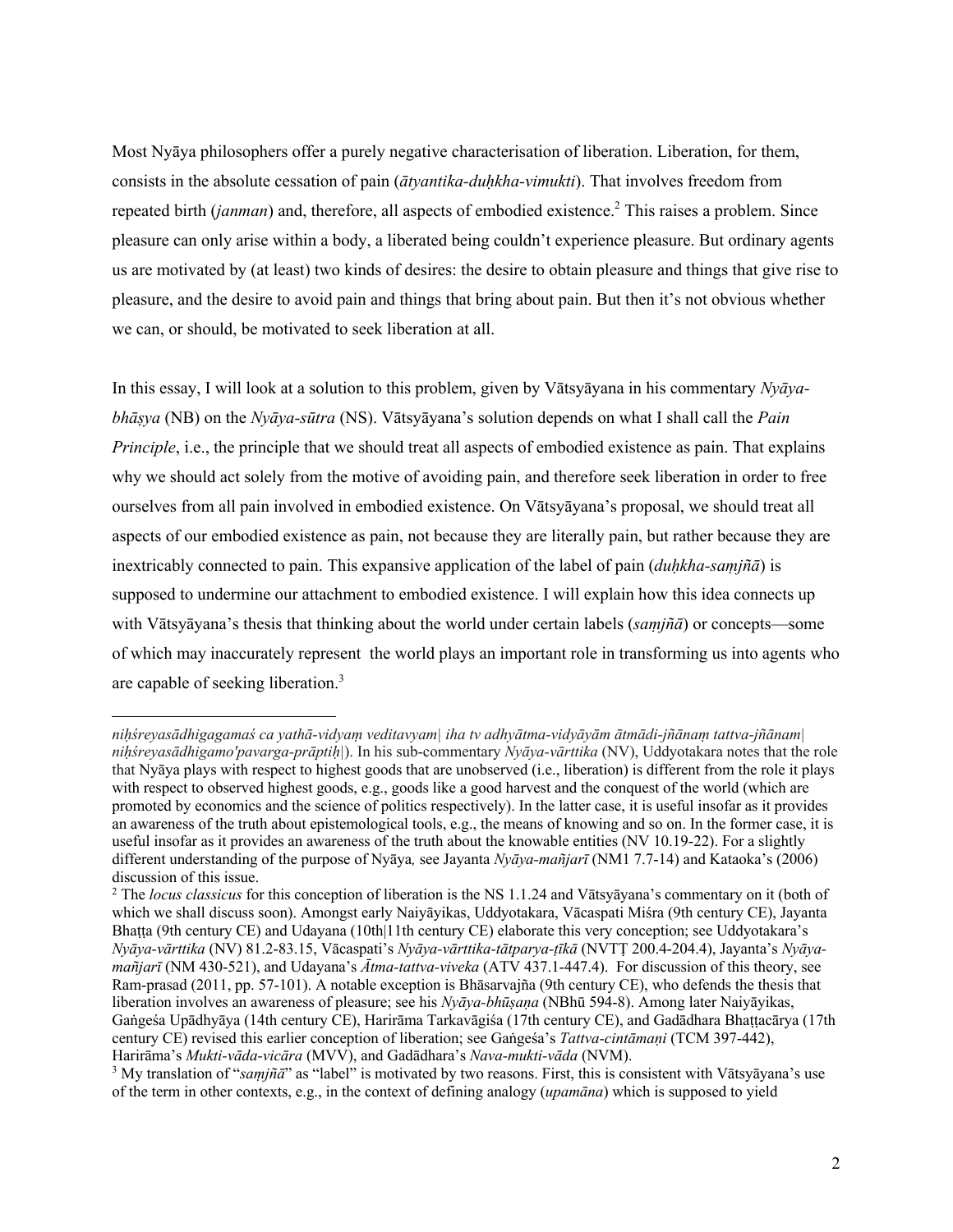Most Nyāya philosophers offer a purely negative characterisation of liberation. Liberation, for them, consists in the absolute cessation of pain (*ātyantika-duḥkha-vimukti*). That involves freedom from repeated birth (*janman*) and, therefore, all aspects of embodied existence.[2] This raises a problem. Since pleasure can only arise within a body, a liberated being couldn't experience pleasure. But ordinary agents us are motivated by (at least) two kinds of desires: the desire to obtain pleasure and things that give rise to pleasure, and the desire to avoid pain and things that bring about pain. But then it's not obvious whether we can, or should, be motivated to seek liberation at all.

In this essay, I will look at a solution to this problem, given by Vātsyāyana in his commentary *Nyāya-bhāṣya* (NB) on the *Nyāya-sūtra* (NS). Vātsyāyana's solution depends on what I shall call the *Pain Principle*, i.e., the principle that we should treat all aspects of embodied existence as pain. That explains why we should act solely from the motive of avoiding pain, and therefore seek liberation in order to free ourselves from all pain involved in embodied existence. On Vātsyāyana's proposal, we should treat all aspects of our embodied existence as pain, not because they are literally pain, but rather because they are inextricably connected to pain. This expansive application of the label of pain (*duḥkha-saṃjñā*) is supposed to undermine our attachment to embodied existence. I will explain how this idea connects up with Vātsyāyana's thesis that thinking about the world under certain labels (*saṃjñā*) or concepts—some of which may inaccurately represent the world plays an important role in transforming us into agents who are capable of seeking liberation.[3]

---

*niḥśreyasādhigagamaś ca yathā-vidyaṃ veditavyam| iha tv adhyātma-vidyāyām ātmādi-jñānaṃ tattva-jñānam| niḥśreyasādhigamo'pavarga-prāptiḥ|*). In his sub-commentary *Nyāya-vārttika* (NV), Uddyotakara notes that the role that Nyāya plays with respect to highest goods that are unobserved (i.e., liberation) is different from the role it plays with respect to observed highest goods, e.g., goods like a good harvest and the conquest of the world (which are promoted by economics and the science of politics respectively). In the latter case, it is useful insofar as it provides an awareness of the truth about epistemological tools, e.g., the means of knowing and so on. In the former case, it is useful insofar as it provides an awareness of the truth about the knowable entities (NV 10.19-22). For a slightly different understanding of the purpose of Nyāya*,* see Jayanta *Nyāya-mañjarī* (NM1 7.7-14) and Kataoka's (2006) discussion of this issue.

[2] The *locus classicus* for this conception of liberation is the NS 1.1.24 and Vātsyāyana's commentary on it (both of which we shall discuss soon). Amongst early Naiyāyikas, Uddyotakara, Vācaspati Miśra (9th century CE), Jayanta Bhaṭṭa (9th century CE) and Udayana (10th|11th century CE) elaborate this very conception; see Uddyotakara's *Nyāya-vārttika* (NV) 81.2-83.15, Vācaspati's *Nyāya-vārttika-tātparya-ṭīkā* (NVTṬ 200.4-204.4), Jayanta's *Nyāya-mañjarī* (NM 430-521), and Udayana's *Ātma-tattva-viveka* (ATV 437.1-447.4). For discussion of this theory, see Ram-prasad (2011, pp. 57-101). A notable exception is Bhāsarvajña (9th century CE), who defends the thesis that liberation involves an awareness of pleasure; see his *Nyāya-bhūṣaṇa* (NBhū 594-8). Among later Naiyāyikas, Gaṅgeśa Upādhyāya (14th century CE), Harirāma Tarkavāgiśa (17th century CE), and Gadādhara Bhaṭṭacārya (17th century CE) revised this earlier conception of liberation; see Gaṅgeśa's *Tattva-cintāmaṇi* (TCM 397-442), Harirāma's *Mukti-vāda-vicāra* (MVV), and Gadādhara's *Nava-mukti-vāda* (NVM).

[3] My translation of "*saṃjñā*" as "label" is motivated by two reasons. First, this is consistent with Vātsyāyana's use of the term in other contexts, e.g., in the context of defining analogy (*upamāna*) which is supposed to yield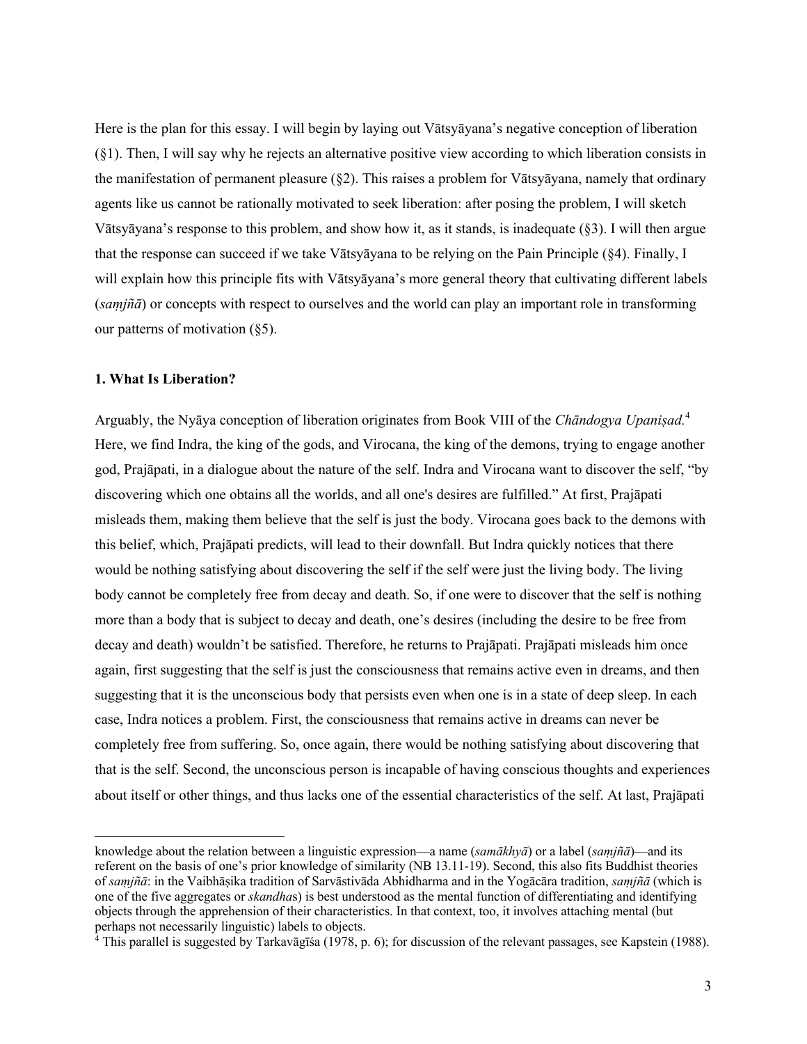Here is the plan for this essay. I will begin by laying out Vātsyāyana's negative conception of liberation (§1). Then, I will say why he rejects an alternative positive view according to which liberation consists in the manifestation of permanent pleasure (§2). This raises a problem for Vātsyāyana, namely that ordinary agents like us cannot be rationally motivated to seek liberation: after posing the problem, I will sketch Vātsyāyana's response to this problem, and show how it, as it stands, is inadequate (§3). I will then argue that the response can succeed if we take Vātsyāyana to be relying on the Pain Principle (§4). Finally, I will explain how this principle fits with Vātsyāyana's more general theory that cultivating different labels (*saṃjñā*) or concepts with respect to ourselves and the world can play an important role in transforming our patterns of motivation (§5).

### 1. What Is Liberation?

Arguably, the Nyāya conception of liberation originates from Book VIII of the *Chāndogya Upaniṣad*.[4] Here, we find Indra, the king of the gods, and Virocana, the king of the demons, trying to engage another god, Prajāpati, in a dialogue about the nature of the self. Indra and Virocana want to discover the self, "by discovering which one obtains all the worlds, and all one's desires are fulfilled." At first, Prajāpati misleads them, making them believe that the self is just the body. Virocana goes back to the demons with this belief, which, Prajāpati predicts, will lead to their downfall. But Indra quickly notices that there would be nothing satisfying about discovering the self if the self were just the living body. The living body cannot be completely free from decay and death. So, if one were to discover that the self is nothing more than a body that is subject to decay and death, one's desires (including the desire to be free from decay and death) wouldn't be satisfied. Therefore, he returns to Prajāpati. Prajāpati misleads him once again, first suggesting that the self is just the consciousness that remains active even in dreams, and then suggesting that it is the unconscious body that persists even when one is in a state of deep sleep. In each case, Indra notices a problem. First, the consciousness that remains active in dreams can never be completely free from suffering. So, once again, there would be nothing satisfying about discovering that that is the self. Second, the unconscious person is incapable of having conscious thoughts and experiences about itself or other things, and thus lacks one of the essential characteristics of the self. At last, Prajāpati

---

knowledge about the relation between a linguistic expression—a name (*samākhyā*) or a label (*saṃjñā*)—and its referent on the basis of one's prior knowledge of similarity (NB 13.11-19). Second, this also fits Buddhist theories of *saṃjñā*: in the Vaibhāṣika tradition of Sarvāstivāda Abhidharma and in the Yogācāra tradition, *saṃjñā* (which is one of the five aggregates or *skandha*s) is best understood as the mental function of differentiating and identifying objects through the apprehension of their characteristics. In that context, too, it involves attaching mental (but perhaps not necessarily linguistic) labels to objects.

[4] This parallel is suggested by Tarkavāgīśa (1978, p. 6); for discussion of the relevant passages, see Kapstein (1988).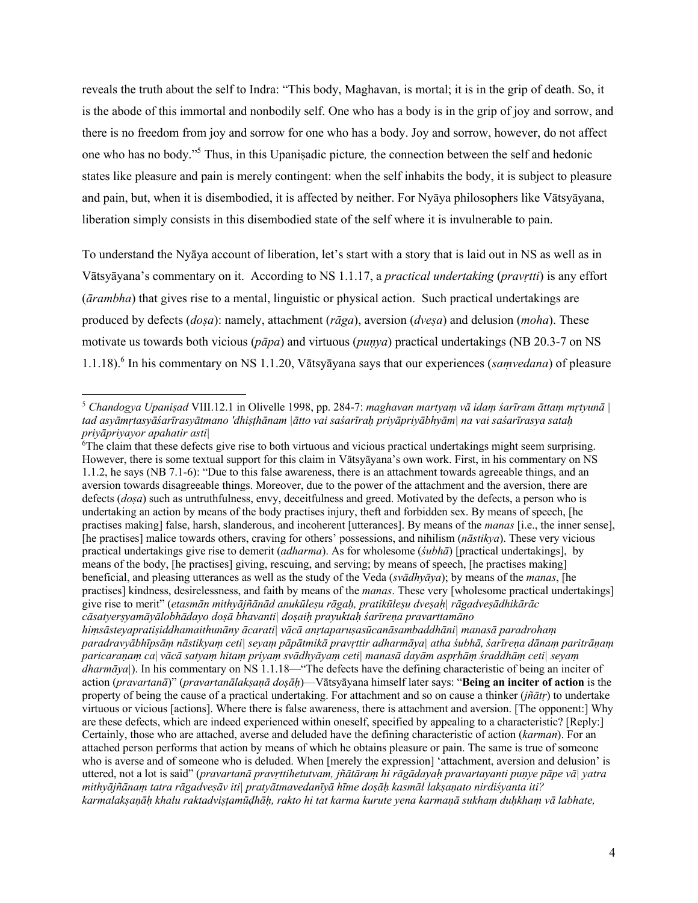reveals the truth about the self to Indra: "This body, Maghavan, is mortal; it is in the grip of death. So, it is the abode of this immortal and nonbodily self. One who has a body is in the grip of joy and sorrow, and there is no freedom from joy and sorrow for one who has a body. Joy and sorrow, however, do not affect one who has no body."[5] Thus, in this Upaniṣadic picture*,* the connection between the self and hedonic states like pleasure and pain is merely contingent: when the self inhabits the body, it is subject to pleasure and pain, but, when it is disembodied, it is affected by neither. For Nyāya philosophers like Vātsyāyana, liberation simply consists in this disembodied state of the self where it is invulnerable to pain.

To understand the Nyāya account of liberation, let's start with a story that is laid out in NS as well as in Vātsyāyana's commentary on it. According to NS 1.1.17, a *practical undertaking* (*pravṛtti*) is any effort (*ārambha*) that gives rise to a mental, linguistic or physical action. Such practical undertakings are produced by defects (*doṣa*): namely, attachment (*rāga*), aversion (*dveṣa*) and delusion (*moha*). These motivate us towards both vicious (*pāpa*) and virtuous (*puṇya*) practical undertakings (NB 20.3-7 on NS 1.1.18).[6] In his commentary on NS 1.1.20, Vātsyāyana says that our experiences (*saṃvedana*) of pleasure

---

[5] *Chandogya Upaniṣad* VIII.12.1 in Olivelle 1998, pp. 284-7: *maghavan martyaṃ vā idaṃ śarīram āttaṃ mṛtyunā | tad asyāmṛtasyāśarīrasyātmano 'dhiṣṭhānam |ātto vai saśarīraḥ priyāpriyābhyām| na vai saśarīrasya sataḥ priyāpriyayor apahatir asti|*

[6] The claim that these defects give rise to both virtuous and vicious practical undertakings might seem surprising. However, there is some textual support for this claim in Vātsyāyana's own work. First, in his commentary on NS 1.1.2, he says (NB 7.1-6): "Due to this false awareness, there is an attachment towards agreeable things, and an aversion towards disagreeable things. Moreover, due to the power of the attachment and the aversion, there are defects (*doṣa*) such as untruthfulness, envy, deceitfulness and greed. Motivated by the defects, a person who is undertaking an action by means of the body practises injury, theft and forbidden sex. By means of speech, [he practises making] false, harsh, slanderous, and incoherent [utterances]. By means of the *manas* [i.e., the inner sense], [he practises] malice towards others, craving for others' possessions, and nihilism (*nāstikya*). These very vicious practical undertakings give rise to demerit (*adharma*). As for wholesome (*śubhā*) [practical undertakings], by means of the body, [he practises] giving, rescuing, and serving; by means of speech, [he practises making] beneficial, and pleasing utterances as well as the study of the Veda (*svādhyāya*); by means of the *manas*, [he practises] kindness, desirelessness, and faith by means of the *manas*. These very [wholesome practical undertakings] give rise to merit" (*etasmān mithyājñānād anukūleṣu rāgaḥ, pratikūleṣu dveṣaḥ| rāgadveṣādhikārāc cāsatyerṣyamāyālobhādayo doṣā bhavanti| doṣaiḥ prayuktaḥ śarīreṇa pravarttamāno hiṃsāsteyapratiṣiddhamaithunāny ācarati| vācā anṛtaparuṣasūcanāsambaddhāni| manasā paradrohaṃ paradravyābhīpsāṃ nāstikyaṃ ceti| seyaṃ pāpātmikā pravṛttir adharmāya| atha śubhā, śarīreṇa dānaṃ paritrāṇaṃ paricaraṇaṃ ca| vācā satyaṃ hitaṃ priyaṃ svādhyāyaṃ ceti| manasā dayām aspṛhāṃ śraddhāṃ ceti| seyaṃ dharmāya|*). In his commentary on NS 1.1.18—"The defects have the defining characteristic of being an inciter of action (*pravartanā*)" (*pravartanālakṣaṇā doṣāḥ*)—Vātsyāyana himself later says: "**Being an inciter of action** is the property of being the cause of a practical undertaking. For attachment and so on cause a thinker (*jñātṛ*) to undertake virtuous or vicious [actions]. Where there is false awareness, there is attachment and aversion. [The opponent:] Why are these defects, which are indeed experienced within oneself, specified by appealing to a characteristic? [Reply:] Certainly, those who are attached, averse and deluded have the defining characteristic of action (*karman*). For an attached person performs that action by means of which he obtains pleasure or pain. The same is true of someone who is averse and of someone who is deluded. When [merely the expression] 'attachment, aversion and delusion' is uttered, not a lot is said" (*pravartanā pravṛttihetutvam, jñātāraṃ hi rāgādayaḥ pravartayanti puṇye pāpe vā| yatra mithyājñānaṃ tatra rāgadveṣāv iti| pratyātmavedanīyā hīme doṣāḥ kasmāl lakṣaṇato nirdiśyanta iti? karmalakṣaṇāḥ khalu raktadviṣṭamūḍhāḥ, rakto hi tat karma kurute yena karmaṇā sukhaṃ duḥkhaṃ vā labhate,*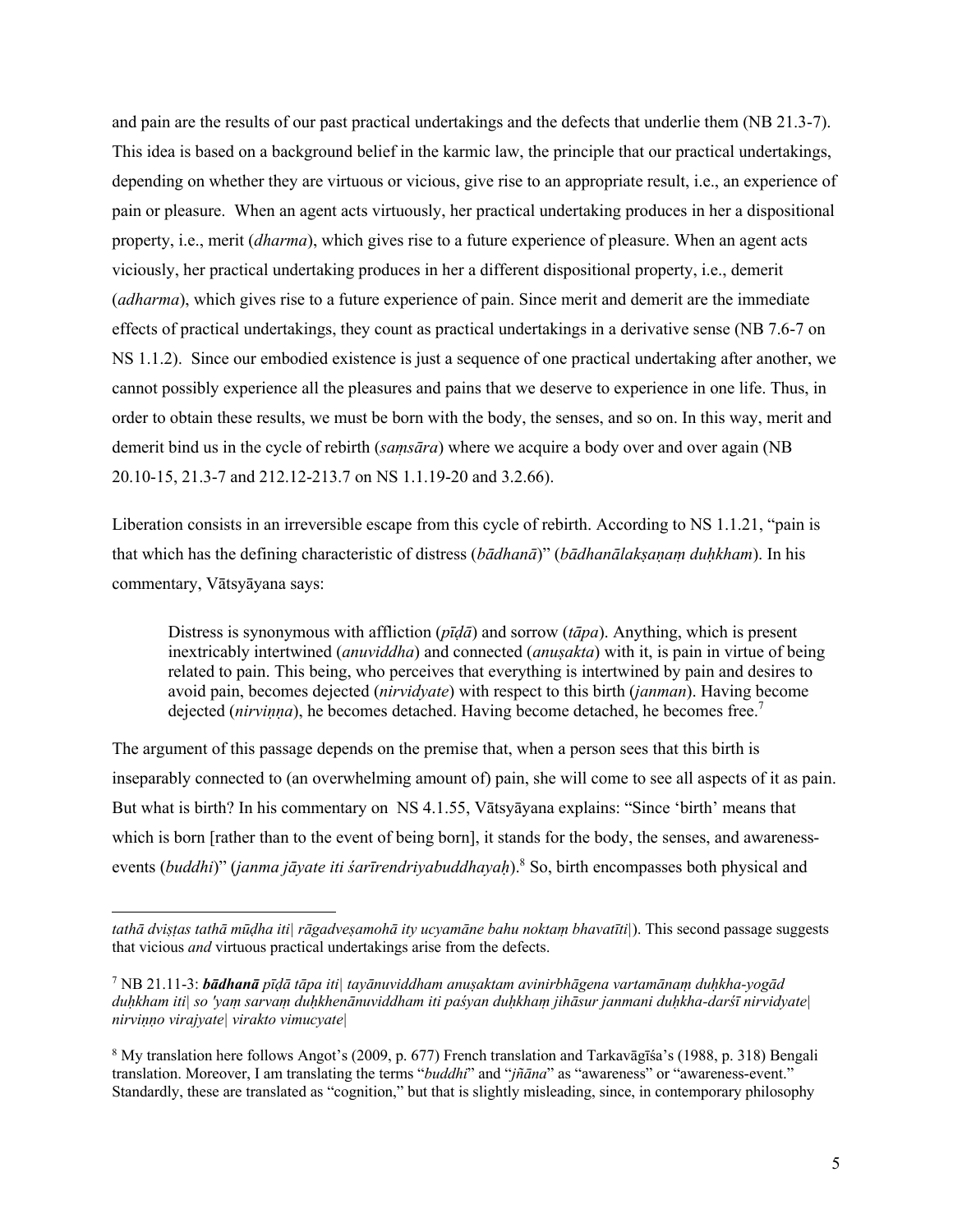and pain are the results of our past practical undertakings and the defects that underlie them (NB 21.3-7). This idea is based on a background belief in the karmic law, the principle that our practical undertakings, depending on whether they are virtuous or vicious, give rise to an appropriate result, i.e., an experience of pain or pleasure. When an agent acts virtuously, her practical undertaking produces in her a dispositional property, i.e., merit (*dharma*), which gives rise to a future experience of pleasure. When an agent acts viciously, her practical undertaking produces in her a different dispositional property, i.e., demerit (*adharma*), which gives rise to a future experience of pain. Since merit and demerit are the immediate effects of practical undertakings, they count as practical undertakings in a derivative sense (NB 7.6-7 on NS 1.1.2). Since our embodied existence is just a sequence of one practical undertaking after another, we cannot possibly experience all the pleasures and pains that we deserve to experience in one life. Thus, in order to obtain these results, we must be born with the body, the senses, and so on. In this way, merit and demerit bind us in the cycle of rebirth (*saṃsāra*) where we acquire a body over and over again (NB 20.10-15, 21.3-7 and 212.12-213.7 on NS 1.1.19-20 and 3.2.66).

Liberation consists in an irreversible escape from this cycle of rebirth. According to NS 1.1.21, "pain is that which has the defining characteristic of distress (*bādhanā*)" (*bādhanālakṣaṇaṃ duḥkham*). In his commentary, Vātsyāyana says:

> Distress is synonymous with affliction (*pīḍā*) and sorrow (*tāpa*). Anything, which is present inextricably intertwined (*anuviddha*) and connected (*anuṣakta*) with it, is pain in virtue of being related to pain. This being, who perceives that everything is intertwined by pain and desires to avoid pain, becomes dejected (*nirvidyate*) with respect to this birth (*janman*). Having become dejected (*nirviṇṇa*), he becomes detached. Having become detached, he becomes free.[7]

The argument of this passage depends on the premise that, when a person sees that this birth is inseparably connected to (an overwhelming amount of) pain, she will come to see all aspects of it as pain. But what is birth? In his commentary on NS 4.1.55, Vātsyāyana explains: "Since 'birth' means that which is born [rather than to the event of being born], it stands for the body, the senses, and awareness-events (*buddhi*)" (*janma jāyate iti śarīrendriyabuddhayaḥ*).[8] So, birth encompasses both physical and

---

*tathā dviṣṭas tathā mūḍha iti| rāgadveṣamohā ity ucyamāne bahu noktaṃ bhavatīti|*). This second passage suggests that vicious *and* virtuous practical undertakings arise from the defects.

[7] NB 21.11-3: ***bādhanā*** *pīḍā tāpa iti| tayānuviddham anuṣaktam avinirbhāgena vartamānaṃ duḥkha-yogād duḥkham iti| so 'yaṃ sarvaṃ duḥkhenānuviddham iti paśyan duḥkhaṃ jihāsur janmani duḥkha-darśī nirvidyate| nirviṇṇo virajyate| virakto vimucyate|*

[8] My translation here follows Angot's (2009, p. 677) French translation and Tarkavāgīśa's (1988, p. 318) Bengali translation. Moreover, I am translating the terms "*buddhi*" and "*jñāna*" as "awareness" or "awareness-event." Standardly, these are translated as "cognition," but that is slightly misleading, since, in contemporary philosophy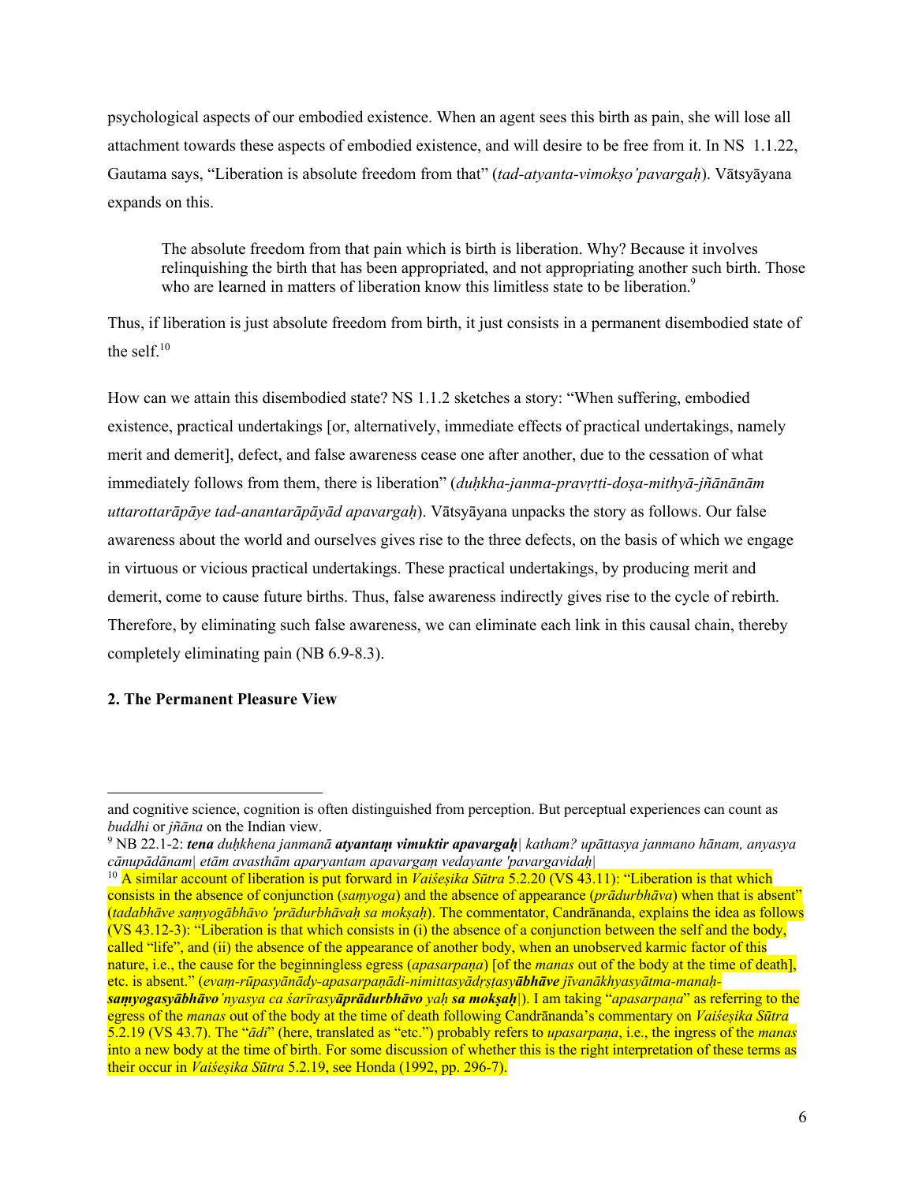psychological aspects of our embodied existence. When an agent sees this birth as pain, she will lose all attachment towards these aspects of embodied existence, and will desire to be free from it. In NS 1.1.22, Gautama says, "Liberation is absolute freedom from that" (*tad-atyanta-vimokṣo'pavargaḥ*). Vātsyāyana expands on this.

> The absolute freedom from that pain which is birth is liberation. Why? Because it involves relinquishing the birth that has been appropriated, and not appropriating another such birth. Those who are learned in matters of liberation know this limitless state to be liberation.[9]

Thus, if liberation is just absolute freedom from birth, it just consists in a permanent disembodied state of the self.[10]

How can we attain this disembodied state? NS 1.1.2 sketches a story: "When suffering, embodied existence, practical undertakings [or, alternatively, immediate effects of practical undertakings, namely merit and demerit], defect, and false awareness cease one after another, due to the cessation of what immediately follows from them, there is liberation" (*duḥkha-janma-pravṛtti-doṣa-mithyā-jñānānām uttarottarāpāye tad-anantarāpāyād apavargaḥ*). Vātsyāyana unpacks the story as follows. Our false awareness about the world and ourselves gives rise to the three defects, on the basis of which we engage in virtuous or vicious practical undertakings. These practical undertakings, by producing merit and demerit, come to cause future births. Thus, false awareness indirectly gives rise to the cycle of rebirth. Therefore, by eliminating such false awareness, we can eliminate each link in this causal chain, thereby completely eliminating pain (NB 6.9-8.3).

## 2. The Permanent Pleasure View

---

and cognitive science, cognition is often distinguished from perception. But perceptual experiences can count as *buddhi* or *jñāna* on the Indian view.

[9] NB 22.1-2: ***tena*** *duḥkhena janmanā* ***atyantaṃ vimuktir apavargaḥ****| katham? upāttasya janmano hānam, anyasya cānupādānam| etām avasthām aparyantam apavargaṃ vedayante 'pavargavidaḥ|*

[10] A similar account of liberation is put forward in *Vaiśeṣika Sūtra* 5.2.20 (VS 43.11): "Liberation is that which consists in the absence of conjunction (*saṃyoga*) and the absence of appearance (*prādurbhāva*) when that is absent" (*tadabhāve saṃyogābhāvo 'prādurbhāvaḥ sa mokṣaḥ*). The commentator, Candrānanda, explains the idea as follows (VS 43.12-3): "Liberation is that which consists in (i) the absence of a conjunction between the self and the body, called "life", and (ii) the absence of the appearance of another body, when an unobserved karmic factor of this nature, i.e., the cause for the beginningless egress (*apasarpaṇa*) [of the *manas* out of the body at the time of death], etc. is absent." (*evaṃ-rūpasyānādy-apasarpaṇādi-nimittasyādṛṣṭasya****ābhāve*** *jīvanākhyasyātma-manaḥ-****saṃyogasyābhāvo****'nyasya ca śarīrasya****āprādurbhāvo*** *yaḥ* ***sa mokṣaḥ****|*). I am taking "*apasarpaṇa*" as referring to the egress of the *manas* out of the body at the time of death following Candrānanda's commentary on *Vaiśeṣika Sūtra* 5.2.19 (VS 43.7). The "*ādi*" (here, translated as "etc.") probably refers to *upasarpaṇa*, i.e., the ingress of the *manas* into a new body at the time of birth. For some discussion of whether this is the right interpretation of these terms as their occur in *Vaiśeṣika Sūtra* 5.2.19, see Honda (1992, pp. 296-7).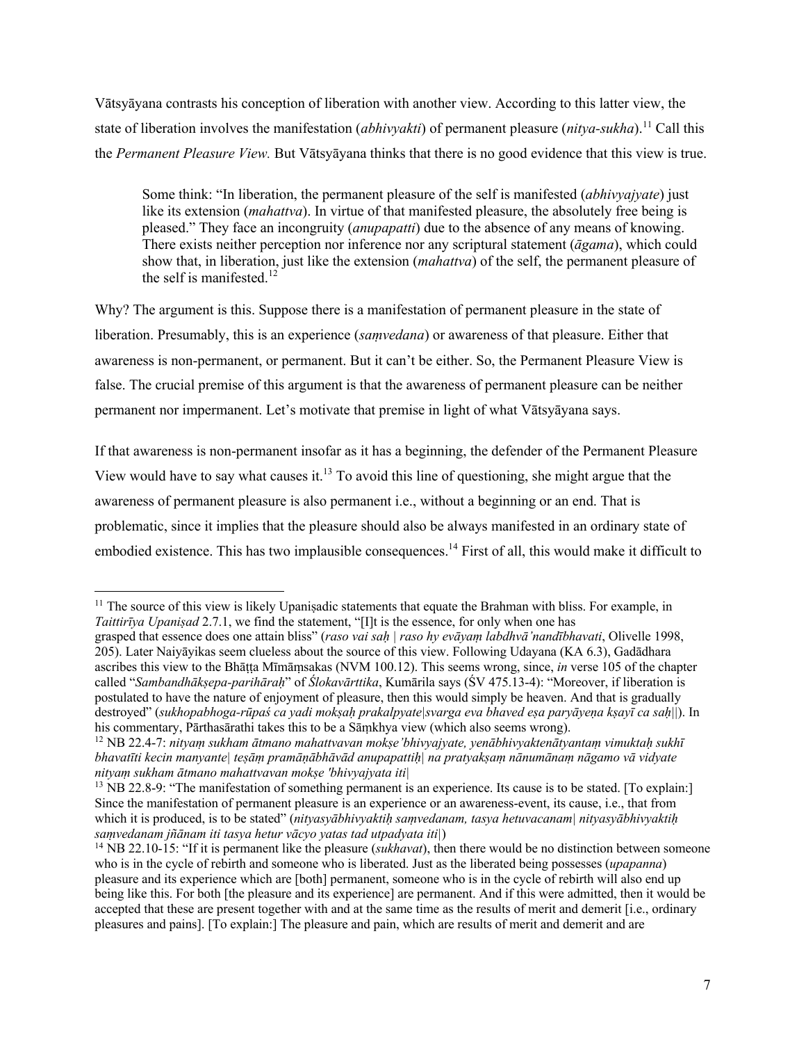Vātsyāyana contrasts his conception of liberation with another view. According to this latter view, the state of liberation involves the manifestation (*abhivyakti*) of permanent pleasure (*nitya-sukha*).[11] Call this the *Permanent Pleasure View.* But Vātsyāyana thinks that there is no good evidence that this view is true.

> Some think: "In liberation, the permanent pleasure of the self is manifested (*abhivyajyate*) just like its extension (*mahattva*). In virtue of that manifested pleasure, the absolutely free being is pleased." They face an incongruity (*anupapatti*) due to the absence of any means of knowing. There exists neither perception nor inference nor any scriptural statement (*āgama*), which could show that, in liberation, just like the extension (*mahattva*) of the self, the permanent pleasure of the self is manifested.[12]

Why? The argument is this. Suppose there is a manifestation of permanent pleasure in the state of liberation. Presumably, this is an experience (*saṃvedana*) or awareness of that pleasure. Either that awareness is non-permanent, or permanent. But it can't be either. So, the Permanent Pleasure View is false. The crucial premise of this argument is that the awareness of permanent pleasure can be neither permanent nor impermanent. Let's motivate that premise in light of what Vātsyāyana says.

If that awareness is non-permanent insofar as it has a beginning, the defender of the Permanent Pleasure View would have to say what causes it.[13] To avoid this line of questioning, she might argue that the awareness of permanent pleasure is also permanent i.e., without a beginning or an end. That is problematic, since it implies that the pleasure should also be always manifested in an ordinary state of embodied existence. This has two implausible consequences.[14] First of all, this would make it difficult to

---

[11] The source of this view is likely Upaniṣadic statements that equate the Brahman with bliss. For example, in *Taittirīya Upaniṣad* 2.7.1, we find the statement, "[I]t is the essence, for only when one has grasped that essence does one attain bliss" (*raso vai saḥ | raso hy evāyaṃ labdhvā'nandībhavati*, Olivelle 1998, 205). Later Naiyāyikas seem clueless about the source of this view. Following Udayana (KA 6.3), Gadādhara ascribes this view to the Bhāṭṭa Mīmāṃsakas (NVM 100.12). This seems wrong, since, *in* verse 105 of the chapter called "*Sambandhākṣepa-parihāraḥ*" of *Ślokavārttika*, Kumārila says (ŚV 475.13-4): "Moreover, if liberation is postulated to have the nature of enjoyment of pleasure, then this would simply be heaven. And that is gradually destroyed" (*sukhopabhoga-rūpaś ca yadi mokṣaḥ prakalpyate|svarga eva bhaved eṣa paryāyeṇa kṣayī ca saḥ||*). In his commentary, Pārthasārathi takes this to be a Sāṃkhya view (which also seems wrong).

[12] NB 22.4-7: *nityaṃ sukham ātmano mahattvavan mokṣe'bhivyajyate, yenābhivyaktenātyantaṃ vimuktaḥ sukhī bhavatīti kecin manyante| teṣāṃ pramāṇābhāvād anupapattiḥ| na pratyakṣaṃ nānumānaṃ nāgamo vā vidyate nityaṃ sukham ātmano mahattvavan mokṣe 'bhivyajyata iti|*

[13] NB 22.8-9: "The manifestation of something permanent is an experience. Its cause is to be stated. [To explain:] Since the manifestation of permanent pleasure is an experience or an awareness-event, its cause, i.e., that from which it is produced, is to be stated" (*nityasyābhivyaktiḥ saṃvedanam, tasya hetuvacanam| nityasyābhivyaktiḥ saṃvedanam jñānam iti tasya hetur vācyo yatas tad utpadyata iti|*)

[14] NB 22.10-15: "If it is permanent like the pleasure (*sukhavat*), then there would be no distinction between someone who is in the cycle of rebirth and someone who is liberated. Just as the liberated being possesses (*upapanna*) pleasure and its experience which are [both] permanent, someone who is in the cycle of rebirth will also end up being like this. For both [the pleasure and its experience] are permanent. And if this were admitted, then it would be accepted that these are present together with and at the same time as the results of merit and demerit [i.e., ordinary pleasures and pains]. [To explain:] The pleasure and pain, which are results of merit and demerit and are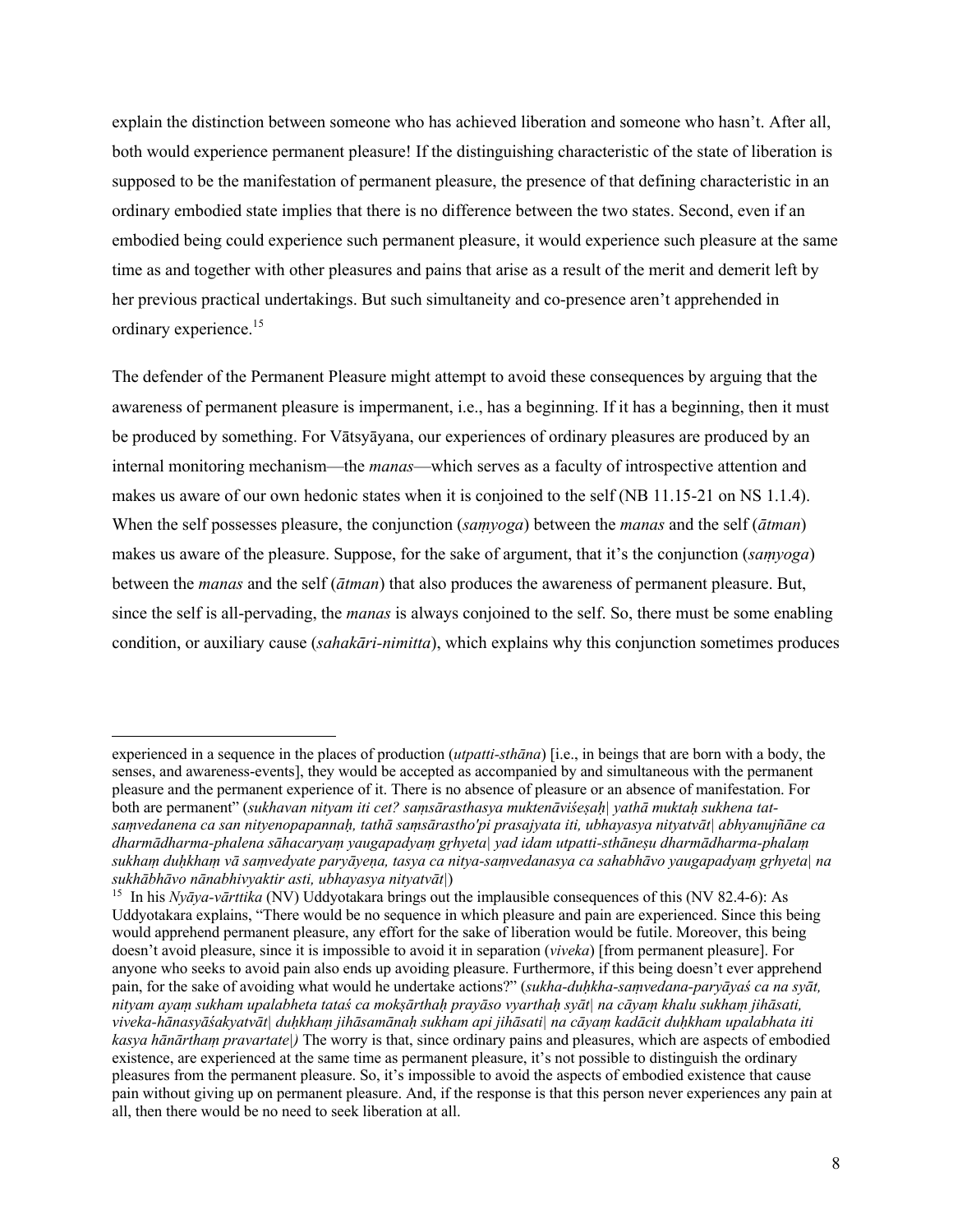explain the distinction between someone who has achieved liberation and someone who hasn't. After all, both would experience permanent pleasure! If the distinguishing characteristic of the state of liberation is supposed to be the manifestation of permanent pleasure, the presence of that defining characteristic in an ordinary embodied state implies that there is no difference between the two states. Second, even if an embodied being could experience such permanent pleasure, it would experience such pleasure at the same time as and together with other pleasures and pains that arise as a result of the merit and demerit left by her previous practical undertakings. But such simultaneity and co-presence aren't apprehended in ordinary experience.[15]

The defender of the Permanent Pleasure might attempt to avoid these consequences by arguing that the awareness of permanent pleasure is impermanent, i.e., has a beginning. If it has a beginning, then it must be produced by something. For Vātsyāyana, our experiences of ordinary pleasures are produced by an internal monitoring mechanism—the *manas*—which serves as a faculty of introspective attention and makes us aware of our own hedonic states when it is conjoined to the self (NB 11.15-21 on NS 1.1.4). When the self possesses pleasure, the conjunction (*saṃyoga*) between the *manas* and the self (*ātman*) makes us aware of the pleasure. Suppose, for the sake of argument, that it's the conjunction (*saṃyoga*) between the *manas* and the self (*ātman*) that also produces the awareness of permanent pleasure. But, since the self is all-pervading, the *manas* is always conjoined to the self. So, there must be some enabling condition, or auxiliary cause (*sahakāri-nimitta*), which explains why this conjunction sometimes produces

---

experienced in a sequence in the places of production (*utpatti-sthāna*) [i.e., in beings that are born with a body, the senses, and awareness-events], they would be accepted as accompanied by and simultaneous with the permanent pleasure and the permanent experience of it. There is no absence of pleasure or an absence of manifestation. For both are permanent" (*sukhavan nityam iti cet? saṃsārasthasya muktenāviśeṣaḥ| yathā muktaḥ sukhena tat-saṃvedanena ca san nityenopapannaḥ, tathā saṃsārastho'pi prasajyata iti, ubhayasya nityatvāt| abhyanujñāne ca dharmādharma-phalena sāhacaryaṃ yaugapadyaṃ gṛhyeta| yad idam utpatti-sthāneṣu dharmādharma-phalaṃ sukhaṃ duḥkhaṃ vā saṃvedyate paryāyeṇa, tasya ca nitya-saṃvedanasya ca sahabhāvo yaugapadyaṃ gṛhyeta| na sukhābhāvo nānabhivyaktir asti, ubhayasya nityatvāt|*)

[15] In his *Nyāya-vārttika* (NV) Uddyotakara brings out the implausible consequences of this (NV 82.4-6): As Uddyotakara explains, "There would be no sequence in which pleasure and pain are experienced. Since this being would apprehend permanent pleasure, any effort for the sake of liberation would be futile. Moreover, this being doesn't avoid pleasure, since it is impossible to avoid it in separation (*viveka*) [from permanent pleasure]. For anyone who seeks to avoid pain also ends up avoiding pleasure. Furthermore, if this being doesn't ever apprehend pain, for the sake of avoiding what would he undertake actions?" (*sukha-duḥkha-saṃvedana-paryāyaś ca na syāt, nityam ayaṃ sukham upalabheta tataś ca mokṣārthaḥ prayāso vyarthaḥ syāt| na cāyaṃ khalu sukhaṃ jihāsati, viveka-hānasyāśakyatvāt| duḥkhaṃ jihāsamānaḥ sukham api jihāsati| na cāyaṃ kadācit duḥkham upalabhata iti kasya hānārthaṃ pravartate|)* The worry is that, since ordinary pains and pleasures, which are aspects of embodied existence, are experienced at the same time as permanent pleasure, it's not possible to distinguish the ordinary pleasures from the permanent pleasure. So, it's impossible to avoid the aspects of embodied existence that cause pain without giving up on permanent pleasure. And, if the response is that this person never experiences any pain at all, then there would be no need to seek liberation at all.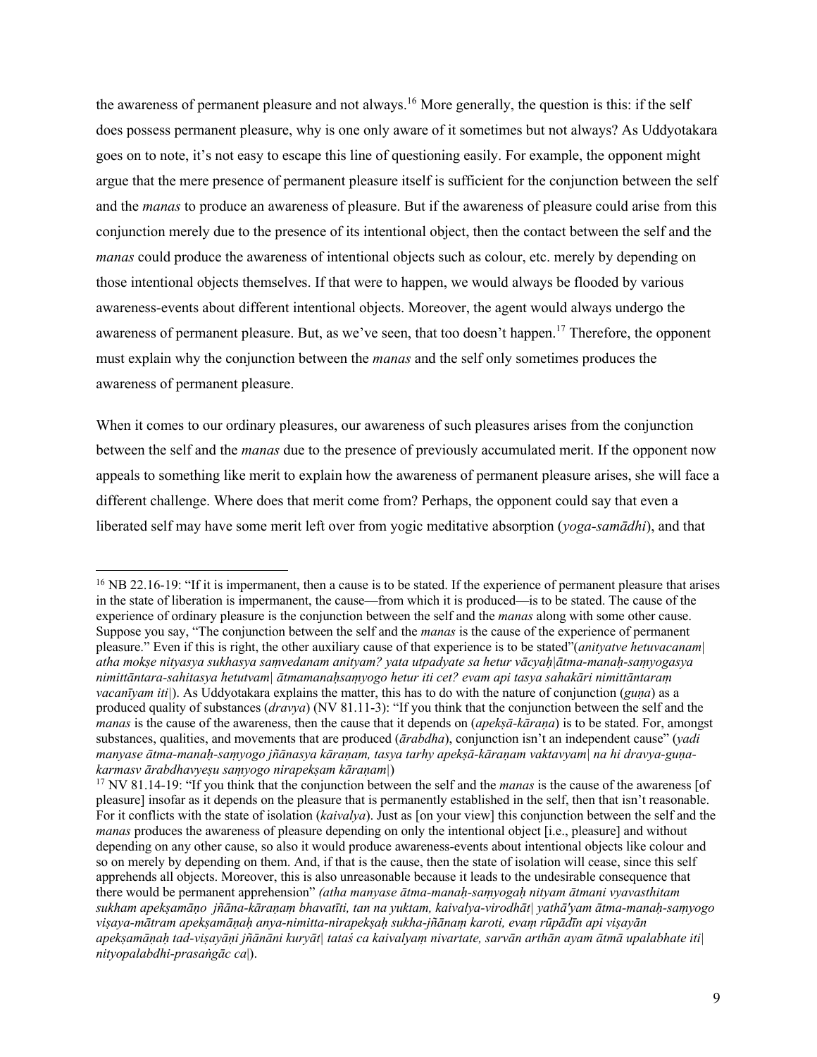the awareness of permanent pleasure and not always.[16] More generally, the question is this: if the self does possess permanent pleasure, why is one only aware of it sometimes but not always? As Uddyotakara goes on to note, it's not easy to escape this line of questioning easily. For example, the opponent might argue that the mere presence of permanent pleasure itself is sufficient for the conjunction between the self and the *manas* to produce an awareness of pleasure. But if the awareness of pleasure could arise from this conjunction merely due to the presence of its intentional object, then the contact between the self and the *manas* could produce the awareness of intentional objects such as colour, etc. merely by depending on those intentional objects themselves. If that were to happen, we would always be flooded by various awareness-events about different intentional objects. Moreover, the agent would always undergo the awareness of permanent pleasure. But, as we've seen, that too doesn't happen.[17] Therefore, the opponent must explain why the conjunction between the *manas* and the self only sometimes produces the awareness of permanent pleasure.

When it comes to our ordinary pleasures, our awareness of such pleasures arises from the conjunction between the self and the *manas* due to the presence of previously accumulated merit. If the opponent now appeals to something like merit to explain how the awareness of permanent pleasure arises, she will face a different challenge. Where does that merit come from? Perhaps, the opponent could say that even a liberated self may have some merit left over from yogic meditative absorption (*yoga-samādhi*), and that

---

[16] NB 22.16-19: "If it is impermanent, then a cause is to be stated. If the experience of permanent pleasure that arises in the state of liberation is impermanent, the cause—from which it is produced—is to be stated. The cause of the experience of ordinary pleasure is the conjunction between the self and the *manas* along with some other cause. Suppose you say, "The conjunction between the self and the *manas* is the cause of the experience of permanent pleasure." Even if this is right, the other auxiliary cause of that experience is to be stated"(*anityatve hetuvacanam| atha mokṣe nityasya sukhasya saṃvedanam anityam? yata utpadyate sa hetur vācyaḥ|ātma-manaḥ-saṃyogasya nimittāntara-sahitasya hetutvam| ātmamanaḥsaṃyogo hetur iti cet? evam api tasya sahakāri nimittāntaraṃ vacanīyam iti|*). As Uddyotakara explains the matter, this has to do with the nature of conjunction (*guṇa*) as a produced quality of substances (*dravya*) (NV 81.11-3): "If you think that the conjunction between the self and the *manas* is the cause of the awareness, then the cause that it depends on (*apekṣā-kāraṇa*) is to be stated. For, amongst substances, qualities, and movements that are produced (*ārabdha*), conjunction isn't an independent cause" (*yadi manyase ātma-manaḥ-saṃyogo jñānasya kāraṇam, tasya tarhy apekṣā-kāraṇam vaktavyam| na hi dravya-guṇa-karmasv ārabdhavyeṣu saṃyogo nirapekṣam kāraṇam|*)

[17] NV 81.14-19: "If you think that the conjunction between the self and the *manas* is the cause of the awareness [of pleasure] insofar as it depends on the pleasure that is permanently established in the self, then that isn't reasonable. For it conflicts with the state of isolation (*kaivalya*). Just as [on your view] this conjunction between the self and the *manas* produces the awareness of pleasure depending on only the intentional object [i.e., pleasure] and without depending on any other cause, so also it would produce awareness-events about intentional objects like colour and so on merely by depending on them. And, if that is the cause, then the state of isolation will cease, since this self apprehends all objects. Moreover, this is also unreasonable because it leads to the undesirable consequence that there would be permanent apprehension" *(atha manyase ātma-manaḥ-saṃyogaḥ nityam ātmani vyavasthitam sukham apekṣamāṇo jñāna-kāraṇaṃ bhavatīti, tan na yuktam, kaivalya-virodhāt| yathā'yam ātma-manaḥ-saṃyogo viṣaya-mātram apekṣamāṇaḥ anya-nimitta-nirapekṣaḥ sukha-jñānaṃ karoti, evaṃ rūpādīn api viṣayān apekṣamāṇaḥ tad-viṣayāṇi jñānāni kuryāt| tataś ca kaivalyaṃ nivartate, sarvān arthān ayam ātmā upalabhate iti| nityopalabdhi-prasaṅgāc ca|*).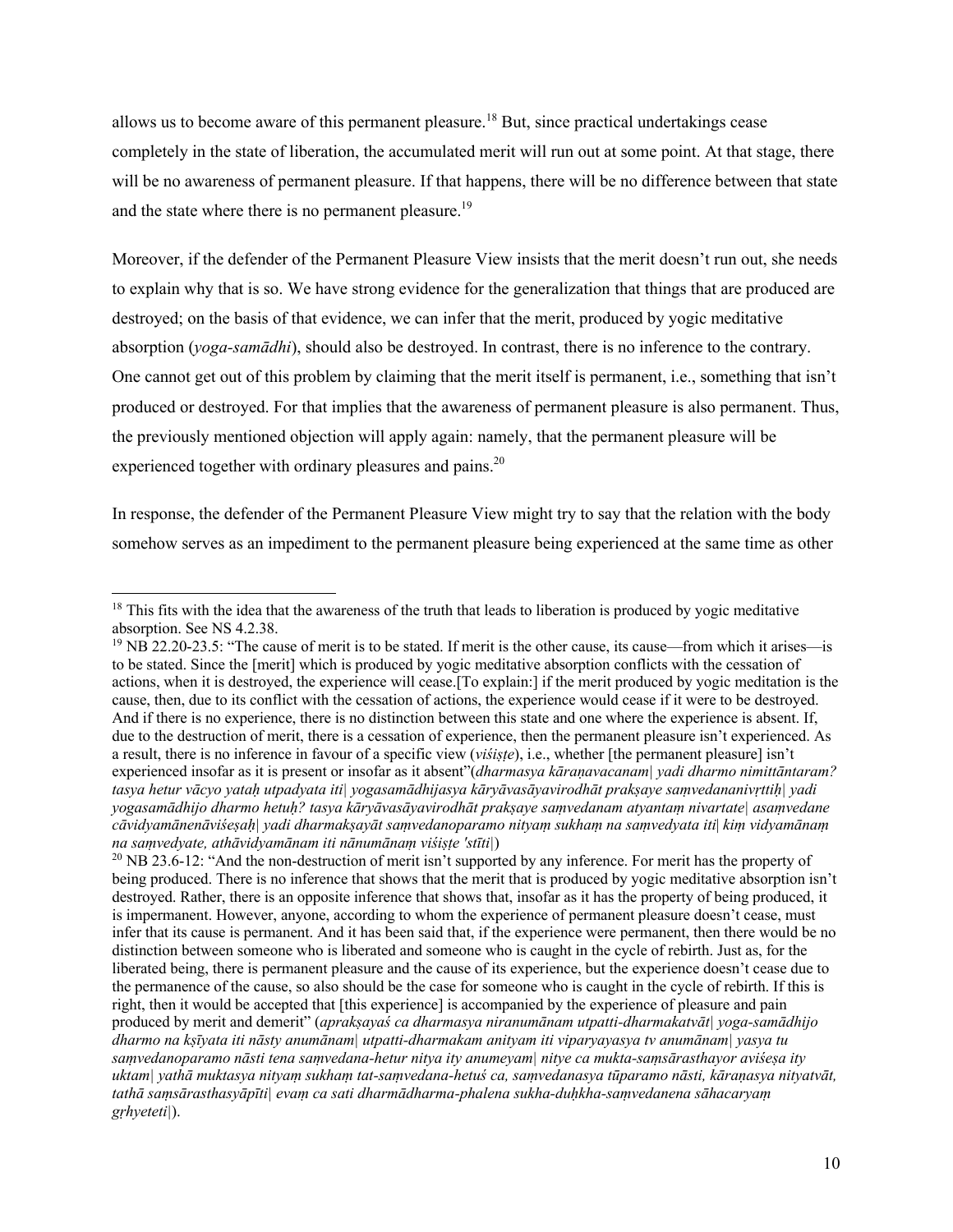allows us to become aware of this permanent pleasure.[18] But, since practical undertakings cease completely in the state of liberation, the accumulated merit will run out at some point. At that stage, there will be no awareness of permanent pleasure. If that happens, there will be no difference between that state and the state where there is no permanent pleasure.[19]

Moreover, if the defender of the Permanent Pleasure View insists that the merit doesn't run out, she needs to explain why that is so. We have strong evidence for the generalization that things that are produced are destroyed; on the basis of that evidence, we can infer that the merit, produced by yogic meditative absorption (*yoga-samādhi*), should also be destroyed. In contrast, there is no inference to the contrary. One cannot get out of this problem by claiming that the merit itself is permanent, i.e., something that isn't produced or destroyed. For that implies that the awareness of permanent pleasure is also permanent. Thus, the previously mentioned objection will apply again: namely, that the permanent pleasure will be experienced together with ordinary pleasures and pains.[20]

In response, the defender of the Permanent Pleasure View might try to say that the relation with the body somehow serves as an impediment to the permanent pleasure being experienced at the same time as other

---

[18] This fits with the idea that the awareness of the truth that leads to liberation is produced by yogic meditative absorption. See NS 4.2.38.

[19] NB 22.20-23.5: "The cause of merit is to be stated. If merit is the other cause, its cause—from which it arises—is to be stated. Since the [merit] which is produced by yogic meditative absorption conflicts with the cessation of actions, when it is destroyed, the experience will cease.[To explain:] if the merit produced by yogic meditation is the cause, then, due to its conflict with the cessation of actions, the experience would cease if it were to be destroyed. And if there is no experience, there is no distinction between this state and one where the experience is absent. If, due to the destruction of merit, there is a cessation of experience, then the permanent pleasure isn't experienced. As a result, there is no inference in favour of a specific view (*viśiṣṭe*), i.e., whether [the permanent pleasure] isn't experienced insofar as it is present or insofar as it absent"(*dharmasya kāraṇavacanam| yadi dharmo nimittāntaram? tasya hetur vācyo yataḥ utpadyata iti| yogasamādhijasya kāryāvasāyavirodhāt prakṣaye saṃvedananivṛttiḥ| yadi yogasamādhijo dharmo hetuḥ? tasya kāryāvasāyavirodhāt prakṣaye saṃvedanam atyantaṃ nivartate| asaṃvedane cāvidyamānenāviśeṣaḥ| yadi dharmakṣayāt saṃvedanoparamo nityaṃ sukhaṃ na saṃvedyata iti| kiṃ vidyamānaṃ na saṃvedyate, athāvidyamānam iti nānumānaṃ viśiṣṭe 'stīti|*)

[20] NB 23.6-12: "And the non-destruction of merit isn't supported by any inference. For merit has the property of being produced. There is no inference that shows that the merit that is produced by yogic meditative absorption isn't destroyed. Rather, there is an opposite inference that shows that, insofar as it has the property of being produced, it is impermanent. However, anyone, according to whom the experience of permanent pleasure doesn't cease, must infer that its cause is permanent. And it has been said that, if the experience were permanent, then there would be no distinction between someone who is liberated and someone who is caught in the cycle of rebirth. Just as, for the liberated being, there is permanent pleasure and the cause of its experience, but the experience doesn't cease due to the permanence of the cause, so also should be the case for someone who is caught in the cycle of rebirth. If this is right, then it would be accepted that [this experience] is accompanied by the experience of pleasure and pain produced by merit and demerit" (*aprakṣayaś ca dharmasya niranumānam utpatti-dharmakatvāt| yoga-samādhijo dharmo na kṣīyata iti nāsty anumānam| utpatti-dharmakam anityam iti viparyayasya tv anumānam| yasya tu saṃvedanoparamo nāsti tena saṃvedana-hetur nitya ity anumeyam| nitye ca mukta-saṃsārasthayor aviśeṣa ity uktam| yathā muktasya nityaṃ sukhaṃ tat-saṃvedana-hetuś ca, saṃvedanasya tūparamo nāsti, kāraṇasya nityatvāt, tathā saṃsārasthasyāpīti| evaṃ ca sati dharmādharma-phalena sukha-duḥkha-saṃvedanena sāhacaryaṃ gṛhyeteti|*).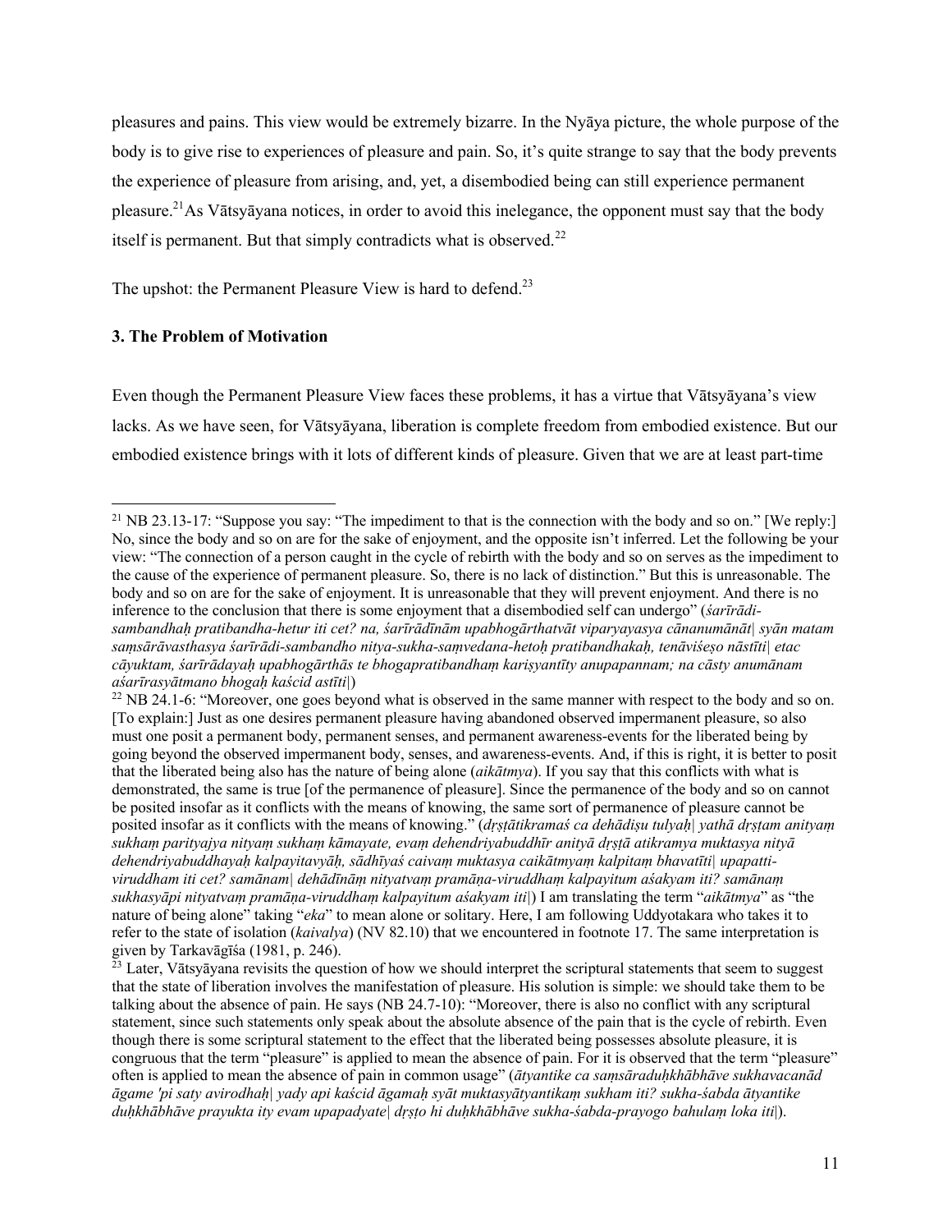pleasures and pains. This view would be extremely bizarre. In the Nyāya picture, the whole purpose of the body is to give rise to experiences of pleasure and pain. So, it's quite strange to say that the body prevents the experience of pleasure from arising, and, yet, a disembodied being can still experience permanent pleasure.[21] As Vātsyāyana notices, in order to avoid this inelegance, the opponent must say that the body itself is permanent. But that simply contradicts what is observed.[22]

The upshot: the Permanent Pleasure View is hard to defend.[23]

### 3. The Problem of Motivation

Even though the Permanent Pleasure View faces these problems, it has a virtue that Vātsyāyana's view lacks. As we have seen, for Vātsyāyana, liberation is complete freedom from embodied existence. But our embodied existence brings with it lots of different kinds of pleasure. Given that we are at least part-time

---

[21] NB 23.13-17: "Suppose you say: "The impediment to that is the connection with the body and so on." [We reply:] No, since the body and so on are for the sake of enjoyment, and the opposite isn't inferred. Let the following be your view: "The connection of a person caught in the cycle of rebirth with the body and so on serves as the impediment to the cause of the experience of permanent pleasure. So, there is no lack of distinction." But this is unreasonable. The body and so on are for the sake of enjoyment. It is unreasonable that they will prevent enjoyment. And there is no inference to the conclusion that there is some enjoyment that a disembodied self can undergo" (*śarīrādi-sambandhaḥ pratibandha-hetur iti cet? na, śarīrādīnām upabhogārthatvāt viparyayasya cānanumānāt| syān matam saṃsārāvasthasya śarīrādi-sambandho nitya-sukha-saṃvedana-hetoḥ pratibandhakaḥ, tenāviśeṣo nāstīti| etac cāyuktam, śarīrādayaḥ upabhogārthās te bhogapratibandhaṃ kariṣyantīty anupapannam; na cāsty anumānam aśarīrasyātmano bhogaḥ kaścid astīti|*)

[22] NB 24.1-6: "Moreover, one goes beyond what is observed in the same manner with respect to the body and so on. [To explain:] Just as one desires permanent pleasure having abandoned observed impermanent pleasure, so also must one posit a permanent body, permanent senses, and permanent awareness-events for the liberated being by going beyond the observed impermanent body, senses, and awareness-events. And, if this is right, it is better to posit that the liberated being also has the nature of being alone (*aikātmya*). If you say that this conflicts with what is demonstrated, the same is true [of the permanence of pleasure]. Since the permanence of the body and so on cannot be posited insofar as it conflicts with the means of knowing, the same sort of permanence of pleasure cannot be posited insofar as it conflicts with the means of knowing." (*dṛṣṭātikramaś ca dehādiṣu tulyaḥ| yathā dṛṣṭam anityaṃ sukhaṃ parityajya nityaṃ sukhaṃ kāmayate, evaṃ dehendriyabuddhīr anityā dṛṣṭā atikramya muktasya nityā dehendriyabuddhayaḥ kalpayitavyāḥ, sādhīyaś caivaṃ muktasya caikātmyaṃ kalpitaṃ bhavatīti| upapatti-viruddham iti cet? samānam| dehādīnāṃ nityatvaṃ pramāṇa-viruddhaṃ kalpayitum aśakyam iti? samānaṃ sukhasyāpi nityatvaṃ pramāṇa-viruddhaṃ kalpayitum aśakyam iti|*) I am translating the term "*aikātmya*" as "the nature of being alone" taking "*eka*" to mean alone or solitary. Here, I am following Uddyotakara who takes it to refer to the state of isolation (*kaivalya*) (NV 82.10) that we encountered in footnote 17. The same interpretation is given by Tarkavāgīśa (1981, p. 246).

[23] Later, Vātsyāyana revisits the question of how we should interpret the scriptural statements that seem to suggest that the state of liberation involves the manifestation of pleasure. His solution is simple: we should take them to be talking about the absence of pain. He says (NB 24.7-10): "Moreover, there is also no conflict with any scriptural statement, since such statements only speak about the absolute absence of the pain that is the cycle of rebirth. Even though there is some scriptural statement to the effect that the liberated being possesses absolute pleasure, it is congruous that the term "pleasure" is applied to mean the absence of pain. For it is observed that the term "pleasure" often is applied to mean the absence of pain in common usage" (*ātyantike ca saṃsāraduḥkhābhāve sukhavacanād āgame 'pi saty avirodhaḥ| yady api kaścid āgamaḥ syāt muktasyātyantikaṃ sukham iti? sukha-śabda ātyantike duḥkhābhāve prayukta ity evam upapadyate| dṛṣṭo hi duḥkhābhāve sukha-śabda-prayogo bahulaṃ loka iti|*).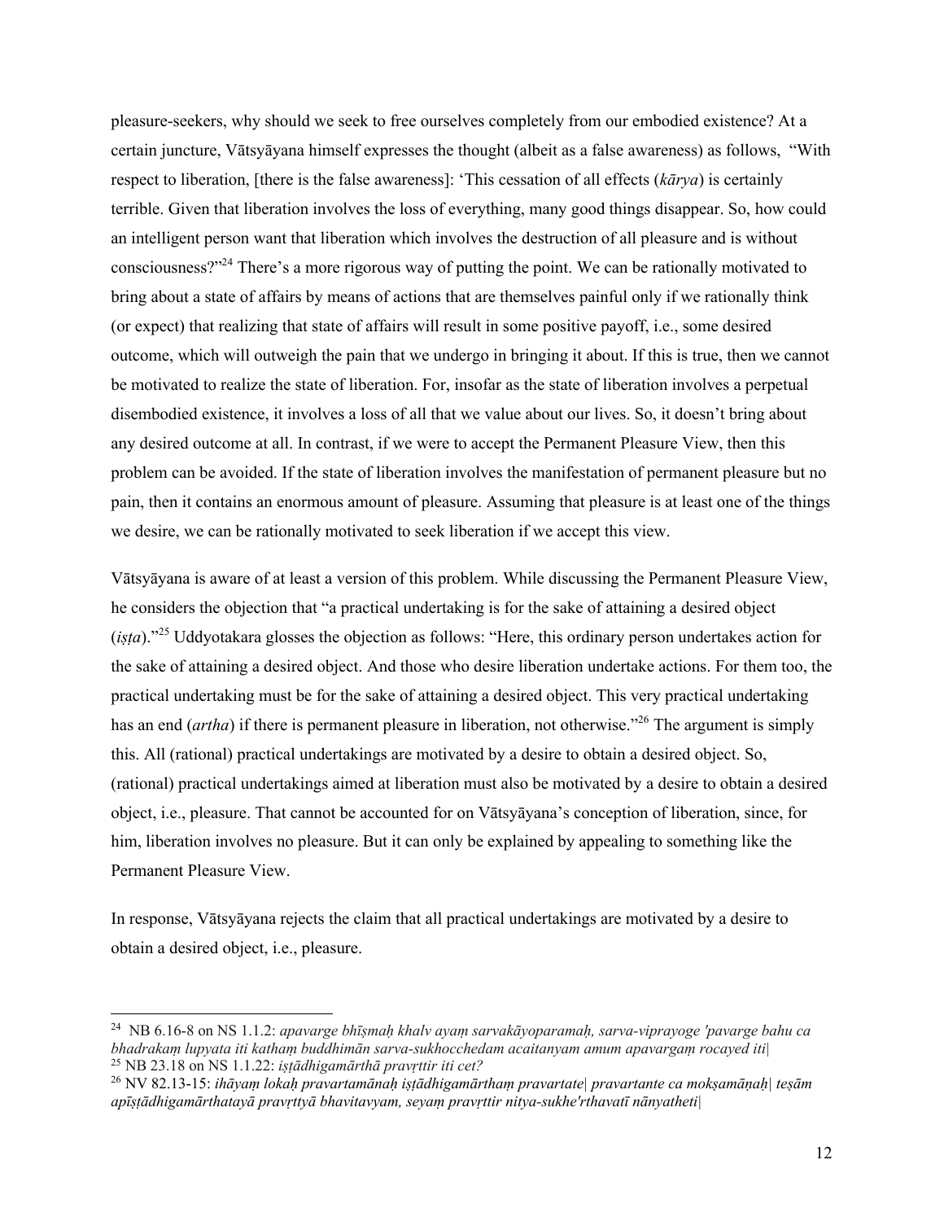pleasure-seekers, why should we seek to free ourselves completely from our embodied existence? At a certain juncture, Vātsyāyana himself expresses the thought (albeit as a false awareness) as follows, "With respect to liberation, [there is the false awareness]: 'This cessation of all effects (*kārya*) is certainly terrible. Given that liberation involves the loss of everything, many good things disappear. So, how could an intelligent person want that liberation which involves the destruction of all pleasure and is without consciousness?"[24] There's a more rigorous way of putting the point. We can be rationally motivated to bring about a state of affairs by means of actions that are themselves painful only if we rationally think (or expect) that realizing that state of affairs will result in some positive payoff, i.e., some desired outcome, which will outweigh the pain that we undergo in bringing it about. If this is true, then we cannot be motivated to realize the state of liberation. For, insofar as the state of liberation involves a perpetual disembodied existence, it involves a loss of all that we value about our lives. So, it doesn't bring about any desired outcome at all. In contrast, if we were to accept the Permanent Pleasure View, then this problem can be avoided. If the state of liberation involves the manifestation of permanent pleasure but no pain, then it contains an enormous amount of pleasure. Assuming that pleasure is at least one of the things we desire, we can be rationally motivated to seek liberation if we accept this view.

Vātsyāyana is aware of at least a version of this problem. While discussing the Permanent Pleasure View, he considers the objection that "a practical undertaking is for the sake of attaining a desired object (*iṣṭa*)."[25] Uddyotakara glosses the objection as follows: "Here, this ordinary person undertakes action for the sake of attaining a desired object. And those who desire liberation undertake actions. For them too, the practical undertaking must be for the sake of attaining a desired object. This very practical undertaking has an end (*artha*) if there is permanent pleasure in liberation, not otherwise."[26] The argument is simply this. All (rational) practical undertakings are motivated by a desire to obtain a desired object. So, (rational) practical undertakings aimed at liberation must also be motivated by a desire to obtain a desired object, i.e., pleasure. That cannot be accounted for on Vātsyāyana's conception of liberation, since, for him, liberation involves no pleasure. But it can only be explained by appealing to something like the Permanent Pleasure View.

In response, Vātsyāyana rejects the claim that all practical undertakings are motivated by a desire to obtain a desired object, i.e., pleasure.

---

[24] NB 6.16-8 on NS 1.1.2: *apavarge bhīṣmaḥ khalv ayaṃ sarvakāyoparamaḥ, sarva-viprayoge 'pavarge bahu ca bhadrakaṃ lupyata iti kathaṃ buddhimān sarva-sukhocchedam acaitanyam amum apavargaṃ rocayed iti|*

[25] NB 23.18 on NS 1.1.22: *iṣṭādhigamārthā pravṛttir iti cet?*

[26] NV 82.13-15: *ihāyaṃ lokaḥ pravartamānaḥ iṣṭādhigamārthaṃ pravartate| pravartante ca mokṣamāṇaḥ| teṣām apīṣṭādhigamārthatayā pravṛttyā bhavitavyam, seyaṃ pravṛttir nitya-sukhe'rthavatī nānyatheti|*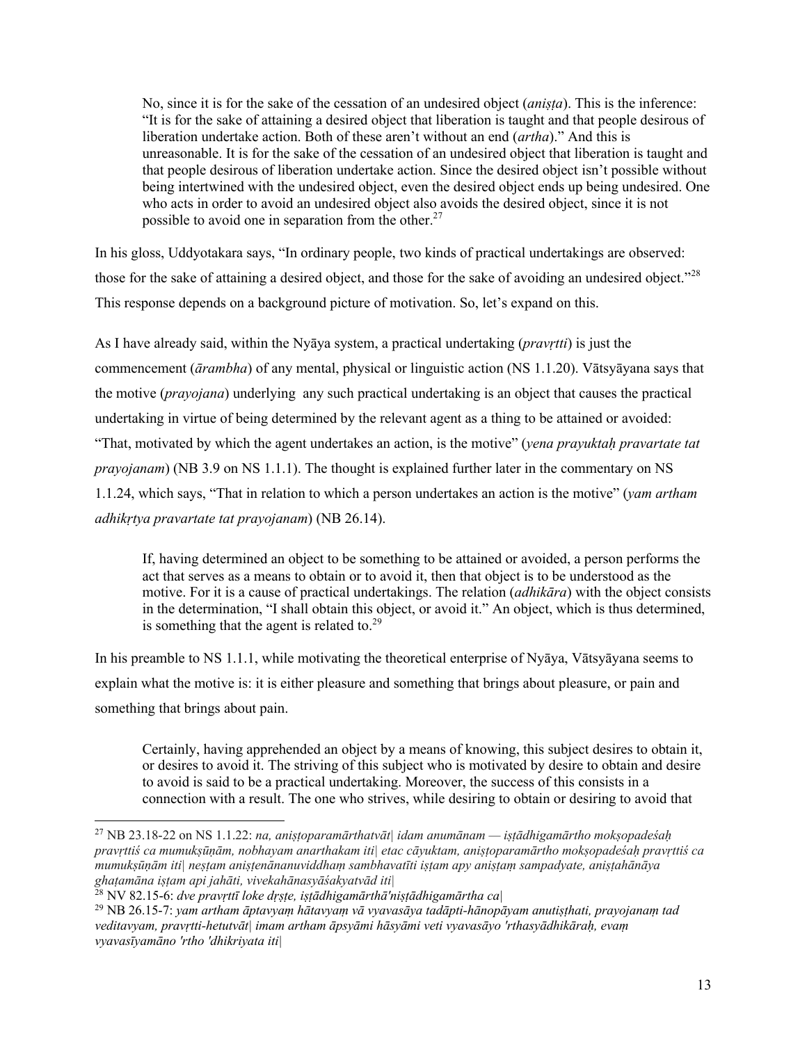> No, since it is for the sake of the cessation of an undesired object (*aniṣṭa*). This is the inference: "It is for the sake of attaining a desired object that liberation is taught and that people desirous of liberation undertake action. Both of these aren't without an end (*artha*)." And this is unreasonable. It is for the sake of the cessation of an undesired object that liberation is taught and that people desirous of liberation undertake action. Since the desired object isn't possible without being intertwined with the undesired object, even the desired object ends up being undesired. One who acts in order to avoid an undesired object also avoids the desired object, since it is not possible to avoid one in separation from the other.[27]

In his gloss, Uddyotakara says, "In ordinary people, two kinds of practical undertakings are observed: those for the sake of attaining a desired object, and those for the sake of avoiding an undesired object."[28] This response depends on a background picture of motivation. So, let's expand on this.

As I have already said, within the Nyāya system, a practical undertaking (*pravṛtti*) is just the commencement (*ārambha*) of any mental, physical or linguistic action (NS 1.1.20). Vātsyāyana says that the motive (*prayojana*) underlying any such practical undertaking is an object that causes the practical undertaking in virtue of being determined by the relevant agent as a thing to be attained or avoided: "That, motivated by which the agent undertakes an action, is the motive" (*yena prayuktaḥ pravartate tat prayojanam*) (NB 3.9 on NS 1.1.1). The thought is explained further later in the commentary on NS 1.1.24, which says, "That in relation to which a person undertakes an action is the motive" (*yam artham adhikṛtya pravartate tat prayojanam*) (NB 26.14).

> If, having determined an object to be something to be attained or avoided, a person performs the act that serves as a means to obtain or to avoid it, then that object is to be understood as the motive. For it is a cause of practical undertakings. The relation (*adhikāra*) with the object consists in the determination, "I shall obtain this object, or avoid it." An object, which is thus determined, is something that the agent is related to.[29]

In his preamble to NS 1.1.1, while motivating the theoretical enterprise of Nyāya, Vātsyāyana seems to explain what the motive is: it is either pleasure and something that brings about pleasure, or pain and something that brings about pain.

> Certainly, having apprehended an object by a means of knowing, this subject desires to obtain it, or desires to avoid it. The striving of this subject who is motivated by desire to obtain and desire to avoid is said to be a practical undertaking. Moreover, the success of this consists in a connection with a result. The one who strives, while desiring to obtain or desiring to avoid that

---

[27] NB 23.18-22 on NS 1.1.22: *na, aniṣṭoparamārthatvāt| idam anumānam — iṣṭādhigamārtho mokṣopadeśaḥ pravṛttiś ca mumukṣūṇām, nobhayam anarthakam iti| etac cāyuktam, aniṣṭoparamārtho mokṣopadeśaḥ pravṛttiś ca mumukṣūṇām iti| neṣṭam aniṣṭenānanuviddhaṃ sambhavatīti iṣṭam apy aniṣṭaṃ sampadyate, aniṣṭahānāya ghaṭamāna iṣṭam api jahāti, vivekahānasyāśakyatvād iti|*

[28] NV 82.15-6: *dve pravṛttī loke dṛṣṭe, iṣṭādhigamārthā'niṣṭādhigamārtha ca|*

[29] NB 26.15-7: *yam artham āptavyaṃ hātavyaṃ vā vyavasāya tadāpti-hānopāyam anutiṣṭhati, prayojanaṃ tad veditavyam, pravṛtti-hetutvāt| imam artham āpsyāmi hāsyāmi veti vyavasāyo 'rthasyādhikāraḥ, evaṃ vyavasīyamāno 'rtho 'dhikriyata iti|*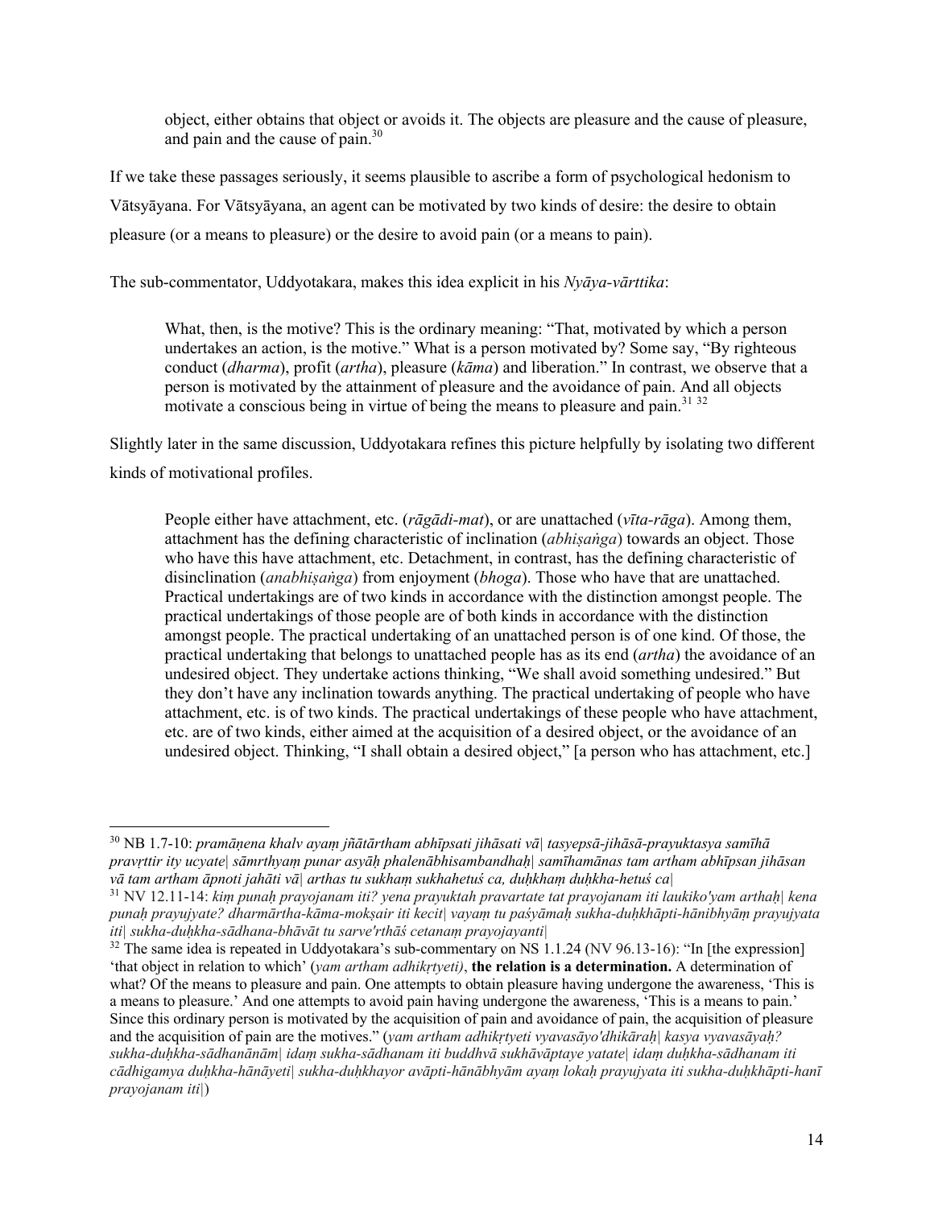> object, either obtains that object or avoids it. The objects are pleasure and the cause of pleasure, and pain and the cause of pain.[30]

If we take these passages seriously, it seems plausible to ascribe a form of psychological hedonism to Vātsyāyana. For Vātsyāyana, an agent can be motivated by two kinds of desire: the desire to obtain pleasure (or a means to pleasure) or the desire to avoid pain (or a means to pain).

The sub-commentator, Uddyotakara, makes this idea explicit in his *Nyāya-vārttika*:

> What, then, is the motive? This is the ordinary meaning: "That, motivated by which a person undertakes an action, is the motive." What is a person motivated by? Some say, "By righteous conduct (*dharma*), profit (*artha*), pleasure (*kāma*) and liberation." In contrast, we observe that a person is motivated by the attainment of pleasure and the avoidance of pain. And all objects motivate a conscious being in virtue of being the means to pleasure and pain.[31] [32]

Slightly later in the same discussion, Uddyotakara refines this picture helpfully by isolating two different kinds of motivational profiles.

> People either have attachment, etc. (*rāgādi-mat*), or are unattached (*vīta-rāga*). Among them, attachment has the defining characteristic of inclination (*abhiṣaṅga*) towards an object. Those who have this have attachment, etc. Detachment, in contrast, has the defining characteristic of disinclination (*anabhiṣaṅga*) from enjoyment (*bhoga*). Those who have that are unattached. Practical undertakings are of two kinds in accordance with the distinction amongst people. The practical undertakings of those people are of both kinds in accordance with the distinction amongst people. The practical undertaking of an unattached person is of one kind. Of those, the practical undertaking that belongs to unattached people has as its end (*artha*) the avoidance of an undesired object. They undertake actions thinking, "We shall avoid something undesired." But they don't have any inclination towards anything. The practical undertaking of people who have attachment, etc. is of two kinds. The practical undertakings of these people who have attachment, etc. are of two kinds, either aimed at the acquisition of a desired object, or the avoidance of an undesired object. Thinking, "I shall obtain a desired object," [a person who has attachment, etc.]

---

[30] NB 1.7-10: *pramāṇena khalv ayaṃ jñātārtham abhīpsati jihāsati vā| tasyepsā-jihāsā-prayuktasya samīhā pravṛttir ity ucyate| sāmrthyaṃ punar asyāḥ phalenābhisambandhaḥ| samīhamānas tam artham abhīpsan jihāsan vā tam artham āpnoti jahāti vā| arthas tu sukhaṃ sukhahetuś ca, duḥkhaṃ duḥkha-hetuś ca|*

[31] NV 12.11-14: *kiṃ punaḥ prayojanam iti? yena prayuktah pravartate tat prayojanam iti laukiko'yam arthaḥ| kena punaḥ prayujyate? dharmārtha-kāma-mokṣair iti kecit| vayaṃ tu paśyāmaḥ sukha-duḥkhāpti-hānibhyāṃ prayujyata iti| sukha-duḥkha-sādhana-bhāvāt tu sarve'rthāś cetanaṃ prayojayanti|*

[32] The same idea is repeated in Uddyotakara's sub-commentary on NS 1.1.24 (NV 96.13-16): "In [the expression] 'that object in relation to which' (*yam artham adhikṛtyeti)*, **the relation is a determination.** A determination of what? Of the means to pleasure and pain. One attempts to obtain pleasure having undergone the awareness, 'This is a means to pleasure.' And one attempts to avoid pain having undergone the awareness, 'This is a means to pain.' Since this ordinary person is motivated by the acquisition of pain and avoidance of pain, the acquisition of pleasure and the acquisition of pain are the motives." (*yam artham adhikṛtyeti vyavasāyo'dhikāraḥ| kasya vyavasāyaḥ? sukha-duḥkha-sādhanānām| idaṃ sukha-sādhanam iti buddhvā sukhāvāptaye yatate| idaṃ duḥkha-sādhanam iti cādhigamya duḥkha-hānāyeti| sukha-duḥkhayor avāpti-hānābhyām ayaṃ lokaḥ prayujyata iti sukha-duḥkhāpti-hanī prayojanam iti|*)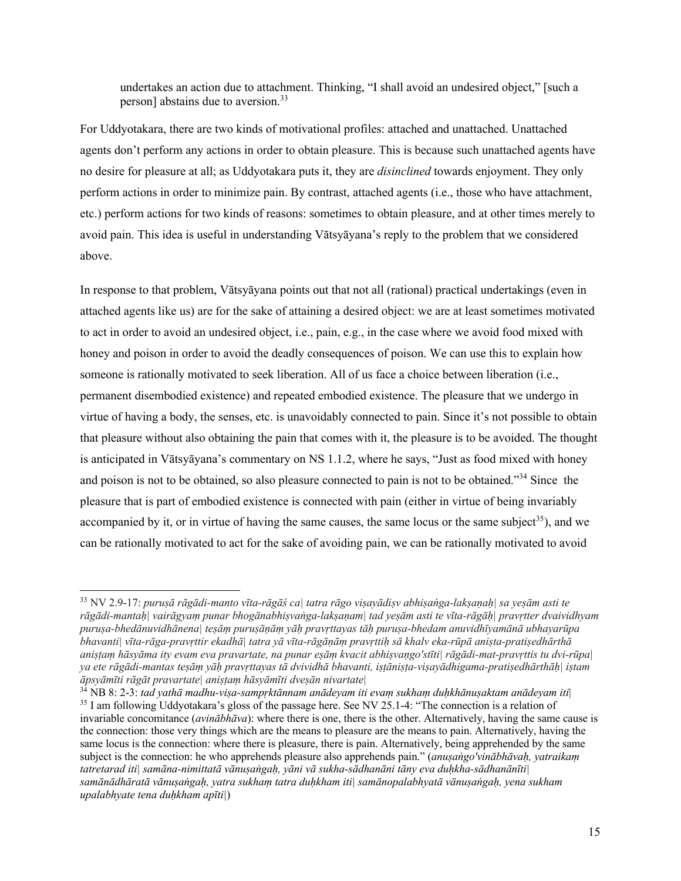> undertakes an action due to attachment. Thinking, "I shall avoid an undesired object," [such a person] abstains due to aversion.[33]

For Uddyotakara, there are two kinds of motivational profiles: attached and unattached. Unattached agents don't perform any actions in order to obtain pleasure. This is because such unattached agents have no desire for pleasure at all; as Uddyotakara puts it, they are *disinclined* towards enjoyment. They only perform actions in order to minimize pain. By contrast, attached agents (i.e., those who have attachment, etc.) perform actions for two kinds of reasons: sometimes to obtain pleasure, and at other times merely to avoid pain. This idea is useful in understanding Vātsyāyana's reply to the problem that we considered above.

In response to that problem, Vātsyāyana points out that not all (rational) practical undertakings (even in attached agents like us) are for the sake of attaining a desired object: we are at least sometimes motivated to act in order to avoid an undesired object, i.e., pain, e.g., in the case where we avoid food mixed with honey and poison in order to avoid the deadly consequences of poison. We can use this to explain how someone is rationally motivated to seek liberation. All of us face a choice between liberation (i.e., permanent disembodied existence) and repeated embodied existence. The pleasure that we undergo in virtue of having a body, the senses, etc. is unavoidably connected to pain. Since it's not possible to obtain that pleasure without also obtaining the pain that comes with it, the pleasure is to be avoided. The thought is anticipated in Vātsyāyana's commentary on NS 1.1.2, where he says, "Just as food mixed with honey and poison is not to be obtained, so also pleasure connected to pain is not to be obtained."[34] Since the pleasure that is part of embodied existence is connected with pain (either in virtue of being invariably accompanied by it, or in virtue of having the same causes, the same locus or the same subject[35]), and we can be rationally motivated to act for the sake of avoiding pain, we can be rationally motivated to avoid

---

[33] NV 2.9-17: *puruṣā rāgādi-manto vīta-rāgāś ca| tatra rāgo viṣayādiṣv abhiṣaṅga-lakṣaṇaḥ| sa yeṣām asti te rāgādi-mantaḥ| vairāgyaṃ punar bhogānabhiṣvaṅga-lakṣaṇam| tad yeṣām asti te vīta-rāgāḥ| pravṛtter dvaividhyam puruṣa-bhedānuvidhānena| teṣāṃ puruṣāṇāṃ yāḥ pravṛttayas tāḥ puruṣa-bhedam anuvidhīyamānā ubhayarūpa bhavanti| vīta-rāga-pravṛttir ekadhā| tatra yā vīta-rāgāṇāṃ pravṛttiḥ sā khalv eka-rūpā aniṣta-pratiṣedhārthā aniṣṭaṃ hāsyāma ity evam eva pravartate, na punar eṣāṃ kvacit abhiṣvaṅgo'stīti| rāgādi-mat-pravṛttis tu dvi-rūpa| ya ete rāgādi-mantas teṣāṃ yāḥ pravṛttayas tā dvividhā bhavanti, iṣṭāniṣṭa-viṣayādhigama-pratiṣedhārthāḥ| iṣṭam āpsyāmīti rāgāt pravartate| aniṣṭaṃ hāsyāmīti dveṣān nivartate|*

[34] NB 8: 2-3: *tad yathā madhu-viṣa-sampṛktānnam anādeyam iti evaṃ sukhaṃ duḥkhānuṣaktam anādeyam iti|*

[35] I am following Uddyotakara's gloss of the passage here. See NV 25.1-4: "The connection is a relation of invariable concomitance (*avinābhāva*): where there is one, there is the other. Alternatively, having the same cause is the connection: those very things which are the means to pleasure are the means to pain. Alternatively, having the same locus is the connection: where there is pleasure, there is pain. Alternatively, being apprehended by the same subject is the connection: he who apprehends pleasure also apprehends pain." (*anuṣaṅgo'vinābhāvaḥ, yatraikaṃ tatretarad iti| samāna-nimittatā vānuṣaṅgaḥ, yāni vā sukha-sādhanāni tāny eva duḥkha-sādhanānīti| samānādhāratā vānuṣaṅgaḥ, yatra sukhaṃ tatra duḥkham iti| samānopalabhyatā vānuṣaṅgaḥ, yena sukham upalabhyate tena duḥkham apīti|*)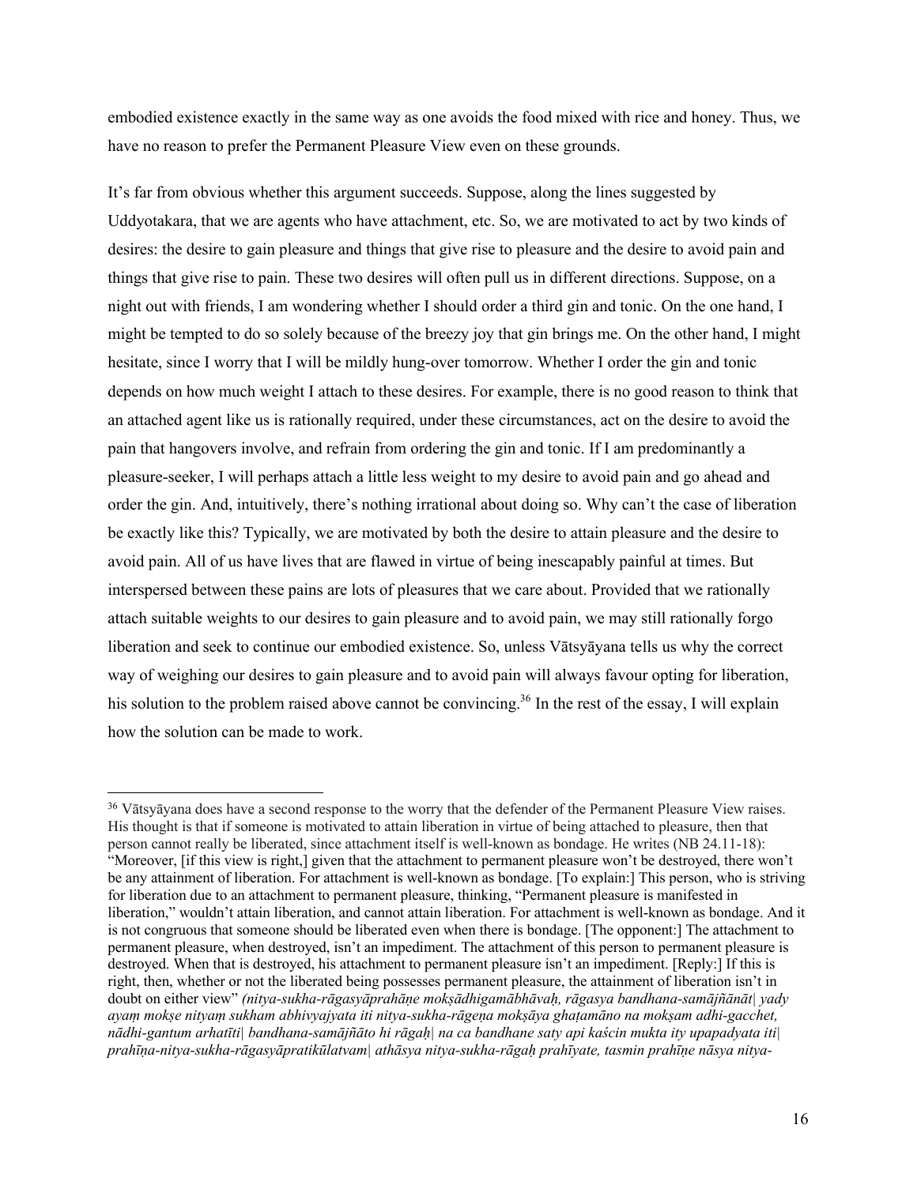embodied existence exactly in the same way as one avoids the food mixed with rice and honey. Thus, we have no reason to prefer the Permanent Pleasure View even on these grounds.

It's far from obvious whether this argument succeeds. Suppose, along the lines suggested by Uddyotakara, that we are agents who have attachment, etc. So, we are motivated to act by two kinds of desires: the desire to gain pleasure and things that give rise to pleasure and the desire to avoid pain and things that give rise to pain. These two desires will often pull us in different directions. Suppose, on a night out with friends, I am wondering whether I should order a third gin and tonic. On the one hand, I might be tempted to do so solely because of the breezy joy that gin brings me. On the other hand, I might hesitate, since I worry that I will be mildly hung-over tomorrow. Whether I order the gin and tonic depends on how much weight I attach to these desires. For example, there is no good reason to think that an attached agent like us is rationally required, under these circumstances, act on the desire to avoid the pain that hangovers involve, and refrain from ordering the gin and tonic. If I am predominantly a pleasure-seeker, I will perhaps attach a little less weight to my desire to avoid pain and go ahead and order the gin. And, intuitively, there's nothing irrational about doing so. Why can't the case of liberation be exactly like this? Typically, we are motivated by both the desire to attain pleasure and the desire to avoid pain. All of us have lives that are flawed in virtue of being inescapably painful at times. But interspersed between these pains are lots of pleasures that we care about. Provided that we rationally attach suitable weights to our desires to gain pleasure and to avoid pain, we may still rationally forgo liberation and seek to continue our embodied existence. So, unless Vātsyāyana tells us why the correct way of weighing our desires to gain pleasure and to avoid pain will always favour opting for liberation, his solution to the problem raised above cannot be convincing.[36] In the rest of the essay, I will explain how the solution can be made to work.

---

[36] Vātsyāyana does have a second response to the worry that the defender of the Permanent Pleasure View raises. His thought is that if someone is motivated to attain liberation in virtue of being attached to pleasure, then that person cannot really be liberated, since attachment itself is well-known as bondage. He writes (NB 24.11-18): "Moreover, [if this view is right,] given that the attachment to permanent pleasure won't be destroyed, there won't be any attainment of liberation. For attachment is well-known as bondage. [To explain:] This person, who is striving for liberation due to an attachment to permanent pleasure, thinking, "Permanent pleasure is manifested in liberation," wouldn't attain liberation, and cannot attain liberation. For attachment is well-known as bondage. And it is not congruous that someone should be liberated even when there is bondage. [The opponent:] The attachment to permanent pleasure, when destroyed, isn't an impediment. The attachment of this person to permanent pleasure is destroyed. When that is destroyed, his attachment to permanent pleasure isn't an impediment. [Reply:] If this is right, then, whether or not the liberated being possesses permanent pleasure, the attainment of liberation isn't in doubt on either view" *(nitya-sukha-rāgasyāprahāṇe mokṣādhigamābhāvaḥ, rāgasya bandhana-samājñānāt| yady ayaṃ mokṣe nityaṃ sukham abhivyajyata iti nitya-sukha-rāgeṇa mokṣāya ghaṭamāno na mokṣam adhi-gacchet, nādhi-gantum arhatīti| bandhana-samājñāto hi rāgaḥ| na ca bandhane saty api kaścin mukta ity upapadyata iti| prahīṇa-nitya-sukha-rāgasyāpratikūlatvam| athāsya nitya-sukha-rāgaḥ prahīyate, tasmin prahīṇe nāsya nitya-*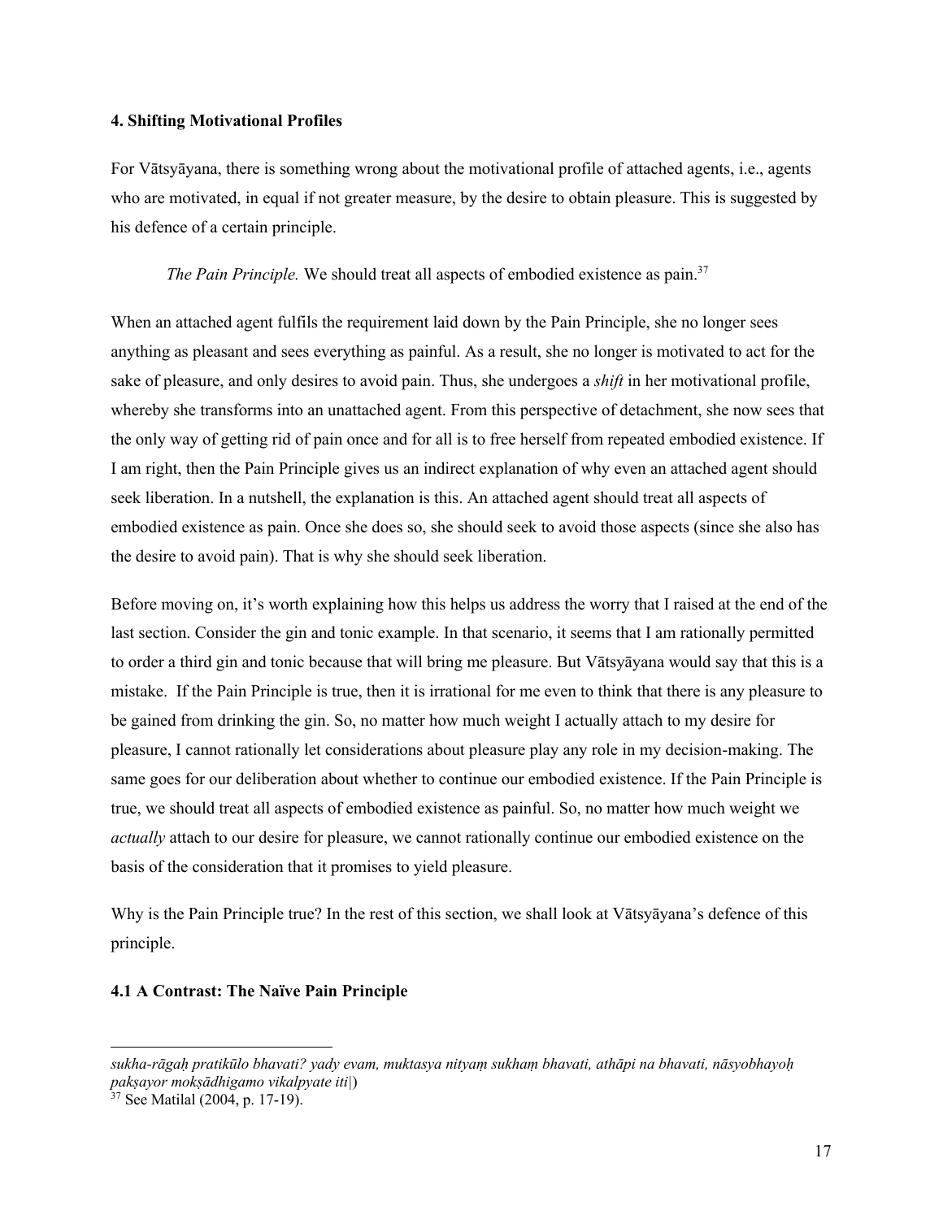### 4. Shifting Motivational Profiles

For Vātsyāyana, there is something wrong about the motivational profile of attached agents, i.e., agents who are motivated, in equal if not greater measure, by the desire to obtain pleasure. This is suggested by his defence of a certain principle.

> *The Pain Principle.* We should treat all aspects of embodied existence as pain.[37]

When an attached agent fulfils the requirement laid down by the Pain Principle, she no longer sees anything as pleasant and sees everything as painful. As a result, she no longer is motivated to act for the sake of pleasure, and only desires to avoid pain. Thus, she undergoes a *shift* in her motivational profile, whereby she transforms into an unattached agent. From this perspective of detachment, she now sees that the only way of getting rid of pain once and for all is to free herself from repeated embodied existence. If I am right, then the Pain Principle gives us an indirect explanation of why even an attached agent should seek liberation. In a nutshell, the explanation is this. An attached agent should treat all aspects of embodied existence as pain. Once she does so, she should seek to avoid those aspects (since she also has the desire to avoid pain). That is why she should seek liberation.

Before moving on, it's worth explaining how this helps us address the worry that I raised at the end of the last section. Consider the gin and tonic example. In that scenario, it seems that I am rationally permitted to order a third gin and tonic because that will bring me pleasure. But Vātsyāyana would say that this is a mistake. If the Pain Principle is true, then it is irrational for me even to think that there is any pleasure to be gained from drinking the gin. So, no matter how much weight I actually attach to my desire for pleasure, I cannot rationally let considerations about pleasure play any role in my decision-making. The same goes for our deliberation about whether to continue our embodied existence. If the Pain Principle is true, we should treat all aspects of embodied existence as painful. So, no matter how much weight we *actually* attach to our desire for pleasure, we cannot rationally continue our embodied existence on the basis of the consideration that it promises to yield pleasure.

Why is the Pain Principle true? In the rest of this section, we shall look at Vātsyāyana's defence of this principle.

#### 4.1 A Contrast: The Naïve Pain Principle

---

*sukha-rāgaḥ pratikūlo bhavati? yady evam, muktasya nityaṃ sukhaṃ bhavati, athāpi na bhavati, nāsyobhayoḥ pakṣayor mokṣādhigamo vikalpyate iti|*)

[37] See Matilal (2004, p. 17-19).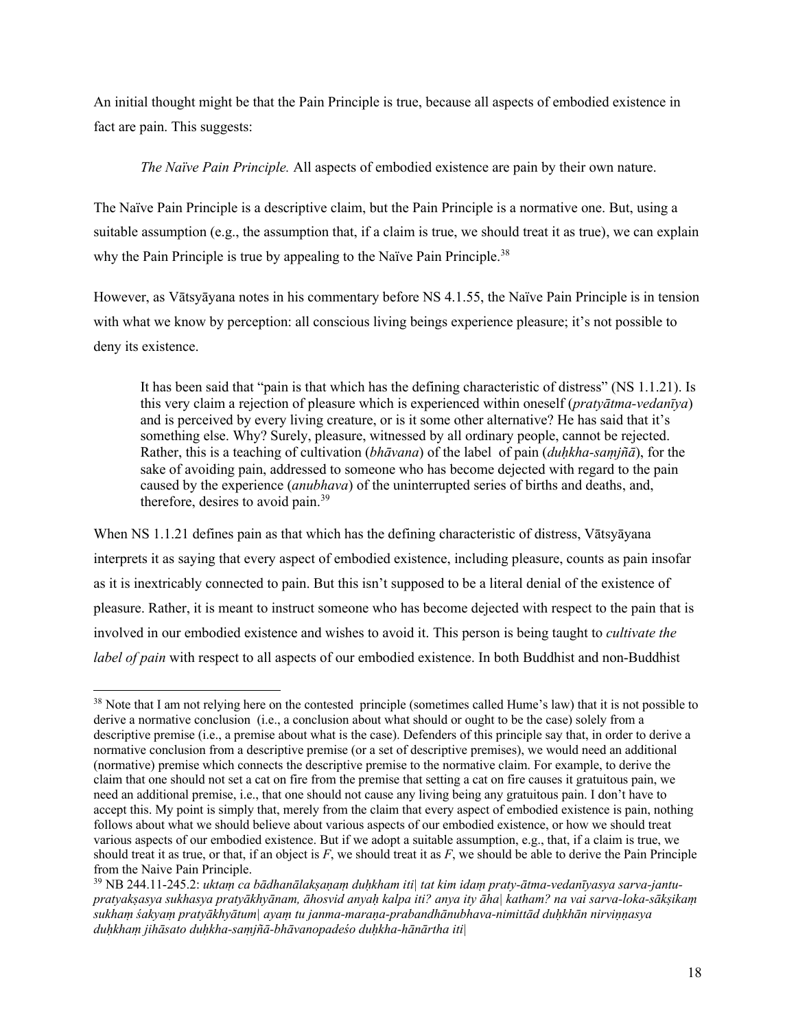An initial thought might be that the Pain Principle is true, because all aspects of embodied existence in fact are pain. This suggests:

> *The Naïve Pain Principle.* All aspects of embodied existence are pain by their own nature.

The Naïve Pain Principle is a descriptive claim, but the Pain Principle is a normative one. But, using a suitable assumption (e.g., the assumption that, if a claim is true, we should treat it as true), we can explain why the Pain Principle is true by appealing to the Naïve Pain Principle.[38]

However, as Vātsyāyana notes in his commentary before NS 4.1.55, the Naïve Pain Principle is in tension with what we know by perception: all conscious living beings experience pleasure; it's not possible to deny its existence.

> It has been said that "pain is that which has the defining characteristic of distress" (NS 1.1.21). Is this very claim a rejection of pleasure which is experienced within oneself (*pratyātma-vedanīya*) and is perceived by every living creature, or is it some other alternative? He has said that it's something else. Why? Surely, pleasure, witnessed by all ordinary people, cannot be rejected. Rather, this is a teaching of cultivation (*bhāvana*) of the label of pain (*duḥkha-saṃjñā*), for the sake of avoiding pain, addressed to someone who has become dejected with regard to the pain caused by the experience (*anubhava*) of the uninterrupted series of births and deaths, and, therefore, desires to avoid pain.[39]

When NS 1.1.21 defines pain as that which has the defining characteristic of distress, Vātsyāyana interprets it as saying that every aspect of embodied existence, including pleasure, counts as pain insofar as it is inextricably connected to pain. But this isn't supposed to be a literal denial of the existence of pleasure. Rather, it is meant to instruct someone who has become dejected with respect to the pain that is involved in our embodied existence and wishes to avoid it. This person is being taught to *cultivate the label of pain* with respect to all aspects of our embodied existence. In both Buddhist and non-Buddhist

---

[38] Note that I am not relying here on the contested principle (sometimes called Hume's law) that it is not possible to derive a normative conclusion (i.e., a conclusion about what should or ought to be the case) solely from a descriptive premise (i.e., a premise about what is the case). Defenders of this principle say that, in order to derive a normative conclusion from a descriptive premise (or a set of descriptive premises), we would need an additional (normative) premise which connects the descriptive premise to the normative claim. For example, to derive the claim that one should not set a cat on fire from the premise that setting a cat on fire causes it gratuitous pain, we need an additional premise, i.e., that one should not cause any living being any gratuitous pain. I don't have to accept this. My point is simply that, merely from the claim that every aspect of embodied existence is pain, nothing follows about what we should believe about various aspects of our embodied existence, or how we should treat various aspects of our embodied existence. But if we adopt a suitable assumption, e.g., that, if a claim is true, we should treat it as true, or that, if an object is *F*, we should treat it as *F*, we should be able to derive the Pain Principle from the Naive Pain Principle.

[39] NB 244.11-245.2: *uktaṃ ca bādhanālakṣaṇaṃ duḥkham iti| tat kim idaṃ praty-ātma-vedanīyasya sarva-jantu-pratyakṣasya sukhasya pratyākhyānam, āhosvid anyaḥ kalpa iti? anya ity āha| katham? na vai sarva-loka-sākṣikaṃ sukhaṃ śakyaṃ pratyākhyātum| ayaṃ tu janma-maraṇa-prabandhānubhava-nimittād duḥkhān nirviṇṇasya duḥkhaṃ jihāsato duḥkha-saṃjñā-bhāvanopadeśo duḥkha-hānārtha iti|*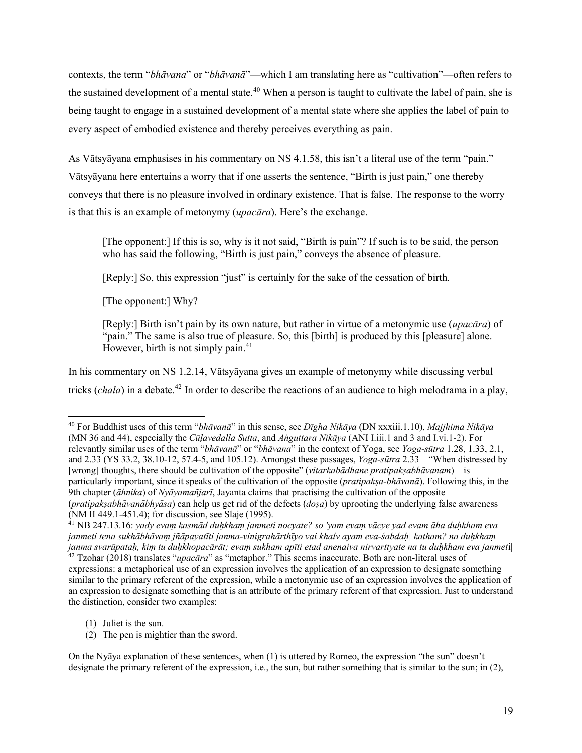contexts, the term "*bhāvana*" or "*bhāvanā*"—which I am translating here as "cultivation"—often refers to the sustained development of a mental state.[40] When a person is taught to cultivate the label of pain, she is being taught to engage in a sustained development of a mental state where she applies the label of pain to every aspect of embodied existence and thereby perceives everything as pain.

As Vātsyāyana emphasises in his commentary on NS 4.1.58, this isn't a literal use of the term "pain." Vātsyāyana here entertains a worry that if one asserts the sentence, "Birth is just pain," one thereby conveys that there is no pleasure involved in ordinary existence. That is false. The response to the worry is that this is an example of metonymy (*upacāra*). Here's the exchange.

> [The opponent:] If this is so, why is it not said, "Birth is pain"? If such is to be said, the person who has said the following, "Birth is just pain," conveys the absence of pleasure.
>
> [Reply:] So, this expression "just" is certainly for the sake of the cessation of birth.
>
> [The opponent:] Why?
>
> [Reply:] Birth isn't pain by its own nature, but rather in virtue of a metonymic use (*upacāra*) of "pain." The same is also true of pleasure. So, this [birth] is produced by this [pleasure] alone. However, birth is not simply pain.[41]

In his commentary on NS 1.2.14, Vātsyāyana gives an example of metonymy while discussing verbal tricks (*chala*) in a debate.[42] In order to describe the reactions of an audience to high melodrama in a play,

---

[40] For Buddhist uses of this term "*bhāvanā*" in this sense, see *Dīgha Nikāya* (DN xxxiii.1.10), *Majjhima Nikāya* (MN 36 and 44), especially the *Cūḷavedalla Sutta*, and *Aṅguttara Nikāya* (ANI I.iii.1 and 3 and I.vi.1-2). For relevantly similar uses of the term "*bhāvanā*" or "*bhāvana*" in the context of Yoga, see *Yoga-sūtra* 1.28, 1.33, 2.1, and 2.33 (YS 33.2, 38.10-12, 57.4-5, and 105.12). Amongst these passages, *Yoga-sūtra* 2.33—"When distressed by [wrong] thoughts, there should be cultivation of the opposite" (*vitarkabādhane pratipakṣabhāvanam*)—is particularly important, since it speaks of the cultivation of the opposite (*pratipakṣa-bhāvanā*). Following this, in the 9th chapter (*āhnika*) of *Nyāyamañjarī*, Jayanta claims that practising the cultivation of the opposite (*pratipakṣabhāvanābhyāsa*) can help us get rid of the defects (*doṣa*) by uprooting the underlying false awareness (NM II 449.1-451.4); for discussion, see Slaje (1995).

[41] NB 247.13.16: *yady evaṃ kasmād duḥkhaṃ janmeti nocyate? so 'yam evaṃ vācye yad evam āha duḥkham eva janmeti tena sukhābhāvaṃ jñāpayatīti janma-vinigrahārthīyo vai khalv ayam eva-śabdaḥ| katham? na duḥkhaṃ janma svarūpataḥ, kiṃ tu duḥkhopacārāt; evaṃ sukham apīti etad anenaiva nirvarttyate na tu duḥkham eva janmeti|*

[42] Tzohar (2018) translates "*upacāra*" as "metaphor." This seems inaccurate. Both are non-literal uses of expressions: a metaphorical use of an expression involves the application of an expression to designate something similar to the primary referent of the expression, while a metonymic use of an expression involves the application of an expression to designate something that is an attribute of the primary referent of that expression. Just to understand the distinction, consider two examples:

(1) Juliet is the sun.
(2) The pen is mightier than the sword.

On the Nyāya explanation of these sentences, when (1) is uttered by Romeo, the expression "the sun" doesn't designate the primary referent of the expression, i.e., the sun, but rather something that is similar to the sun; in (2),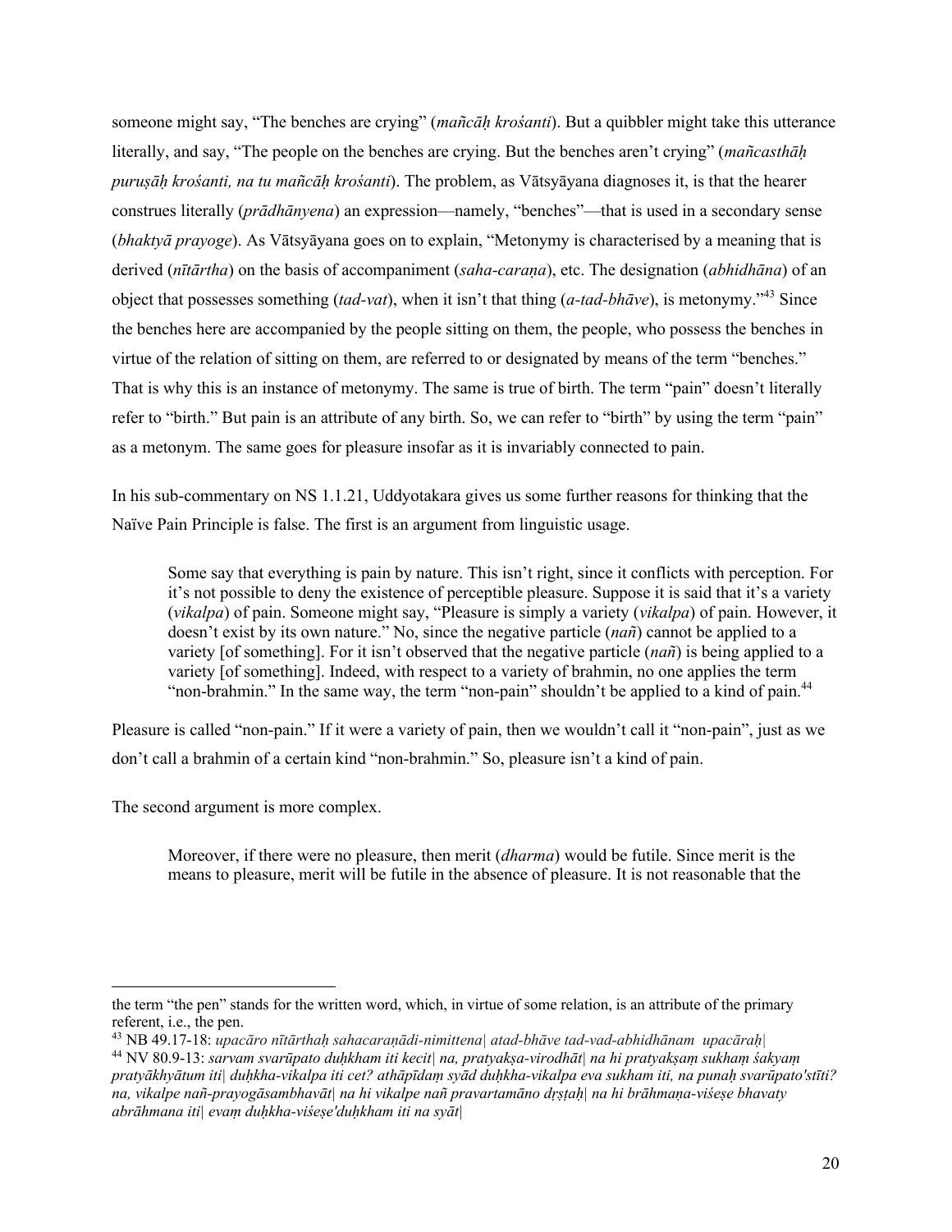someone might say, "The benches are crying" (*mañcāḥ krośanti*). But a quibbler might take this utterance literally, and say, "The people on the benches are crying. But the benches aren't crying" (*mañcasthāḥ puruṣāḥ krośanti, na tu mañcāḥ krośanti*). The problem, as Vātsyāyana diagnoses it, is that the hearer construes literally (*prādhānyena*) an expression—namely, "benches"—that is used in a secondary sense (*bhaktyā prayoge*). As Vātsyāyana goes on to explain, "Metonymy is characterised by a meaning that is derived (*nītārtha*) on the basis of accompaniment (*saha-caraṇa*), etc. The designation (*abhidhāna*) of an object that possesses something (*tad-vat*), when it isn't that thing (*a-tad-bhāve*), is metonymy."[43] Since the benches here are accompanied by the people sitting on them, the people, who possess the benches in virtue of the relation of sitting on them, are referred to or designated by means of the term "benches." That is why this is an instance of metonymy. The same is true of birth. The term "pain" doesn't literally refer to "birth." But pain is an attribute of any birth. So, we can refer to "birth" by using the term "pain" as a metonym. The same goes for pleasure insofar as it is invariably connected to pain.

In his sub-commentary on NS 1.1.21, Uddyotakara gives us some further reasons for thinking that the Naïve Pain Principle is false. The first is an argument from linguistic usage.

> Some say that everything is pain by nature. This isn't right, since it conflicts with perception. For it's not possible to deny the existence of perceptible pleasure. Suppose it is said that it's a variety (*vikalpa*) of pain. Someone might say, "Pleasure is simply a variety (*vikalpa*) of pain. However, it doesn't exist by its own nature." No, since the negative particle (*nañ*) cannot be applied to a variety [of something]. For it isn't observed that the negative particle (*nañ*) is being applied to a variety [of something]. Indeed, with respect to a variety of brahmin, no one applies the term "non-brahmin." In the same way, the term "non-pain" shouldn't be applied to a kind of pain.[44]

Pleasure is called "non-pain." If it were a variety of pain, then we wouldn't call it "non-pain", just as we don't call a brahmin of a certain kind "non-brahmin." So, pleasure isn't a kind of pain.

The second argument is more complex.

> Moreover, if there were no pleasure, then merit (*dharma*) would be futile. Since merit is the means to pleasure, merit will be futile in the absence of pleasure. It is not reasonable that the

---

the term "the pen" stands for the written word, which, in virtue of some relation, is an attribute of the primary referent, i.e., the pen.

[43] NB 49.17-18: *upacāro nītārthaḥ sahacaraṇādi-nimittena| atad-bhāve tad-vad-abhidhānam upacāraḥ|*

[44] NV 80.9-13: *sarvam svarūpato duḥkham iti kecit| na, pratyakṣa-virodhāt| na hi pratyakṣaṃ sukhaṃ śakyaṃ pratyākhyātum iti| duḥkha-vikalpa iti cet? athāpīdaṃ syād duḥkha-vikalpa eva sukham iti, na punaḥ svarūpato'stīti? na, vikalpe nañ-prayogāsambhavāt| na hi vikalpe nañ pravartamāno dṛṣṭaḥ| na hi brāhmaṇa-viśeṣe bhavaty abrāhmana iti| evaṃ duḥkha-viśeṣe'duḥkham iti na syāt|*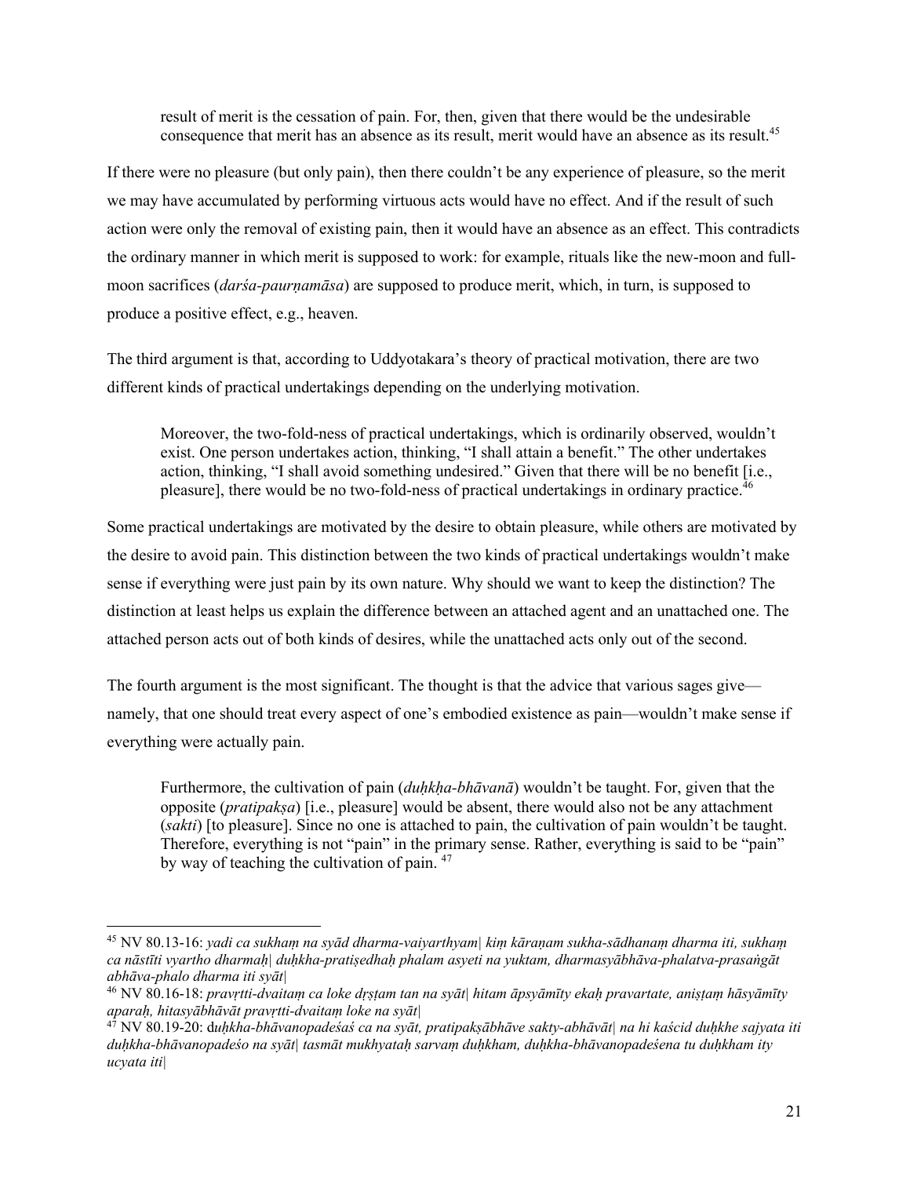> result of merit is the cessation of pain. For, then, given that there would be the undesirable consequence that merit has an absence as its result, merit would have an absence as its result.[45]

If there were no pleasure (but only pain), then there couldn't be any experience of pleasure, so the merit we may have accumulated by performing virtuous acts would have no effect. And if the result of such action were only the removal of existing pain, then it would have an absence as an effect. This contradicts the ordinary manner in which merit is supposed to work: for example, rituals like the new-moon and full-moon sacrifices (*darśa-paurṇamāsa*) are supposed to produce merit, which, in turn, is supposed to produce a positive effect, e.g., heaven.

The third argument is that, according to Uddyotakara's theory of practical motivation, there are two different kinds of practical undertakings depending on the underlying motivation.

> Moreover, the two-fold-ness of practical undertakings, which is ordinarily observed, wouldn't exist. One person undertakes action, thinking, "I shall attain a benefit." The other undertakes action, thinking, "I shall avoid something undesired." Given that there will be no benefit [i.e., pleasure], there would be no two-fold-ness of practical undertakings in ordinary practice.[46]

Some practical undertakings are motivated by the desire to obtain pleasure, while others are motivated by the desire to avoid pain. This distinction between the two kinds of practical undertakings wouldn't make sense if everything were just pain by its own nature. Why should we want to keep the distinction? The distinction at least helps us explain the difference between an attached agent and an unattached one. The attached person acts out of both kinds of desires, while the unattached acts only out of the second.

The fourth argument is the most significant. The thought is that the advice that various sages give—namely, that one should treat every aspect of one's embodied existence as pain—wouldn't make sense if everything were actually pain.

> Furthermore, the cultivation of pain (*duḥkḥa-bhāvanā*) wouldn't be taught. For, given that the opposite (*pratipakṣa*) [i.e., pleasure] would be absent, there would also not be any attachment (*sakti*) [to pleasure]. Since no one is attached to pain, the cultivation of pain wouldn't be taught. Therefore, everything is not "pain" in the primary sense. Rather, everything is said to be "pain" by way of teaching the cultivation of pain.[47]

---

[45] NV 80.13-16: *yadi ca sukhaṃ na syād dharma-vaiyarthyam| kiṃ kāraṇam sukha-sādhanaṃ dharma iti, sukhaṃ ca nāstīti vyartho dharmaḥ| duḥkha-pratiṣedhaḥ phalam asyeti na yuktam, dharmasyābhāva-phalatva-prasaṅgāt abhāva-phalo dharma iti syāt|*

[46] NV 80.16-18: *pravṛtti-dvaitaṃ ca loke dṛṣṭam tan na syāt| hitam āpsyāmīty ekaḥ pravartate, aniṣṭaṃ hāsyāmīty aparaḥ, hitasyābhāvāt pravṛtti-dvaitaṃ loke na syāt|*

[47] NV 80.19-20: d*uḥkha-bhāvanopadeśaś ca na syāt, pratipakṣābhāve sakty-abhāvāt| na hi kaścid duḥkhe sajyata iti duḥkha-bhāvanopadeśo na syāt| tasmāt mukhyataḥ sarvaṃ duḥkham, duḥkha-bhāvanopadeśena tu duḥkham ity ucyata iti|*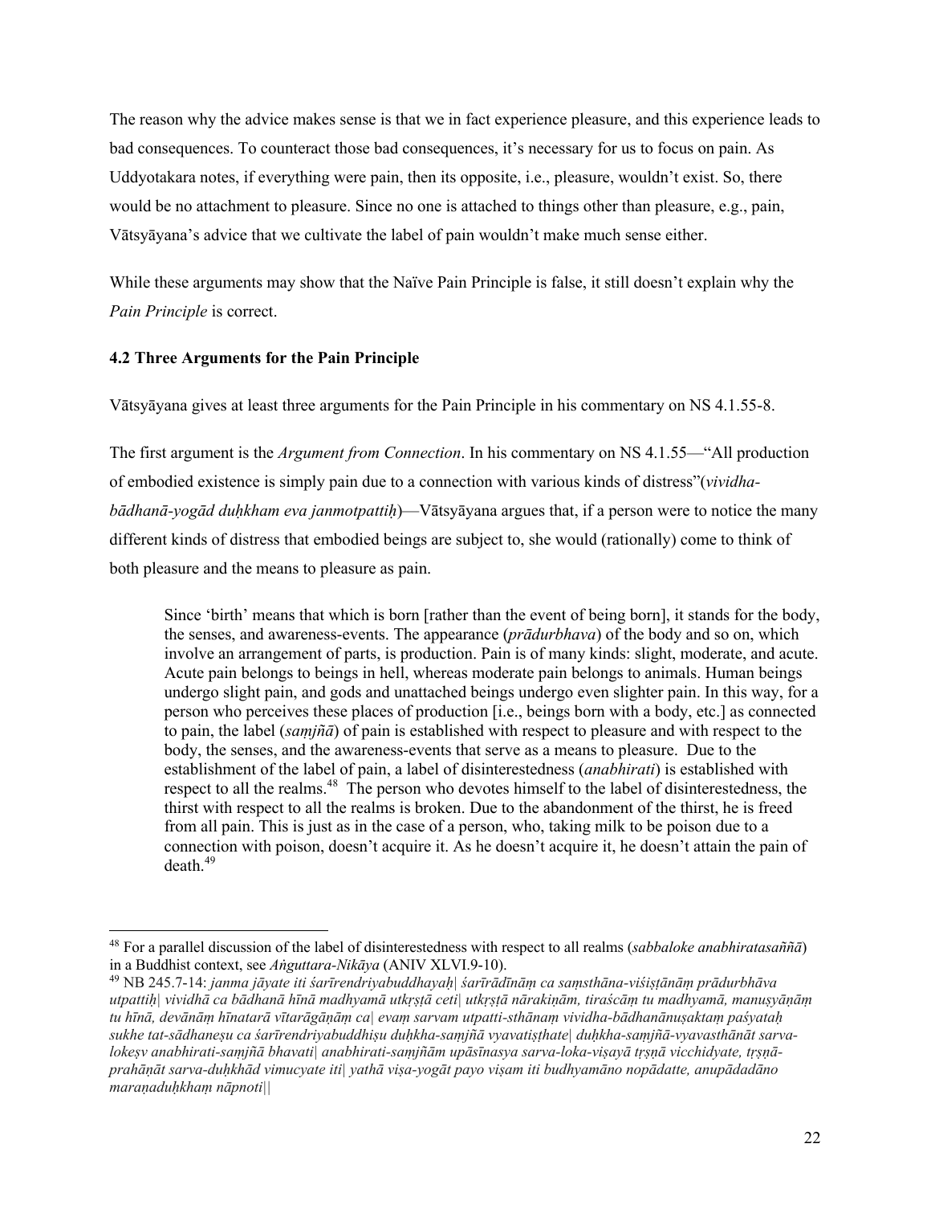The reason why the advice makes sense is that we in fact experience pleasure, and this experience leads to bad consequences. To counteract those bad consequences, it's necessary for us to focus on pain. As Uddyotakara notes, if everything were pain, then its opposite, i.e., pleasure, wouldn't exist. So, there would be no attachment to pleasure. Since no one is attached to things other than pleasure, e.g., pain, Vātsyāyana's advice that we cultivate the label of pain wouldn't make much sense either.

While these arguments may show that the Naïve Pain Principle is false, it still doesn't explain why the *Pain Principle* is correct.

### 4.2 Three Arguments for the Pain Principle

Vātsyāyana gives at least three arguments for the Pain Principle in his commentary on NS 4.1.55-8.

The first argument is the *Argument from Connection*. In his commentary on NS 4.1.55—"All production of embodied existence is simply pain due to a connection with various kinds of distress"(*vividha-bādhanā-yogād duḥkham eva janmotpattiḥ*)—Vātsyāyana argues that, if a person were to notice the many different kinds of distress that embodied beings are subject to, she would (rationally) come to think of both pleasure and the means to pleasure as pain.

> Since 'birth' means that which is born [rather than the event of being born], it stands for the body, the senses, and awareness-events. The appearance (*prādurbhava*) of the body and so on, which involve an arrangement of parts, is production. Pain is of many kinds: slight, moderate, and acute. Acute pain belongs to beings in hell, whereas moderate pain belongs to animals. Human beings undergo slight pain, and gods and unattached beings undergo even slighter pain. In this way, for a person who perceives these places of production [i.e., beings born with a body, etc.] as connected to pain, the label (*saṃjñā*) of pain is established with respect to pleasure and with respect to the body, the senses, and the awareness-events that serve as a means to pleasure. Due to the establishment of the label of pain, a label of disinterestedness (*anabhirati*) is established with respect to all the realms.[48] The person who devotes himself to the label of disinterestedness, the thirst with respect to all the realms is broken. Due to the abandonment of the thirst, he is freed from all pain. This is just as in the case of a person, who, taking milk to be poison due to a connection with poison, doesn't acquire it. As he doesn't acquire it, he doesn't attain the pain of death.[49]

[48] For a parallel discussion of the label of disinterestedness with respect to all realms (*sabbaloke anabhiratasaññā*) in a Buddhist context, see *Aṅguttara-Nikāya* (ANIV XLVI.9-10).

[49] NB 245.7-14: *janma jāyate iti śarīrendriyabuddhayaḥ| śarīrādīnāṃ ca saṃsthāna-viśiṣṭānāṃ prādurbhāva utpattiḥ| vividhā ca bādhanā hīnā madhyamā utkṛṣṭā ceti| utkṛṣṭā nārakiṇām, tiraścāṃ tu madhyamā, manuṣyāṇāṃ tu hīnā, devānāṃ hīnatarā vītarāgāṇāṃ ca| evaṃ sarvam utpatti-sthānaṃ vividha-bādhanānuṣaktaṃ paśyataḥ sukhe tat-sādhaneṣu ca śarīrendriyabuddhiṣu duḥkha-saṃjñā vyavatiṣṭhate| duḥkha-saṃjñā-vyavasthānāt sarva-lokeṣv anabhirati-saṃjñā bhavati| anabhirati-saṃjñām upāsīnasya sarva-loka-viṣayā tṛṣṇā vicchidyate, tṛṣṇā-prahāṇāt sarva-duḥkhād vimucyate iti| yathā viṣa-yogāt payo viṣam iti budhyamāno nopādatte, anupādadāno maraṇaduḥkhaṃ nāpnoti||*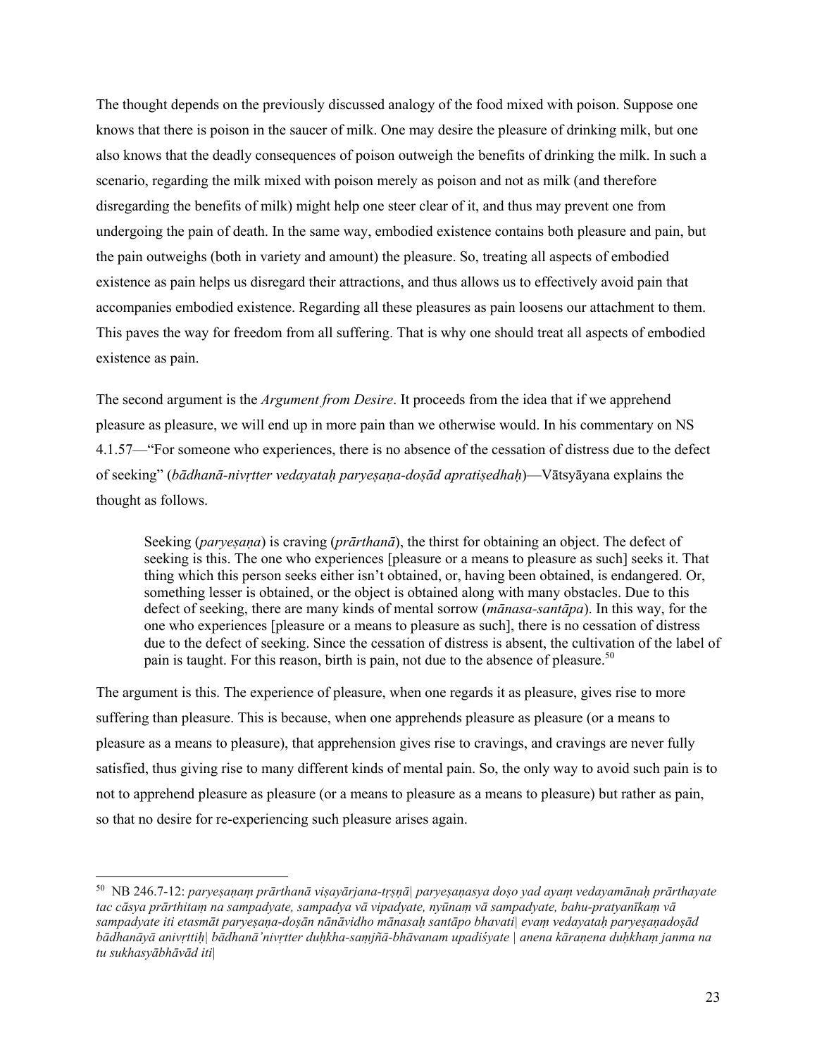The thought depends on the previously discussed analogy of the food mixed with poison. Suppose one knows that there is poison in the saucer of milk. One may desire the pleasure of drinking milk, but one also knows that the deadly consequences of poison outweigh the benefits of drinking the milk. In such a scenario, regarding the milk mixed with poison merely as poison and not as milk (and therefore disregarding the benefits of milk) might help one steer clear of it, and thus may prevent one from undergoing the pain of death. In the same way, embodied existence contains both pleasure and pain, but the pain outweighs (both in variety and amount) the pleasure. So, treating all aspects of embodied existence as pain helps us disregard their attractions, and thus allows us to effectively avoid pain that accompanies embodied existence. Regarding all these pleasures as pain loosens our attachment to them. This paves the way for freedom from all suffering. That is why one should treat all aspects of embodied existence as pain.

The second argument is the *Argument from Desire*. It proceeds from the idea that if we apprehend pleasure as pleasure, we will end up in more pain than we otherwise would. In his commentary on NS 4.1.57—"For someone who experiences, there is no absence of the cessation of distress due to the defect of seeking" (*bādhanā-nivṛtter vedayataḥ paryeṣaṇa-doṣād apratiṣedhaḥ*)—Vātsyāyana explains the thought as follows.

> Seeking (*paryeṣaṇa*) is craving (*prārthanā*), the thirst for obtaining an object. The defect of seeking is this. The one who experiences [pleasure or a means to pleasure as such] seeks it. That thing which this person seeks either isn't obtained, or, having been obtained, is endangered. Or, something lesser is obtained, or the object is obtained along with many obstacles. Due to this defect of seeking, there are many kinds of mental sorrow (*mānasa-santāpa*). In this way, for the one who experiences [pleasure or a means to pleasure as such], there is no cessation of distress due to the defect of seeking. Since the cessation of distress is absent, the cultivation of the label of pain is taught. For this reason, birth is pain, not due to the absence of pleasure.[50]

The argument is this. The experience of pleasure, when one regards it as pleasure, gives rise to more suffering than pleasure. This is because, when one apprehends pleasure as pleasure (or a means to pleasure as a means to pleasure), that apprehension gives rise to cravings, and cravings are never fully satisfied, thus giving rise to many different kinds of mental pain. So, the only way to avoid such pain is to not to apprehend pleasure as pleasure (or a means to pleasure as a means to pleasure) but rather as pain, so that no desire for re-experiencing such pleasure arises again.

---

[50] NB 246.7-12: *paryeṣaṇaṃ prārthanā viṣayārjana-tṛṣṇā| paryeṣaṇasya doṣo yad ayaṃ vedayamānaḥ prārthayate tac cāsya prārthitaṃ na sampadyate, sampadya vā vipadyate, nyūnaṃ vā sampadyate, bahu-pratyanīkaṃ vā sampadyate iti etasmāt paryeṣaṇa-doṣān nānāvidho mānasaḥ santāpo bhavati| evaṃ vedayataḥ paryeṣaṇadoṣād bādhanāyā anivṛttiḥ| bādhanā'nivṛtter duḥkha-saṃjñā-bhāvanam upadiśyate | anena kāraṇena duḥkhaṃ janma na tu sukhasyābhāvād iti|*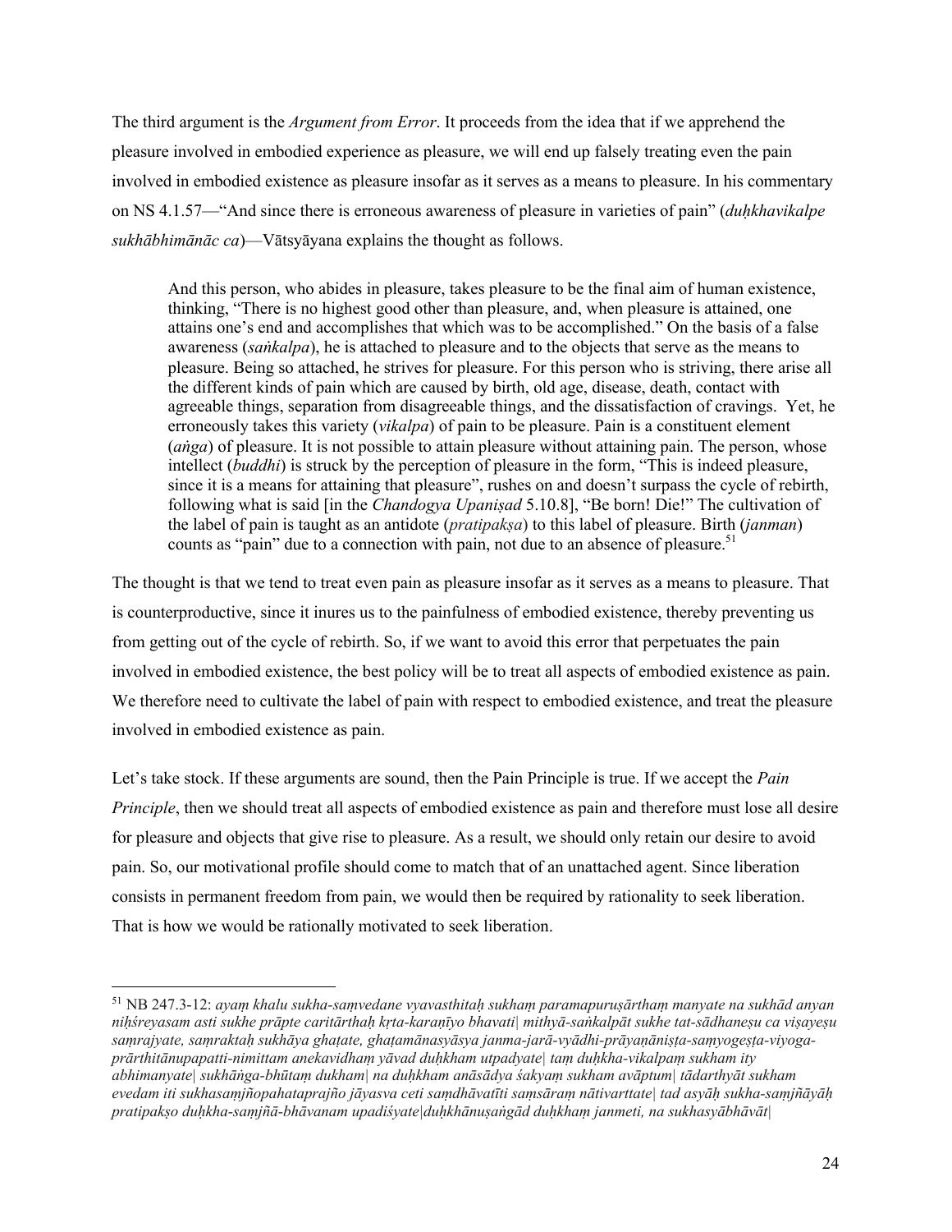The third argument is the *Argument from Error*. It proceeds from the idea that if we apprehend the pleasure involved in embodied experience as pleasure, we will end up falsely treating even the pain involved in embodied existence as pleasure insofar as it serves as a means to pleasure. In his commentary on NS 4.1.57—"And since there is erroneous awareness of pleasure in varieties of pain" (*duḥkhavikalpe sukhābhimānāc ca*)—Vātsyāyana explains the thought as follows.

> And this person, who abides in pleasure, takes pleasure to be the final aim of human existence, thinking, "There is no highest good other than pleasure, and, when pleasure is attained, one attains one's end and accomplishes that which was to be accomplished." On the basis of a false awareness (*saṅkalpa*), he is attached to pleasure and to the objects that serve as the means to pleasure. Being so attached, he strives for pleasure. For this person who is striving, there arise all the different kinds of pain which are caused by birth, old age, disease, death, contact with agreeable things, separation from disagreeable things, and the dissatisfaction of cravings. Yet, he erroneously takes this variety (*vikalpa*) of pain to be pleasure. Pain is a constituent element (*aṅga*) of pleasure. It is not possible to attain pleasure without attaining pain. The person, whose intellect (*buddhi*) is struck by the perception of pleasure in the form, "This is indeed pleasure, since it is a means for attaining that pleasure", rushes on and doesn't surpass the cycle of rebirth, following what is said [in the *Chandogya Upaniṣad* 5.10.8], "Be born! Die!" The cultivation of the label of pain is taught as an antidote (*pratipakṣa*) to this label of pleasure. Birth (*janman*) counts as "pain" due to a connection with pain, not due to an absence of pleasure.[51]

The thought is that we tend to treat even pain as pleasure insofar as it serves as a means to pleasure. That is counterproductive, since it inures us to the painfulness of embodied existence, thereby preventing us from getting out of the cycle of rebirth. So, if we want to avoid this error that perpetuates the pain involved in embodied existence, the best policy will be to treat all aspects of embodied existence as pain. We therefore need to cultivate the label of pain with respect to embodied existence, and treat the pleasure involved in embodied existence as pain.

Let's take stock. If these arguments are sound, then the Pain Principle is true. If we accept the *Pain Principle*, then we should treat all aspects of embodied existence as pain and therefore must lose all desire for pleasure and objects that give rise to pleasure. As a result, we should only retain our desire to avoid pain. So, our motivational profile should come to match that of an unattached agent. Since liberation consists in permanent freedom from pain, we would then be required by rationality to seek liberation. That is how we would be rationally motivated to seek liberation.

---

[51] NB 247.3-12: *ayaṃ khalu sukha-saṃvedane vyavasthitaḥ sukhaṃ paramapuruṣārthaṃ manyate na sukhād anyan niḥśreyasam asti sukhe prāpte caritārthaḥ kṛta-karaṇīyo bhavati| mithyā-saṅkalpāt sukhe tat-sādhaneṣu ca viṣayeṣu saṃrajyate, saṃraktaḥ sukhāya ghaṭate, ghaṭamānasyāsya janma-jarā-vyādhi-prāyaṇāniṣṭa-saṃyogeṣṭa-viyoga-prārthitānupapatti-nimittam anekavidhaṃ yāvad duḥkham utpadyate| taṃ duḥkha-vikalpaṃ sukham ity abhimanyate| sukhāṅga-bhūtaṃ dukham| na duḥkham anāsādya śakyaṃ sukham avāptum| tādarthyāt sukham evedam iti sukhasaṃjñopahataprajño jāyasva ceti saṃdhāvatīti saṃsāraṃ nātivarttate| tad asyāḥ sukha-saṃjñāyāḥ pratipakṣo duḥkha-saṃjñā-bhāvanam upadiśyate|duḥkhānuṣaṅgād duḥkhaṃ janmeti, na sukhasyābhāvāt|*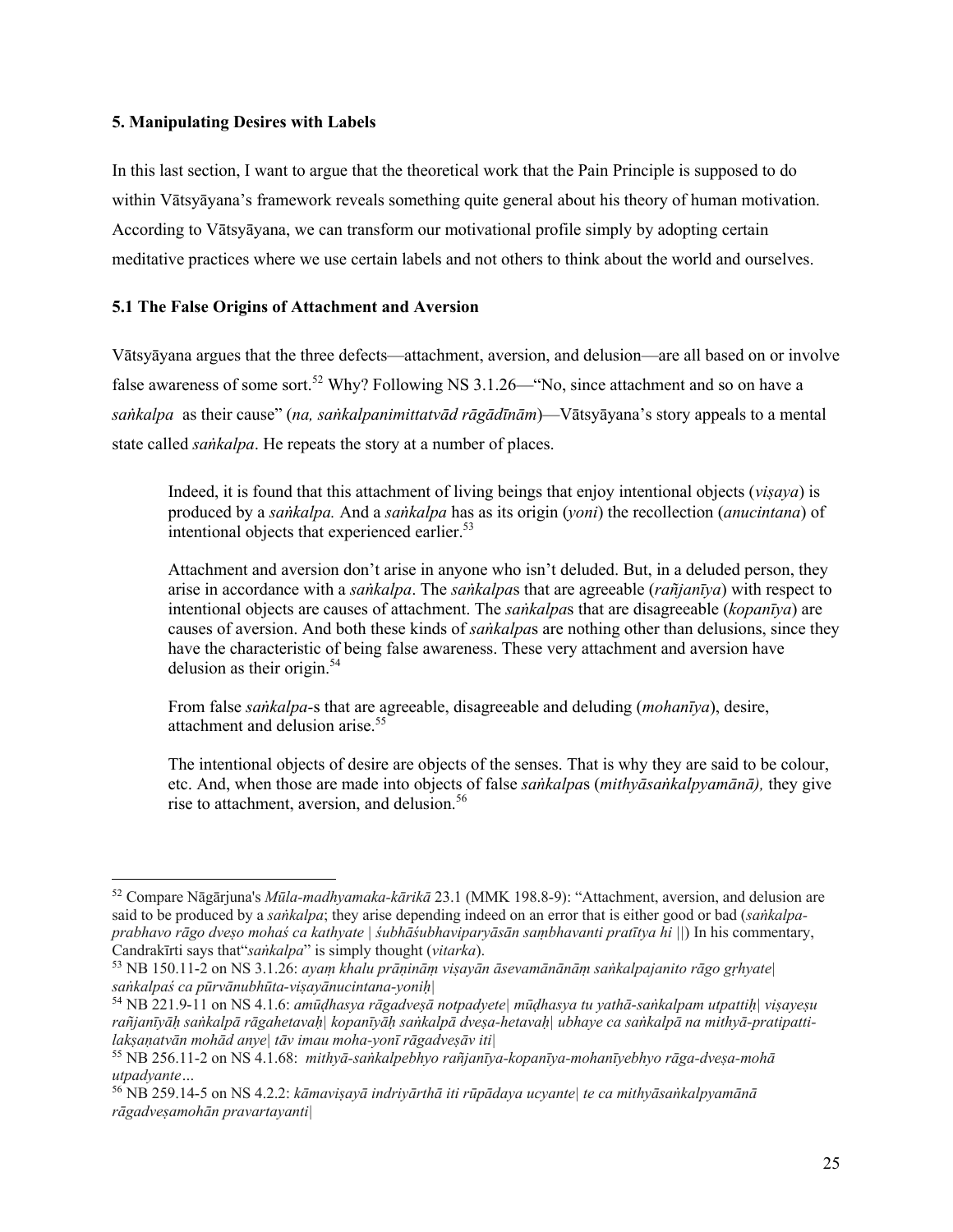### 5. Manipulating Desires with Labels

In this last section, I want to argue that the theoretical work that the Pain Principle is supposed to do within Vātsyāyana's framework reveals something quite general about his theory of human motivation. According to Vātsyāyana, we can transform our motivational profile simply by adopting certain meditative practices where we use certain labels and not others to think about the world and ourselves.

### 5.1 The False Origins of Attachment and Aversion

Vātsyāyana argues that the three defects—attachment, aversion, and delusion—are all based on or involve false awareness of some sort.[52] Why? Following NS 3.1.26—"No, since attachment and so on have a *saṅkalpa* as their cause" (*na, saṅkalpanimittatvād rāgādīnām*)—Vātsyāyana's story appeals to a mental state called *saṅkalpa*. He repeats the story at a number of places.

> Indeed, it is found that this attachment of living beings that enjoy intentional objects (*viṣaya*) is produced by a *saṅkalpa.* And a *saṅkalpa* has as its origin (*yoni*) the recollection (*anucintana*) of intentional objects that experienced earlier.[53]
>
> Attachment and aversion don't arise in anyone who isn't deluded. But, in a deluded person, they arise in accordance with a *saṅkalpa*. The *saṅkalpa*s that are agreeable (*rañjanīya*) with respect to intentional objects are causes of attachment. The *saṅkalpa*s that are disagreeable (*kopanīya*) are causes of aversion. And both these kinds of *saṅkalpa*s are nothing other than delusions, since they have the characteristic of being false awareness. These very attachment and aversion have delusion as their origin.[54]
>
> From false *saṅkalpa*-s that are agreeable, disagreeable and deluding (*mohanīya*), desire, attachment and delusion arise.[55]
>
> The intentional objects of desire are objects of the senses. That is why they are said to be colour, etc. And, when those are made into objects of false *saṅkalpa*s (*mithyāsaṅkalpyamānā),* they give rise to attachment, aversion, and delusion.[56]

---

[52] Compare Nāgārjuna's *Mūla-madhyamaka-kārikā* 23.1 (MMK 198.8-9): "Attachment, aversion, and delusion are said to be produced by a *saṅkalpa*; they arise depending indeed on an error that is either good or bad (*saṅkalpa-prabhavo rāgo dveṣo mohaś ca kathyate | śubhāśubhaviparyāsān saṃbhavanti pratītya hi* ||) In his commentary, Candrakīrti says that"*saṅkalpa*" is simply thought (*vitarka*).

[53] NB 150.11-2 on NS 3.1.26: *ayaṃ khalu prāṇināṃ viṣayān āsevamānānāṃ saṅkalpajanito rāgo gṛhyate| saṅkalpaś ca pūrvānubhūta-viṣayānucintana-yoniḥ|*

[54] NB 221.9-11 on NS 4.1.6: *amūḍhasya rāgadveṣā notpadyete| mūḍhasya tu yathā-saṅkalpam utpattiḥ| viṣayeṣu rañjanīyāḥ saṅkalpā rāgahetavaḥ| kopanīyāḥ saṅkalpā dveṣa-hetavaḥ| ubhaye ca saṅkalpā na mithyā-pratipatti-lakṣaṇatvān mohād anye| tāv imau moha-yonī rāgadveṣāv iti|*

[55] NB 256.11-2 on NS 4.1.68: *mithyā-saṅkalpebhyo rañjanīya-kopanīya-mohanīyebhyo rāga-dveṣa-mohā utpadyante…*

[56] NB 259.14-5 on NS 4.2.2: *kāmaviṣayā indriyārthā iti rūpādaya ucyante| te ca mithyāsaṅkalpyamānā rāgadveṣamohān pravartayanti|*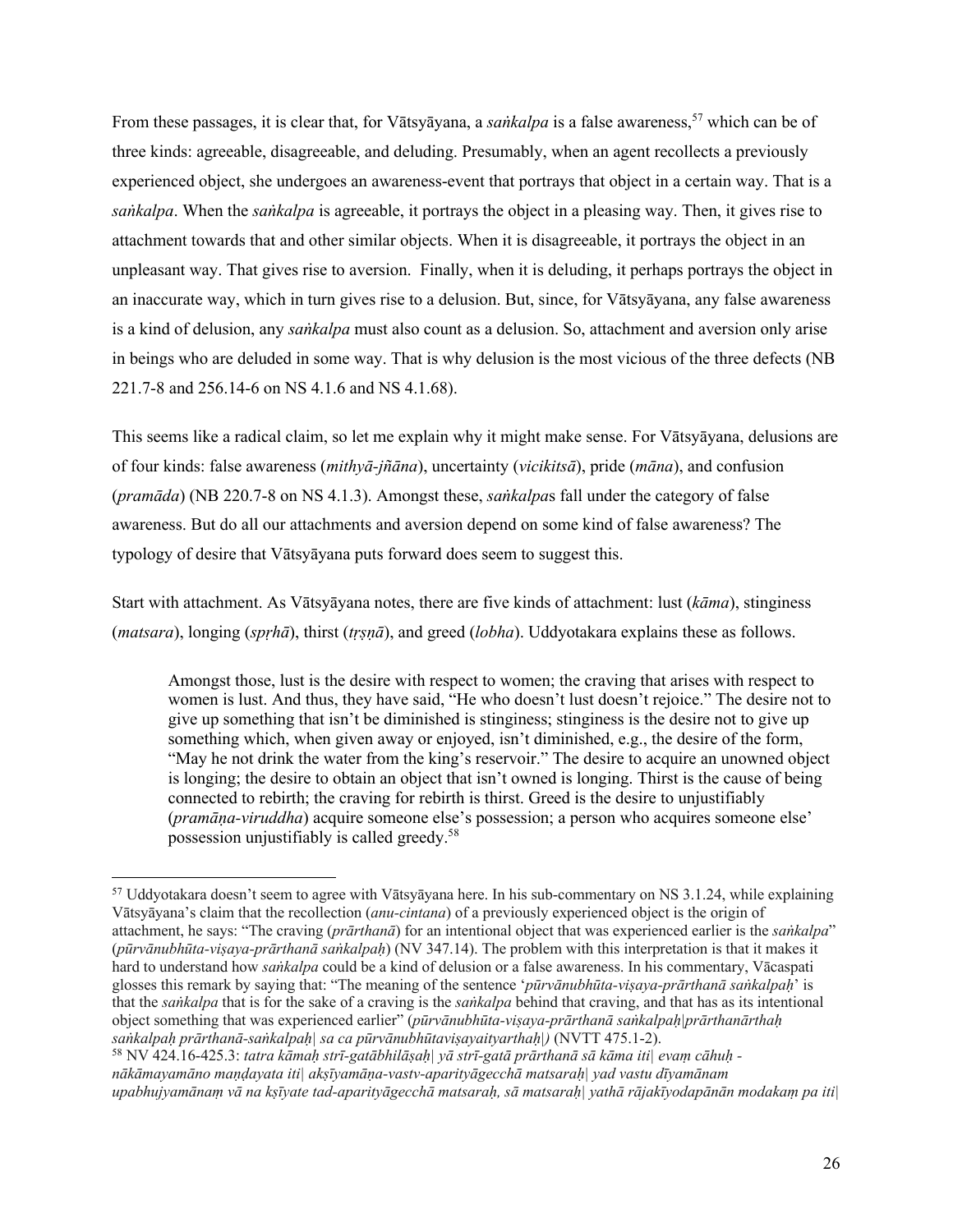From these passages, it is clear that, for Vātsyāyana, a *saṅkalpa* is a false awareness,[57] which can be of three kinds: agreeable, disagreeable, and deluding. Presumably, when an agent recollects a previously experienced object, she undergoes an awareness-event that portrays that object in a certain way. That is a *saṅkalpa*. When the *saṅkalpa* is agreeable, it portrays the object in a pleasing way. Then, it gives rise to attachment towards that and other similar objects. When it is disagreeable, it portrays the object in an unpleasant way. That gives rise to aversion. Finally, when it is deluding, it perhaps portrays the object in an inaccurate way, which in turn gives rise to a delusion. But, since, for Vātsyāyana, any false awareness is a kind of delusion, any *saṅkalpa* must also count as a delusion. So, attachment and aversion only arise in beings who are deluded in some way. That is why delusion is the most vicious of the three defects (NB 221.7-8 and 256.14-6 on NS 4.1.6 and NS 4.1.68).

This seems like a radical claim, so let me explain why it might make sense. For Vātsyāyana, delusions are of four kinds: false awareness (*mithyā-jñāna*), uncertainty (*vicikitsā*), pride (*māna*), and confusion (*pramāda*) (NB 220.7-8 on NS 4.1.3). Amongst these, *saṅkalpa*s fall under the category of false awareness. But do all our attachments and aversion depend on some kind of false awareness? The typology of desire that Vātsyāyana puts forward does seem to suggest this.

Start with attachment. As Vātsyāyana notes, there are five kinds of attachment: lust (*kāma*), stinginess (*matsara*), longing (*spṛhā*), thirst (*tṛṣṇā*), and greed (*lobha*). Uddyotakara explains these as follows.

> Amongst those, lust is the desire with respect to women; the craving that arises with respect to women is lust. And thus, they have said, "He who doesn't lust doesn't rejoice." The desire not to give up something that isn't be diminished is stinginess; stinginess is the desire not to give up something which, when given away or enjoyed, isn't diminished, e.g., the desire of the form, "May he not drink the water from the king's reservoir." The desire to acquire an unowned object is longing; the desire to obtain an object that isn't owned is longing. Thirst is the cause of being connected to rebirth; the craving for rebirth is thirst. Greed is the desire to unjustifiably (*pramāṇa-viruddha*) acquire someone else's possession; a person who acquires someone else' possession unjustifiably is called greedy.[58]

---

[57] Uddyotakara doesn't seem to agree with Vātsyāyana here. In his sub-commentary on NS 3.1.24, while explaining Vātsyāyana's claim that the recollection (*anu-cintana*) of a previously experienced object is the origin of attachment, he says: "The craving (*prārthanā*) for an intentional object that was experienced earlier is the *saṅkalpa*" (*pūrvānubhūta-viṣaya-prārthanā saṅkalpaḥ*) (NV 347.14). The problem with this interpretation is that it makes it hard to understand how *saṅkalpa* could be a kind of delusion or a false awareness. In his commentary, Vācaspati glosses this remark by saying that: "The meaning of the sentence '*pūrvānubhūta-viṣaya-prārthanā saṅkalpaḥ*' is that the *saṅkalpa* that is for the sake of a craving is the *saṅkalpa* behind that craving, and that has as its intentional object something that was experienced earlier" (*pūrvānubhūta-viṣaya-prārthanā saṅkalpaḥ|prārthanārthaḥ saṅkalpaḥ prārthanā-saṅkalpaḥ| sa ca pūrvānubhūtaviṣayaityarthaḥ|)* (NVTT 475.1-2).

[58] NV 424.16-425.3: *tatra kāmaḥ strī-gatābhilāṣaḥ| yā strī-gatā prārthanā sā kāma iti| evaṃ cāhuḥ - nākāmayamāno maṇḍayata iti| akṣīyamāṇa-vastv-aparityāgecchā matsaraḥ| yad vastu dīyamānam upabhujyamānaṃ vā na kṣīyate tad-aparityāgecchā matsaraḥ, sā matsaraḥ| yathā rājakīyodapānān modakaṃ pa iti|*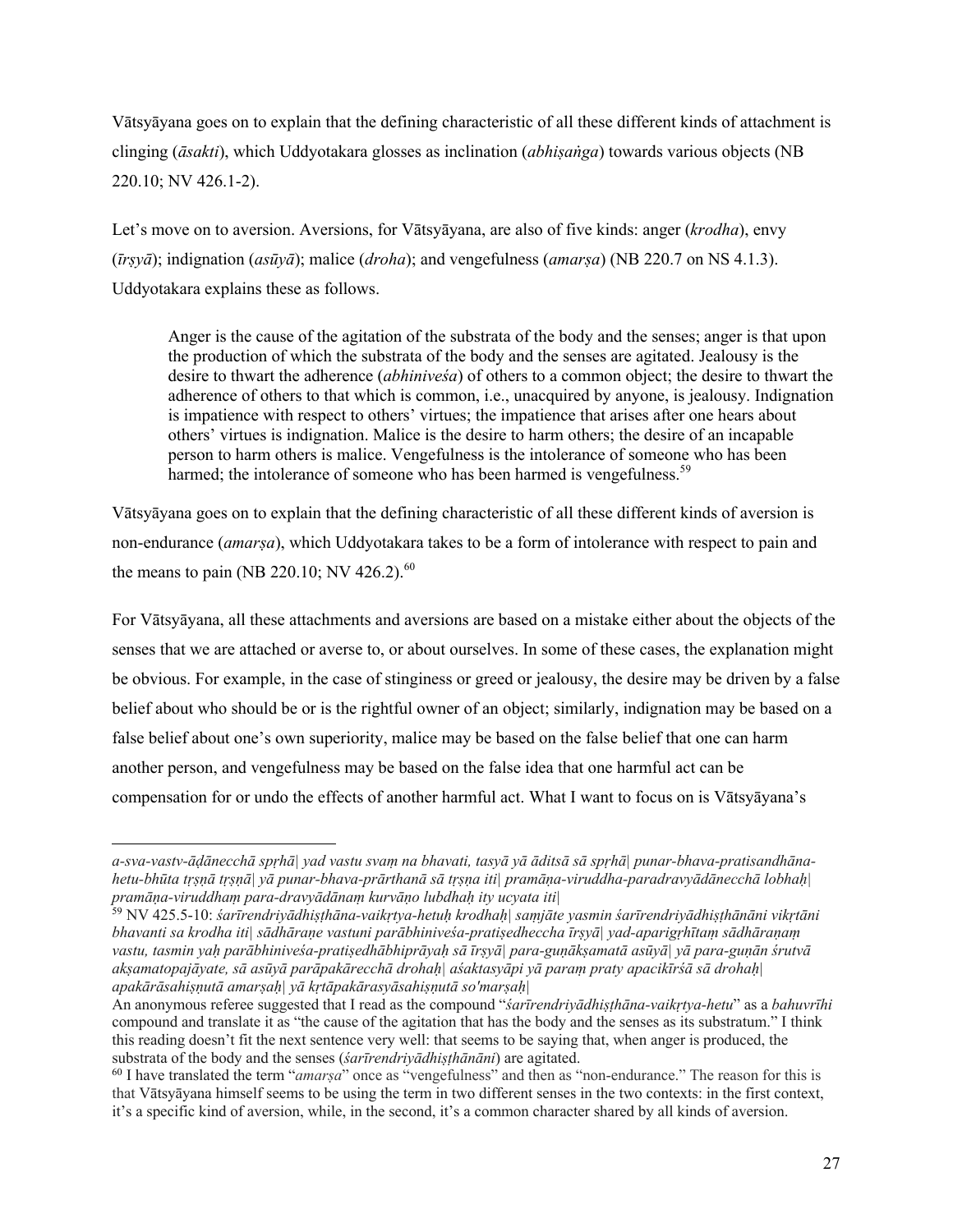Vātsyāyana goes on to explain that the defining characteristic of all these different kinds of attachment is clinging (*āsakti*), which Uddyotakara glosses as inclination (*abhiṣaṅga*) towards various objects (NB 220.10; NV 426.1-2).

Let's move on to aversion. Aversions, for Vātsyāyana, are also of five kinds: anger (*krodha*), envy (*īrṣyā*); indignation (*asūyā*); malice (*droha*); and vengefulness (*amarṣa*) (NB 220.7 on NS 4.1.3). Uddyotakara explains these as follows.

> Anger is the cause of the agitation of the substrata of the body and the senses; anger is that upon the production of which the substrata of the body and the senses are agitated. Jealousy is the desire to thwart the adherence (*abhiniveśa*) of others to a common object; the desire to thwart the adherence of others to that which is common, i.e., unacquired by anyone, is jealousy. Indignation is impatience with respect to others' virtues; the impatience that arises after one hears about others' virtues is indignation. Malice is the desire to harm others; the desire of an incapable person to harm others is malice. Vengefulness is the intolerance of someone who has been harmed; the intolerance of someone who has been harmed is vengefulness.[59]

Vātsyāyana goes on to explain that the defining characteristic of all these different kinds of aversion is non-endurance (*amarṣa*), which Uddyotakara takes to be a form of intolerance with respect to pain and the means to pain (NB 220.10; NV 426.2).[60]

For Vātsyāyana, all these attachments and aversions are based on a mistake either about the objects of the senses that we are attached or averse to, or about ourselves. In some of these cases, the explanation might be obvious. For example, in the case of stinginess or greed or jealousy, the desire may be driven by a false belief about who should be or is the rightful owner of an object; similarly, indignation may be based on a false belief about one's own superiority, malice may be based on the false belief that one can harm another person, and vengefulness may be based on the false idea that one harmful act can be compensation for or undo the effects of another harmful act. What I want to focus on is Vātsyāyana's

---

*a-sva-vastv-āḍānecchā spṛhā| yad vastu svaṃ na bhavati, tasyā yā āditsā sā spṛhā| punar-bhava-pratisandhāna-hetu-bhūta tṛṣṇā tṛṣṇā| yā punar-bhava-prārthanā sā tṛṣṇa iti| pramāṇa-viruddha-paradravyādānecchā lobhaḥ| pramāṇa-viruddhaṃ para-dravyādānaṃ kurvāṇo lubdhaḥ ity ucyata iti|*

[59] NV 425.5-10: *śarīrendriyādhiṣṭhāna-vaikṛtya-hetuḥ krodhaḥ| saṃjāte yasmin śarīrendriyādhiṣṭhānāni vikṛtāni bhavanti sa krodha iti| sādhāraṇe vastuni parābhiniveśa-pratiṣedhecchā īrṣyā| yad-aparigṛhītaṃ sādhāraṇaṃ vastu, tasmin yaḥ parābhiniveśa-pratiṣedhābhiprāyaḥ sā īrṣyā| para-guṇākṣamatā asūyā| yā para-guṇān śrutvā akṣamatopajāyate, sā asūyā parāpakārecchā drohaḥ| aśaktasyāpi yā paraṃ praty apacikīrśā sā drohaḥ| apakārāsahiṣṇutā amarṣaḥ| yā kṛtāpakārasyāsahiṣṇutā so'marṣaḥ|*

An anonymous referee suggested that I read as the compound "*śarīrendriyādhiṣṭhāna-vaikṛtya-hetu*" as a *bahuvrīhi* compound and translate it as "the cause of the agitation that has the body and the senses as its substratum." I think this reading doesn't fit the next sentence very well: that seems to be saying that, when anger is produced, the substrata of the body and the senses (*śarīrendriyādhiṣṭhānāni*) are agitated.

[60] I have translated the term "*amarṣa*" once as "vengefulness" and then as "non-endurance." The reason for this is that Vātsyāyana himself seems to be using the term in two different senses in the two contexts: in the first context, it's a specific kind of aversion, while, in the second, it's a common character shared by all kinds of aversion.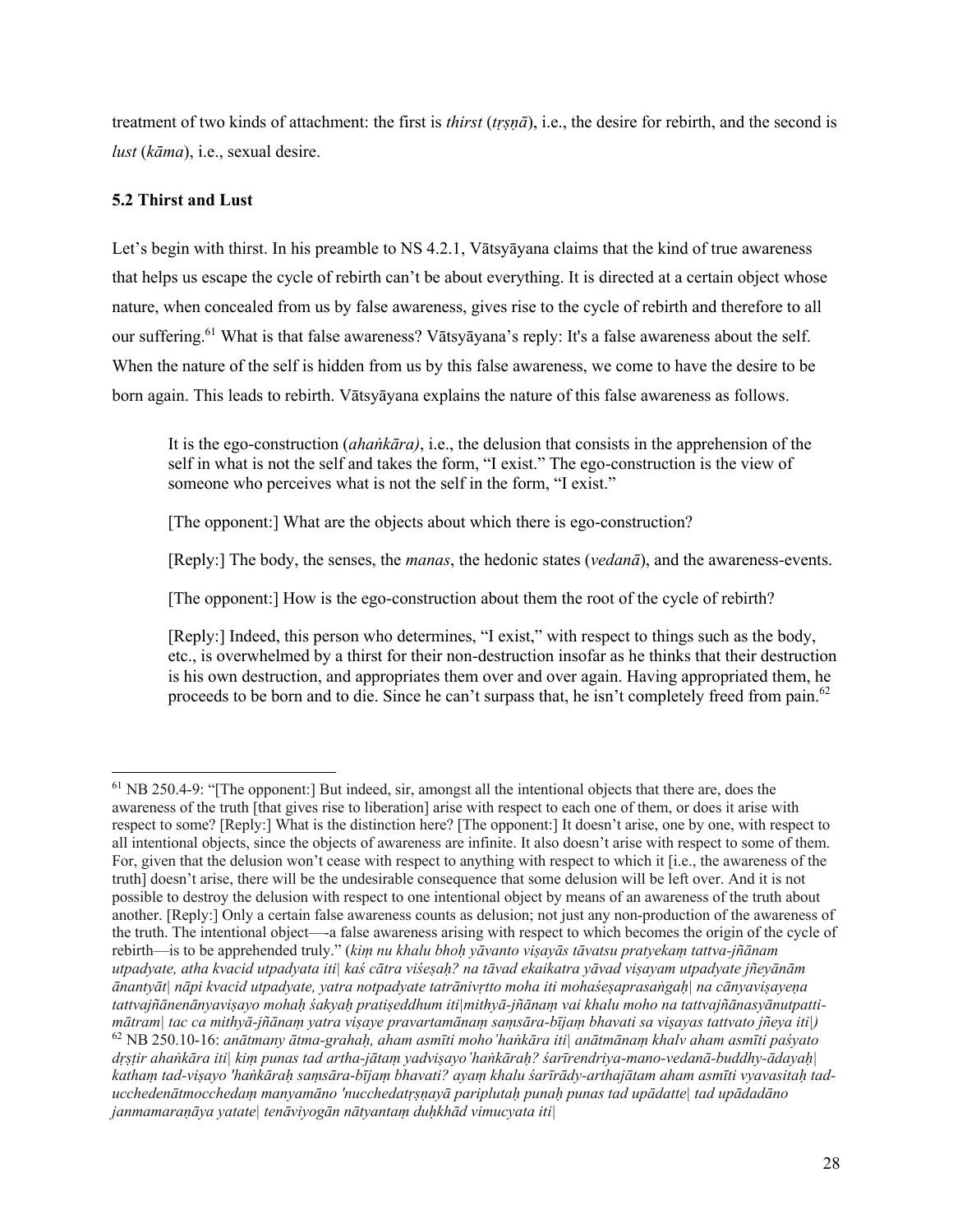treatment of two kinds of attachment: the first is *thirst* (*tṛṣṇā*), i.e., the desire for rebirth, and the second is *lust* (*kāma*), i.e., sexual desire.

### 5.2 Thirst and Lust

Let's begin with thirst. In his preamble to NS 4.2.1, Vātsyāyana claims that the kind of true awareness that helps us escape the cycle of rebirth can't be about everything. It is directed at a certain object whose nature, when concealed from us by false awareness, gives rise to the cycle of rebirth and therefore to all our suffering.[61] What is that false awareness? Vātsyāyana's reply: It's a false awareness about the self. When the nature of the self is hidden from us by this false awareness, we come to have the desire to be born again. This leads to rebirth. Vātsyāyana explains the nature of this false awareness as follows.

> It is the ego-construction (*ahaṅkāra)*, i.e., the delusion that consists in the apprehension of the self in what is not the self and takes the form, "I exist." The ego-construction is the view of someone who perceives what is not the self in the form, "I exist."
>
> [The opponent:] What are the objects about which there is ego-construction?
>
> [Reply:] The body, the senses, the *manas*, the hedonic states (*vedanā*), and the awareness-events.
>
> [The opponent:] How is the ego-construction about them the root of the cycle of rebirth?
>
> [Reply:] Indeed, this person who determines, "I exist," with respect to things such as the body, etc., is overwhelmed by a thirst for their non-destruction insofar as he thinks that their destruction is his own destruction, and appropriates them over and over again. Having appropriated them, he proceeds to be born and to die. Since he can't surpass that, he isn't completely freed from pain.[62]

---

[61] NB 250.4-9: "[The opponent:] But indeed, sir, amongst all the intentional objects that there are, does the awareness of the truth [that gives rise to liberation] arise with respect to each one of them, or does it arise with respect to some? [Reply:] What is the distinction here? [The opponent:] It doesn't arise, one by one, with respect to all intentional objects, since the objects of awareness are infinite. It also doesn't arise with respect to some of them. For, given that the delusion won't cease with respect to anything with respect to which it [i.e., the awareness of the truth] doesn't arise, there will be the undesirable consequence that some delusion will be left over. And it is not possible to destroy the delusion with respect to one intentional object by means of an awareness of the truth about another. [Reply:] Only a certain false awareness counts as delusion; not just any non-production of the awareness of the truth. The intentional object—-a false awareness arising with respect to which becomes the origin of the cycle of rebirth—is to be apprehended truly." (*kiṃ nu khalu bhoḥ yāvanto viṣayās tāvatsu pratyekaṃ tattva-jñānam utpadyate, atha kvacid utpadyata iti| kaś cātra viśeṣaḥ? na tāvad ekaikatra yāvad viṣayam utpadyate jñeyānām ānantyāt| nāpi kvacid utpadyate, yatra notpadyate tatrānivṛtto moha iti mohaśeṣaprasaṅgaḥ| na cānyaviṣayeṇa tattvajñānenānyaviṣayo mohaḥ śakyaḥ pratiṣeddhum iti|mithyā-jñānaṃ vai khalu moho na tattvajñānasyānutpatti-mātram| tac ca mithyā-jñānaṃ yatra viṣaye pravartamānaṃ saṃsāra-bījaṃ bhavati sa viṣayas tattvato jñeya iti|)*

[62] NB 250.10-16: *anātmany ātma-grahaḥ, aham asmīti moho'haṅkāra iti| anātmānaṃ khalv aham asmīti paśyato dṛṣṭir ahaṅkāra iti| kiṃ punas tad artha-jātaṃ yadviṣayo'haṅkāraḥ? śarīrendriya-mano-vedanā-buddhy-ādayaḥ| kathaṃ tad-viṣayo 'haṅkāraḥ saṃsāra-bījaṃ bhavati? ayaṃ khalu śarīrādy-arthajātam aham asmīti vyavasitaḥ tad-ucchedenātmocchedaṃ manyamāno 'nucchedatṛṣṇayā pariplutaḥ punaḥ punas tad upādatte| tad upādadāno janmamaraṇāya yatate| tenāviyogān nātyantaṃ duḥkhād vimucyata iti|*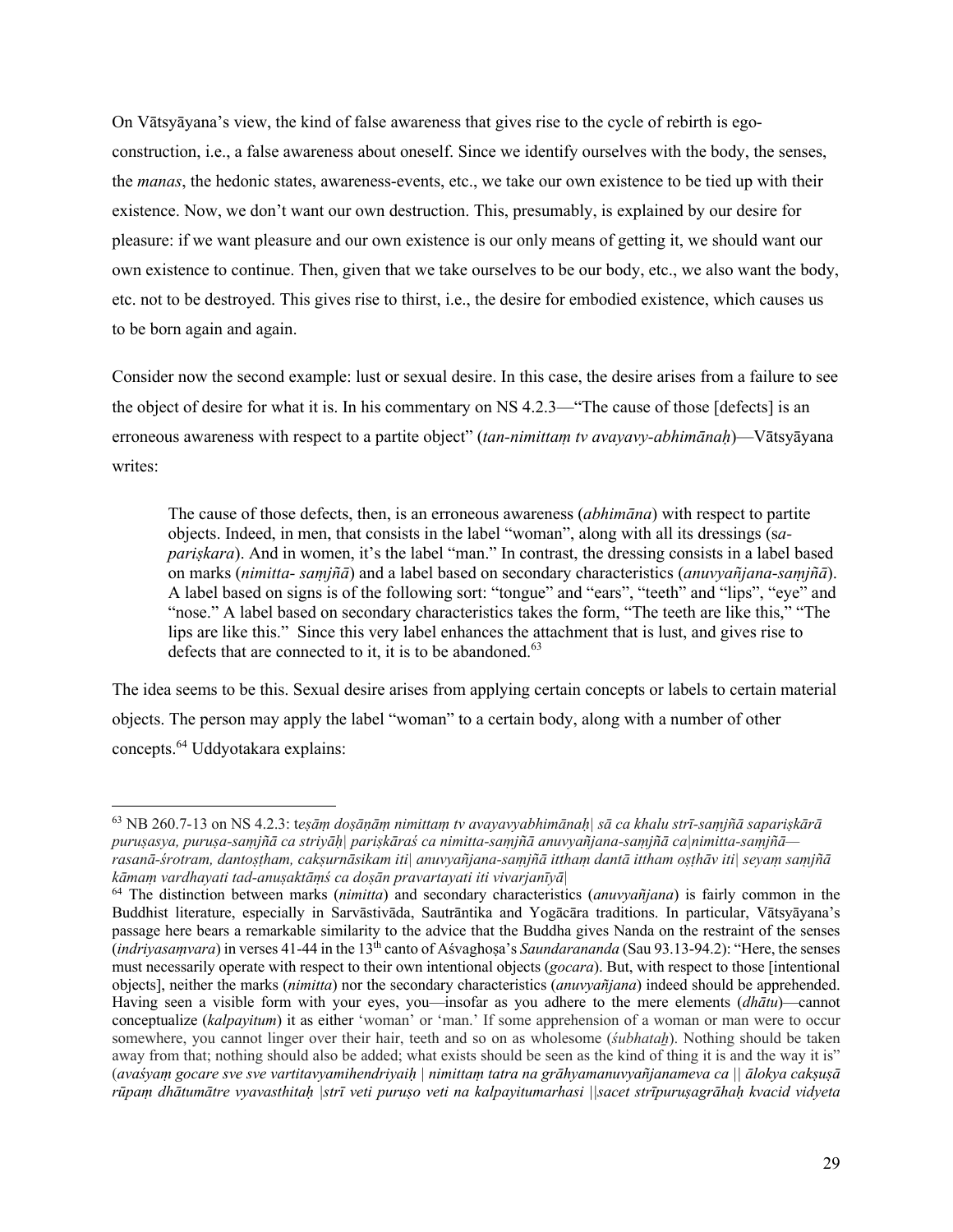On Vātsyāyana's view, the kind of false awareness that gives rise to the cycle of rebirth is ego-construction, i.e., a false awareness about oneself. Since we identify ourselves with the body, the senses, the *manas*, the hedonic states, awareness-events, etc., we take our own existence to be tied up with their existence. Now, we don't want our own destruction. This, presumably, is explained by our desire for pleasure: if we want pleasure and our own existence is our only means of getting it, we should want our own existence to continue. Then, given that we take ourselves to be our body, etc., we also want the body, etc. not to be destroyed. This gives rise to thirst, i.e., the desire for embodied existence, which causes us to be born again and again.

Consider now the second example: lust or sexual desire. In this case, the desire arises from a failure to see the object of desire for what it is. In his commentary on NS 4.2.3—"The cause of those [defects] is an erroneous awareness with respect to a partite object" (*tan-nimittaṃ tv avayavy-abhimānaḥ*)—Vātsyāyana writes:

> The cause of those defects, then, is an erroneous awareness (*abhimāna*) with respect to partite objects. Indeed, in men, that consists in the label "woman", along with all its dressings (*sa-pariṣkara*). And in women, it's the label "man." In contrast, the dressing consists in a label based on marks (*nimitta- saṃjñā*) and a label based on secondary characteristics (*anuvyañjana-saṃjñā*). A label based on signs is of the following sort: "tongue" and "ears", "teeth" and "lips", "eye" and "nose." A label based on secondary characteristics takes the form, "The teeth are like this," "The lips are like this." Since this very label enhances the attachment that is lust, and gives rise to defects that are connected to it, it is to be abandoned.[63]

The idea seems to be this. Sexual desire arises from applying certain concepts or labels to certain material objects. The person may apply the label "woman" to a certain body, along with a number of other concepts.[64] Uddyotakara explains:

---

[63] NB 260.7-13 on NS 4.2.3: t*eṣāṃ doṣāṇāṃ nimittaṃ tv avayavyabhimānaḥ| sā ca khalu strī-saṃjñā sapariṣkārā puruṣasya, puruṣa-saṃjñā ca striyāḥ| pariṣkāraś ca nimitta-saṃjñā anuvyañjana-saṃjñā ca|nimitta-saṃjñā—rasanā-śrotram, dantoṣṭham, cakṣurnāsikam iti| anuvyañjana-saṃjñā itthaṃ dantā ittham oṣṭhāv iti| seyaṃ saṃjñā kāmaṃ vardhayati tad-anuṣaktāṃś ca doṣān pravartayati iti vivarjanīyā|*

[64] The distinction between marks (*nimitta*) and secondary characteristics (*anuvyañjana*) is fairly common in the Buddhist literature, especially in Sarvāstivāda, Sautrāntika and Yogācāra traditions. In particular, Vātsyāyana's passage here bears a remarkable similarity to the advice that the Buddha gives Nanda on the restraint of the senses (*indriyasaṃvara*) in verses 41-44 in the 13th canto of Aśvaghoṣa's *Saundarananda* (Sau 93.13-94.2): "Here, the senses must necessarily operate with respect to their own intentional objects (*gocara*). But, with respect to those [intentional objects], neither the marks (*nimitta*) nor the secondary characteristics (*anuvyañjana*) indeed should be apprehended. Having seen a visible form with your eyes, you—insofar as you adhere to the mere elements (*dhātu*)—cannot conceptualize (*kalpayitum*) it as either 'woman' or 'man.' If some apprehension of a woman or man were to occur somewhere, you cannot linger over their hair, teeth and so on as wholesome (*śubhataḥ*). Nothing should be taken away from that; nothing should also be added; what exists should be seen as the kind of thing it is and the way it is" (*avaśyaṃ gocare sve sve vartitavyamihendriyaiḥ | nimittaṃ tatra na grāhyamanuvyañjanameva ca || ālokya cakṣuṣā rūpaṃ dhātumātre vyavasthitaḥ |strī veti puruṣo veti na kalpayitumarhasi ||sacet strīpuruṣagrāhaḥ kvacid vidyeta*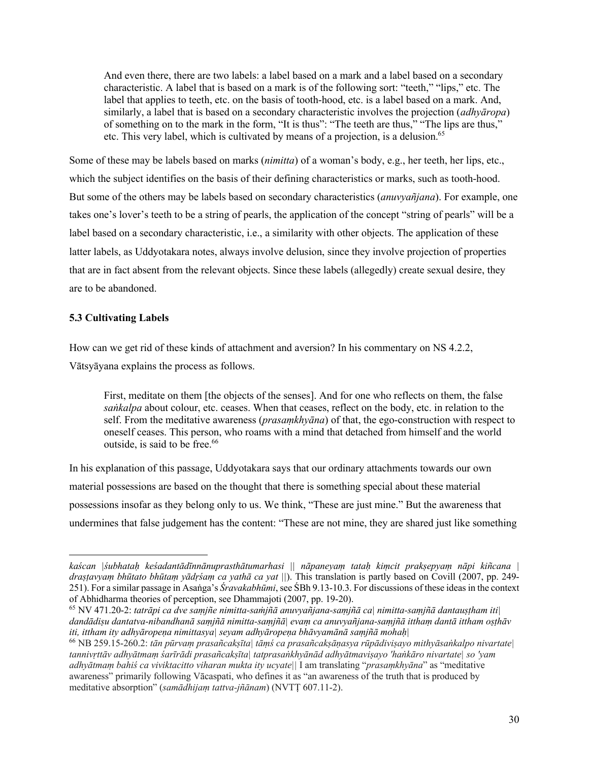> And even there, there are two labels: a label based on a mark and a label based on a secondary characteristic. A label that is based on a mark is of the following sort: "teeth," "lips," etc. The label that applies to teeth, etc. on the basis of tooth-hood, etc. is a label based on a mark. And, similarly, a label that is based on a secondary characteristic involves the projection (*adhyāropa*) of something on to the mark in the form, "It is thus": "The teeth are thus," "The lips are thus," etc. This very label, which is cultivated by means of a projection, is a delusion.[65]

Some of these may be labels based on marks (*nimitta*) of a woman's body, e.g., her teeth, her lips, etc., which the subject identifies on the basis of their defining characteristics or marks, such as tooth-hood. But some of the others may be labels based on secondary characteristics (*anuvyañjana*). For example, one takes one's lover's teeth to be a string of pearls, the application of the concept "string of pearls" will be a label based on a secondary characteristic, i.e., a similarity with other objects. The application of these latter labels, as Uddyotakara notes, always involve delusion, since they involve projection of properties that are in fact absent from the relevant objects. Since these labels (allegedly) create sexual desire, they are to be abandoned.

### 5.3 Cultivating Labels

How can we get rid of these kinds of attachment and aversion? In his commentary on NS 4.2.2, Vātsyāyana explains the process as follows.

> First, meditate on them [the objects of the senses]. And for one who reflects on them, the false *saṅkalpa* about colour, etc. ceases. When that ceases, reflect on the body, etc. in relation to the self. From the meditative awareness (*prasaṃkhyāna*) of that, the ego-construction with respect to oneself ceases. This person, who roams with a mind that detached from himself and the world outside, is said to be free.[66]

In his explanation of this passage, Uddyotakara says that our ordinary attachments towards our own material possessions are based on the thought that there is something special about these material possessions insofar as they belong only to us. We think, "These are just mine." But the awareness that undermines that false judgement has the content: "These are not mine, they are shared just like something

---

*kaścan |śubhataḥ keśadantādīnnānuprasthātumarhasi || nāpaneyaṃ tataḥ kiṃcit prakṣepyaṃ nāpi kiñcana | draṣṭavyaṃ bhūtato bhūtaṃ yādṛśaṃ ca yathā ca yat ||*). This translation is partly based on Covill (2007, pp. 249-251). For a similar passage in Asaṅga's *Śravakabhūmi*, see ŚBh 9.13-10.3. For discussions of these ideas in the context of Abhidharma theories of perception, see Dhammajoti (2007, pp. 19-20).

[65] NV 471.20-2: *tatrāpi ca dve saṃjñe nimitta-saṁjñā anuvyañjana-saṃjñā ca| nimitta-saṃjñā dantauṣṭham iti| dandādiṣu dantatva-nibandhanā saṃjñā nimitta-saṃjñā| evaṃ ca anuvyañjana-saṃjñā itthaṃ dantā ittham oṣṭhāv iti, ittham ity adhyāropeṇa nimittasya| seyam adhyāropeṇa bhāvyamānā saṃjñā mohaḥ|*

[66] NB 259.15-260.2: *tān pūrvaṃ prasañcakṣīta| tāṃś ca prasañcakṣāṇasya rūpādiviṣayo mithyāsaṅkalpo nivartate| tannivṛttāv adhyātmaṃ śarīrādi prasañcakṣīta| tatprasaṅkhyānād adhyātmaviṣayo 'haṅkāro nivartate| so 'yam adhyātmaṃ bahiś ca viviktacitto viharan mukta ity ucyate||* I am translating "*prasaṃkhyāna*" as "meditative awareness" primarily following Vācaspati, who defines it as "an awareness of the truth that is produced by meditative absorption" (*samādhijaṃ tattva-jñānam*) (NVTṬ 607.11-2).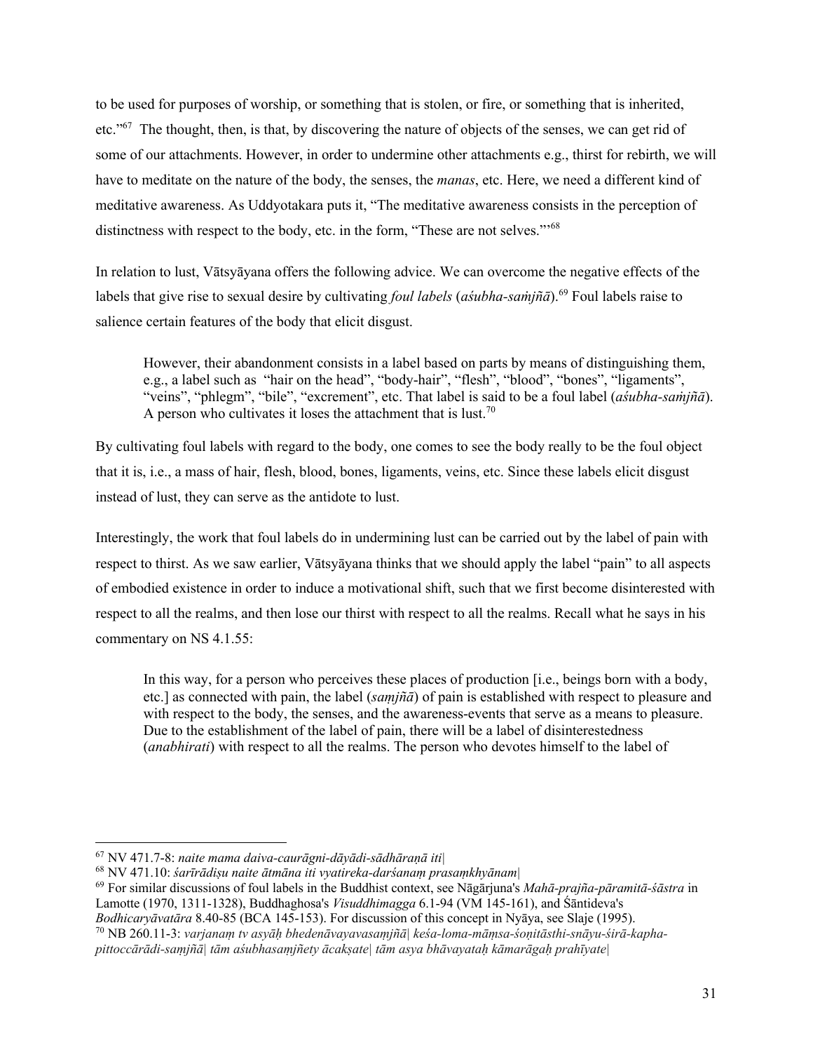to be used for purposes of worship, or something that is stolen, or fire, or something that is inherited, etc."[67] The thought, then, is that, by discovering the nature of objects of the senses, we can get rid of some of our attachments. However, in order to undermine other attachments e.g., thirst for rebirth, we will have to meditate on the nature of the body, the senses, the *manas*, etc. Here, we need a different kind of meditative awareness. As Uddyotakara puts it, "The meditative awareness consists in the perception of distinctness with respect to the body, etc. in the form, "These are not selves.""[68]

In relation to lust, Vātsyāyana offers the following advice. We can overcome the negative effects of the labels that give rise to sexual desire by cultivating *foul labels* (*aśubha-saṁjñā*).[69] Foul labels raise to salience certain features of the body that elicit disgust.

> However, their abandonment consists in a label based on parts by means of distinguishing them, e.g., a label such as "hair on the head", "body-hair", "flesh", "blood", "bones", "ligaments", "veins", "phlegm", "bile", "excrement", etc. That label is said to be a foul label (*aśubha-saṁjñā*). A person who cultivates it loses the attachment that is lust.[70]

By cultivating foul labels with regard to the body, one comes to see the body really to be the foul object that it is, i.e., a mass of hair, flesh, blood, bones, ligaments, veins, etc. Since these labels elicit disgust instead of lust, they can serve as the antidote to lust.

Interestingly, the work that foul labels do in undermining lust can be carried out by the label of pain with respect to thirst. As we saw earlier, Vātsyāyana thinks that we should apply the label "pain" to all aspects of embodied existence in order to induce a motivational shift, such that we first become disinterested with respect to all the realms, and then lose our thirst with respect to all the realms. Recall what he says in his commentary on NS 4.1.55:

> In this way, for a person who perceives these places of production [i.e., beings born with a body, etc.] as connected with pain, the label (*saṃjñā*) of pain is established with respect to pleasure and with respect to the body, the senses, and the awareness-events that serve as a means to pleasure. Due to the establishment of the label of pain, there will be a label of disinterestedness (*anabhirati*) with respect to all the realms. The person who devotes himself to the label of

---

[67] NV 471.7-8: *naite mama daiva-caurāgni-dāyādi-sādhāraṇā iti|*

[68] NV 471.10: *śarīrādiṣu naite ātmāna iti vyatireka-darśanaṃ prasaṃkhyānam|*

[69] For similar discussions of foul labels in the Buddhist context, see Nāgārjuna's *Mahā-prajña-pāramitā-śāstra* in Lamotte (1970, 1311-1328), Buddhaghosa's *Visuddhimagga* 6.1-94 (VM 145-161), and Śāntideva's *Bodhicaryāvatāra* 8.40-85 (BCA 145-153). For discussion of this concept in Nyāya, see Slaje (1995).

[70] NB 260.11-3: *varjanaṃ tv asyāḥ bhedenāvayavasaṃjñā| keśa-loma-māṃsa-śoṇitāsthi-snāyu-śirā-kapha-pittoccārādi-saṃjñā| tām aśubhasaṃjñety ācakṣate| tām asya bhāvayataḥ kāmarāgaḥ prahīyate|*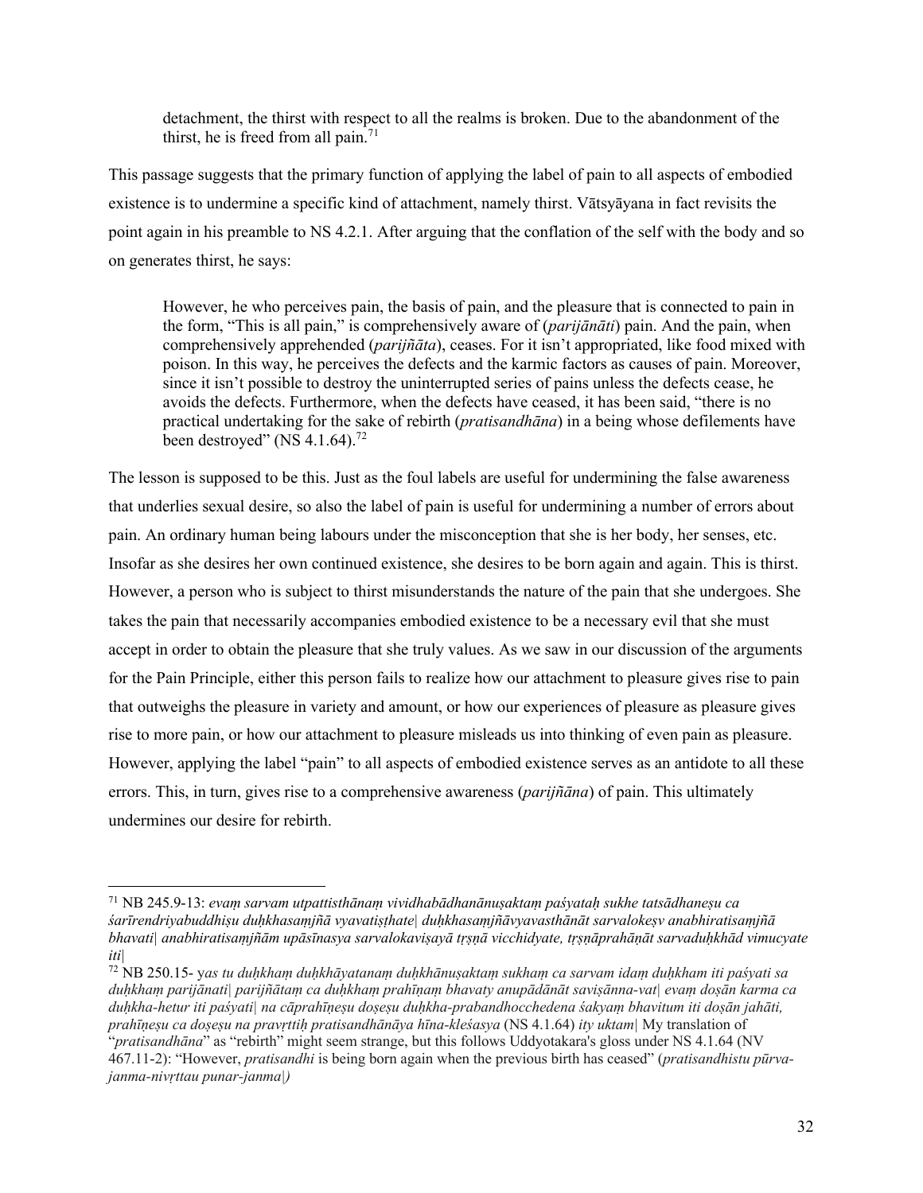> detachment, the thirst with respect to all the realms is broken. Due to the abandonment of the thirst, he is freed from all pain.[71]

This passage suggests that the primary function of applying the label of pain to all aspects of embodied existence is to undermine a specific kind of attachment, namely thirst. Vātsyāyana in fact revisits the point again in his preamble to NS 4.2.1. After arguing that the conflation of the self with the body and so on generates thirst, he says:

> However, he who perceives pain, the basis of pain, and the pleasure that is connected to pain in the form, "This is all pain," is comprehensively aware of (*parijānāti*) pain. And the pain, when comprehensively apprehended (*parijñāta*), ceases. For it isn't appropriated, like food mixed with poison. In this way, he perceives the defects and the karmic factors as causes of pain. Moreover, since it isn't possible to destroy the uninterrupted series of pains unless the defects cease, he avoids the defects. Furthermore, when the defects have ceased, it has been said, "there is no practical undertaking for the sake of rebirth (*pratisandhāna*) in a being whose defilements have been destroyed" (NS 4.1.64).[72]

The lesson is supposed to be this. Just as the foul labels are useful for undermining the false awareness that underlies sexual desire, so also the label of pain is useful for undermining a number of errors about pain. An ordinary human being labours under the misconception that she is her body, her senses, etc. Insofar as she desires her own continued existence, she desires to be born again and again. This is thirst. However, a person who is subject to thirst misunderstands the nature of the pain that she undergoes. She takes the pain that necessarily accompanies embodied existence to be a necessary evil that she must accept in order to obtain the pleasure that she truly values. As we saw in our discussion of the arguments for the Pain Principle, either this person fails to realize how our attachment to pleasure gives rise to pain that outweighs the pleasure in variety and amount, or how our experiences of pleasure as pleasure gives rise to more pain, or how our attachment to pleasure misleads us into thinking of even pain as pleasure. However, applying the label "pain" to all aspects of embodied existence serves as an antidote to all these errors. This, in turn, gives rise to a comprehensive awareness (*parijñāna*) of pain. This ultimately undermines our desire for rebirth.

---

[71] NB 245.9-13: *evaṃ sarvam utpattisthānaṃ vividhabādhanānuṣaktaṃ paśyataḥ sukhe tatsādhaneṣu ca śarīrendriyabuddhiṣu duḥkhasaṃjñā vyavatiṣṭhate| duḥkhasaṃjñāvyavasthānāt sarvalokeṣv anabhiratisaṃjñā bhavati| anabhiratisaṃjñām upāsīnasya sarvalokaviṣayā tṛṣṇā vicchidyate, tṛṣṇāprahāṇāt sarvaduḥkhād vimucyate iti|*

[72] NB 250.15- y*as tu duḥkhaṃ duḥkhāyatanaṃ duḥkhānuṣaktaṃ sukhaṃ ca sarvam idaṃ duḥkham iti paśyati sa duḥkhaṃ parijānāti| parijñātaṃ ca duḥkhaṃ prahīṇaṃ bhavaty anupādānāt saviṣānna-vat| evaṃ doṣān karma ca duḥkha-hetur iti paśyati| na cāprahīṇeṣu doṣeṣu duḥkha-prabandhocchedena śakyaṃ bhavitum iti doṣān jahāti, prahīṇeṣu ca doṣeṣu na pravṛttiḥ pratisandhānāya hīna-kleśasya* (NS 4.1.64) *ity uktam|* My translation of "*pratisandhāna*" as "rebirth" might seem strange, but this follows Uddyotakara's gloss under NS 4.1.64 (NV 467.11-2): "However, *pratisandhi* is being born again when the previous birth has ceased" (*pratisandhistu pūrva-janma-nivṛttau punar-janma|)*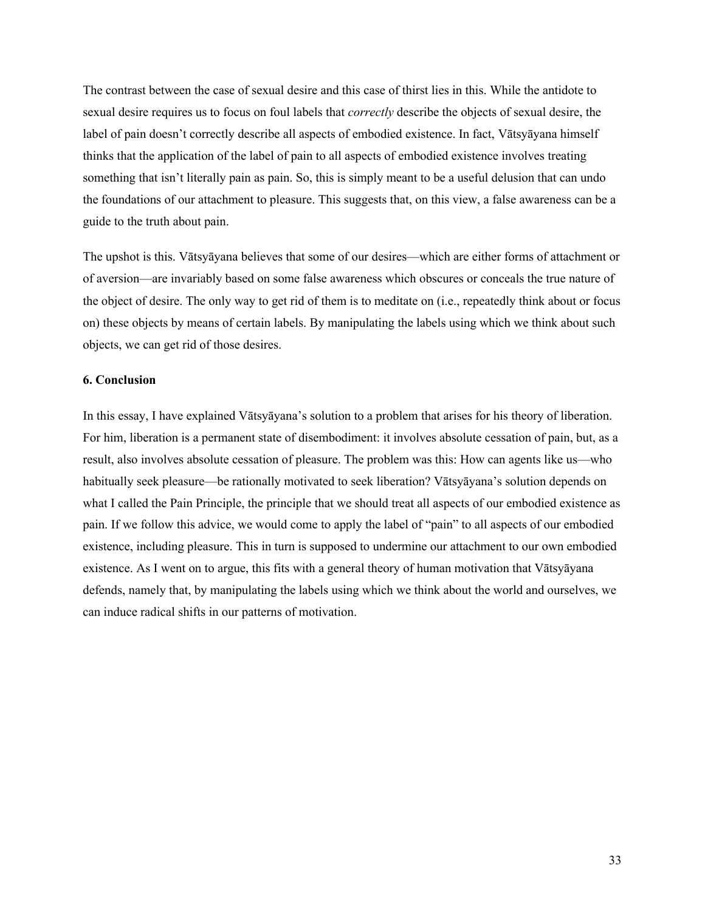The contrast between the case of sexual desire and this case of thirst lies in this. While the antidote to sexual desire requires us to focus on foul labels that *correctly* describe the objects of sexual desire, the label of pain doesn't correctly describe all aspects of embodied existence. In fact, Vātsyāyana himself thinks that the application of the label of pain to all aspects of embodied existence involves treating something that isn't literally pain as pain. So, this is simply meant to be a useful delusion that can undo the foundations of our attachment to pleasure. This suggests that, on this view, a false awareness can be a guide to the truth about pain.

The upshot is this. Vātsyāyana believes that some of our desires—which are either forms of attachment or of aversion—are invariably based on some false awareness which obscures or conceals the true nature of the object of desire. The only way to get rid of them is to meditate on (i.e., repeatedly think about or focus on) these objects by means of certain labels. By manipulating the labels using which we think about such objects, we can get rid of those desires.

### 6. Conclusion

In this essay, I have explained Vātsyāyana's solution to a problem that arises for his theory of liberation. For him, liberation is a permanent state of disembodiment: it involves absolute cessation of pain, but, as a result, also involves absolute cessation of pleasure. The problem was this: How can agents like us—who habitually seek pleasure—be rationally motivated to seek liberation? Vātsyāyana's solution depends on what I called the Pain Principle, the principle that we should treat all aspects of our embodied existence as pain. If we follow this advice, we would come to apply the label of "pain" to all aspects of our embodied existence, including pleasure. This in turn is supposed to undermine our attachment to our own embodied existence. As I went on to argue, this fits with a general theory of human motivation that Vātsyāyana defends, namely that, by manipulating the labels using which we think about the world and ourselves, we can induce radical shifts in our patterns of motivation.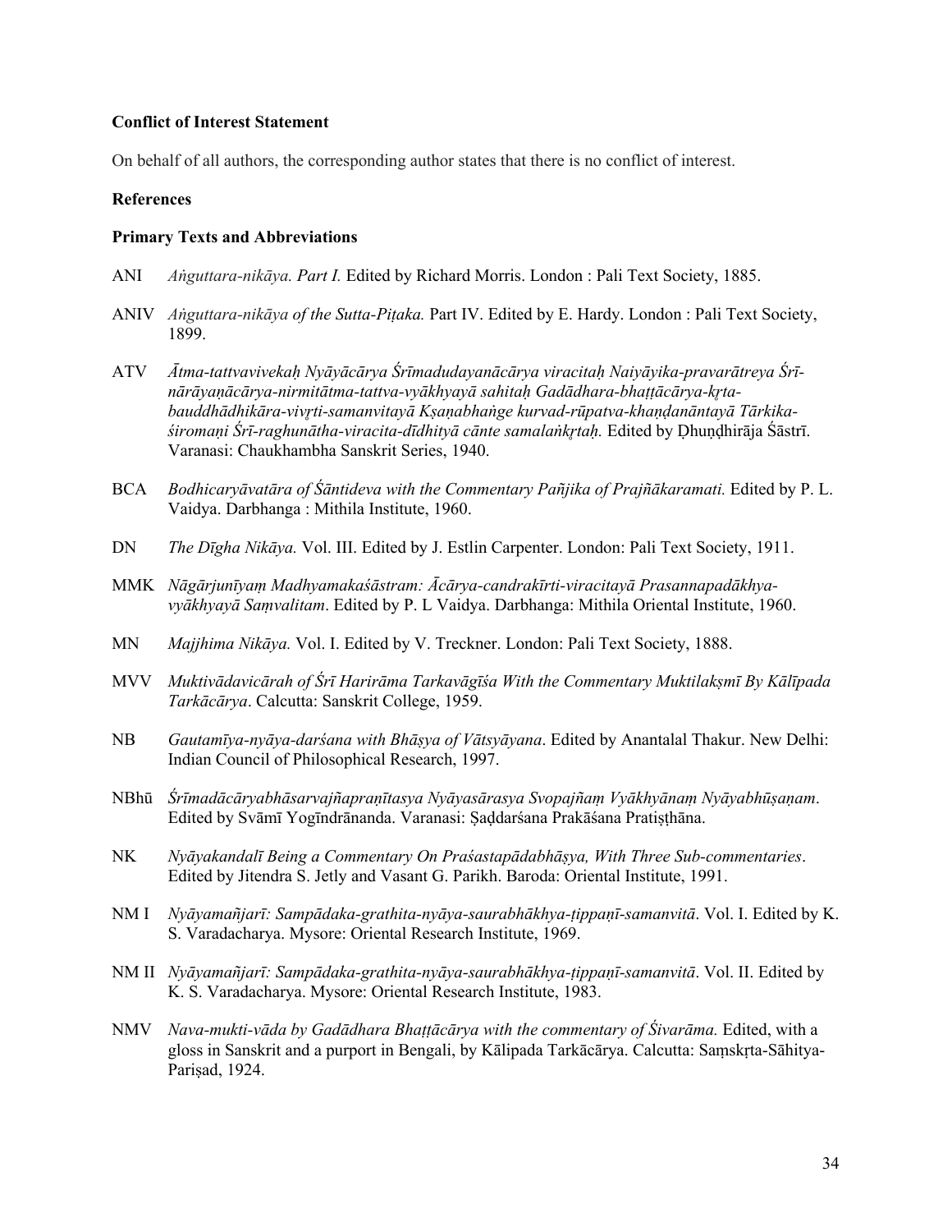**Conflict of Interest Statement**

On behalf of all authors, the corresponding author states that there is no conflict of interest.

**References**

**Primary Texts and Abbreviations**

ANI *Aṅguttara-nikāya. Part I.* Edited by Richard Morris. London : Pali Text Society, 1885.

ANIV *Aṅguttara-nikāya of the Sutta-Piṭaka.* Part IV. Edited by E. Hardy. London : Pali Text Society, 1899.

ATV *Ātma-tattvavivekaḥ Nyāyācārya Śrīmadudayanācārya viracitaḥ Naiyāyika-pravarātreya Śrī-nārāyaṇācārya-nirmitātma-tattva-vyākhyayā sahitaḥ Gadādhara-bhaṭṭācārya-kṛta-bauddhādhikāra-vivṛti-samanvitayā Kṣaṇabhaṅge kurvad-rūpatva-khaṇḍanāntayā Tārkika-śiromaṇi Śrī-raghunātha-viracita-dīdhityā cānte samalaṅkṛtaḥ.* Edited by Ḍhuṇḍhirāja Śāstrī. Varanasi: Chaukhambha Sanskrit Series, 1940.

BCA *Bodhicaryāvatāra of Śāntideva with the Commentary Pañjika of Prajñākaramati.* Edited by P. L. Vaidya. Darbhanga : Mithila Institute, 1960.

DN *The Dīgha Nikāya.* Vol. III. Edited by J. Estlin Carpenter. London: Pali Text Society, 1911.

MMK *Nāgārjunīyaṃ Madhyamakaśāstram: Ācārya-candrakīrti-viracitayā Prasannapadākhya-vyākhyayā Saṃvalitam*. Edited by P. L Vaidya. Darbhanga: Mithila Oriental Institute, 1960.

MN *Majjhima Nikāya.* Vol. I. Edited by V. Treckner. London: Pali Text Society, 1888.

MVV *Muktivādavicārah of Śrī Harirāma Tarkavāgīśa With the Commentary Muktilakṣmī By Kālīpada Tarkācārya*. Calcutta: Sanskrit College, 1959.

NB *Gautamīya-nyāya-darśana with Bhāṣya of Vātsyāyana*. Edited by Anantalal Thakur. New Delhi: Indian Council of Philosophical Research, 1997.

NBhū *Śrīmadācāryabhāsarvajñapraṇītasya Nyāyasārasya Svopajñaṃ Vyākhyānaṃ Nyāyabhūṣaṇam*. Edited by Svāmī Yogīndrānanda. Varanasi: Ṣaḍdarśana Prakāśana Pratiṣṭhāna.

NK *Nyāyakandalī Being a Commentary On Praśastapādabhāṣya, With Three Sub-commentaries*. Edited by Jitendra S. Jetly and Vasant G. Parikh. Baroda: Oriental Institute, 1991.

NM I *Nyāyamañjarī: Sampādaka-grathita-nyāya-saurabhākhya-ṭippaṇī-samanvitā*. Vol. I. Edited by K. S. Varadacharya. Mysore: Oriental Research Institute, 1969.

NM II *Nyāyamañjarī: Sampādaka-grathita-nyāya-saurabhākhya-ṭippaṇī-samanvitā*. Vol. II. Edited by K. S. Varadacharya. Mysore: Oriental Research Institute, 1983.

NMV *Nava-mukti-vāda by Gadādhara Bhaṭṭācārya with the commentary of Śivarāma.* Edited, with a gloss in Sanskrit and a purport in Bengali, by Kālipada Tarkācārya. Calcutta: Saṃskṛta-Sāhitya-Pariṣad, 1924.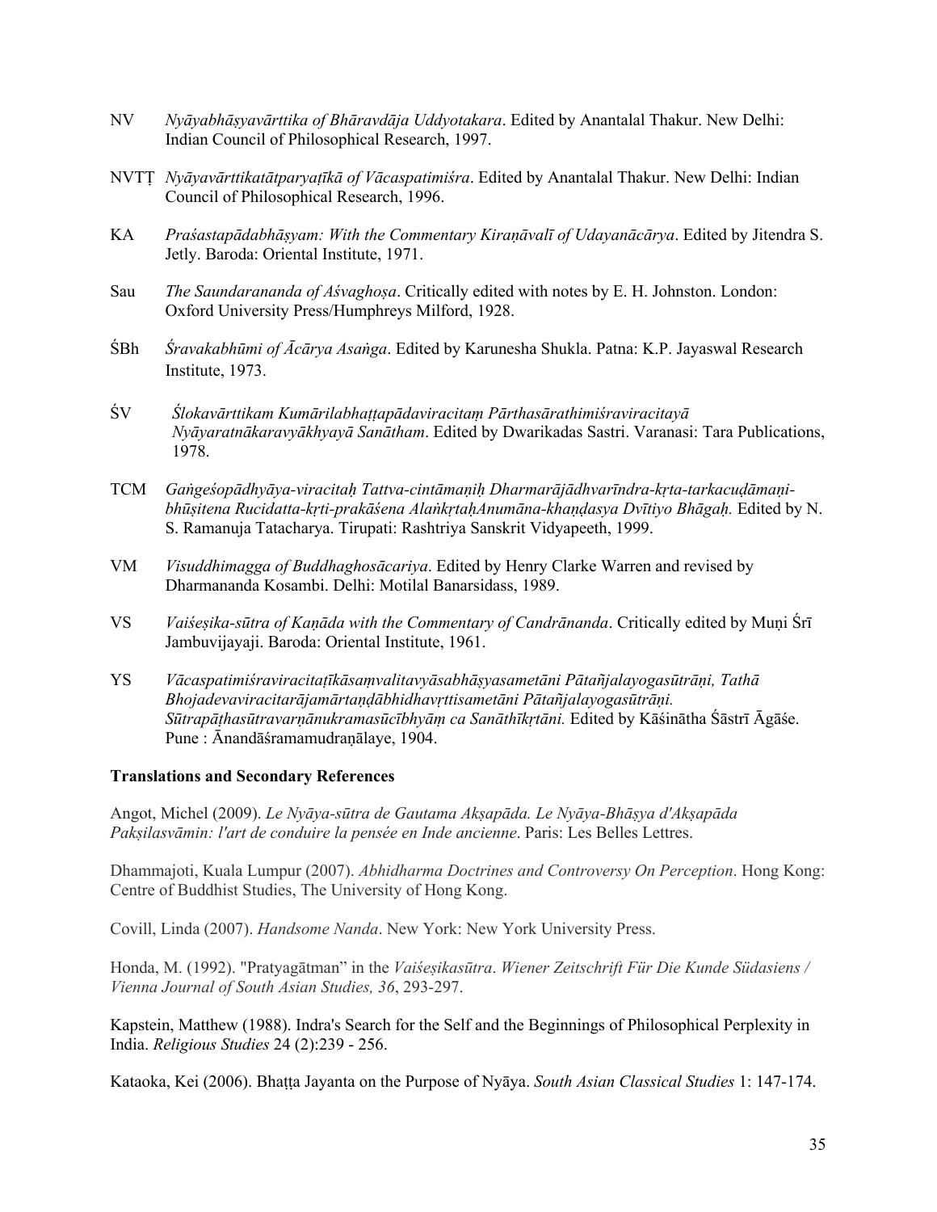NV *Nyāyabhāṣyavārttika of Bhāravdāja Uddyotakara*. Edited by Anantalal Thakur. New Delhi: Indian Council of Philosophical Research, 1997.

NVTṬ *Nyāyavārttikatātparyaṭīkā of Vācaspatimiśra*. Edited by Anantalal Thakur. New Delhi: Indian Council of Philosophical Research, 1996.

KA *Praśastapādabhāṣyam: With the Commentary Kiraṇāvalī of Udayanācārya*. Edited by Jitendra S. Jetly. Baroda: Oriental Institute, 1971.

Sau *The Saundarananda of Aśvaghoṣa*. Critically edited with notes by E. H. Johnston. London: Oxford University Press/Humphreys Milford, 1928.

ŚBh *Śravakabhūmi of Ācārya Asaṅga*. Edited by Karunesha Shukla. Patna: K.P. Jayaswal Research Institute, 1973.

ŚV *Ślokavārttikam Kumārilabhaṭṭapādaviracitaṃ Pārthasārathimiśraviracitayā Nyāyaratnākaravyākhyayā Sanātham*. Edited by Dwarikadas Sastri. Varanasi: Tara Publications, 1978.

TCM *Gaṅgeśopādhyāya-viracitaḥ Tattva-cintāmaṇiḥ Dharmarājādhvarīndra-kṛta-tarkacuḍāmaṇi-bhūṣitena Rucidatta-kṛti-prakāśena AlaṅkṛtaḥAnumāna-khaṇḍasya Dvītiyo Bhāgaḥ.* Edited by N. S. Ramanuja Tatacharya. Tirupati: Rashtriya Sanskrit Vidyapeeth, 1999.

VM *Visuddhimagga of Buddhaghosācariya*. Edited by Henry Clarke Warren and revised by Dharmananda Kosambi. Delhi: Motilal Banarsidass, 1989.

VS *Vaiśeṣika-sūtra of Kaṇāda with the Commentary of Candrānanda*. Critically edited by Muṇi Śrī Jambuvijayaji. Baroda: Oriental Institute, 1961.

YS *Vācaspatimiśraviracitaṭīkāsaṃvalitavyāsabhāṣyasametāni Pātañjalayogasūtrāṇi, Tathā Bhojadevaviracitarājamārtaṇḍābhidhavṛttisametāni Pātañjalayogasūtrāṇi. Sūtrapāṭhasūtravarṇānukramasūcībhyāṃ ca Sanāthīkṛtāni.* Edited by Kāśinātha Śāstrī Āgāśe. Pune : Ānandāśramamudraṇālaye, 1904.

**Translations and Secondary References**

Angot, Michel (2009). *Le Nyāya-sūtra de Gautama Akṣapāda. Le Nyāya-Bhāṣya d'Akṣapāda Pakṣilasvāmin: l'art de conduire la pensée en Inde ancienne*. Paris: Les Belles Lettres.

Dhammajoti, Kuala Lumpur (2007). *Abhidharma Doctrines and Controversy On Perception*. Hong Kong: Centre of Buddhist Studies, The University of Hong Kong.

Covill, Linda (2007). *Handsome Nanda*. New York: New York University Press.

Honda, M. (1992). "Pratyagātman" in the *Vaiśeṣikasūtra*. *Wiener Zeitschrift Für Die Kunde Südasiens / Vienna Journal of South Asian Studies, 36*, 293-297.

Kapstein, Matthew (1988). Indra's Search for the Self and the Beginnings of Philosophical Perplexity in India. *Religious Studies* 24 (2):239 - 256.

Kataoka, Kei (2006). Bhaṭṭa Jayanta on the Purpose of Nyāya. *South Asian Classical Studies* 1: 147-174.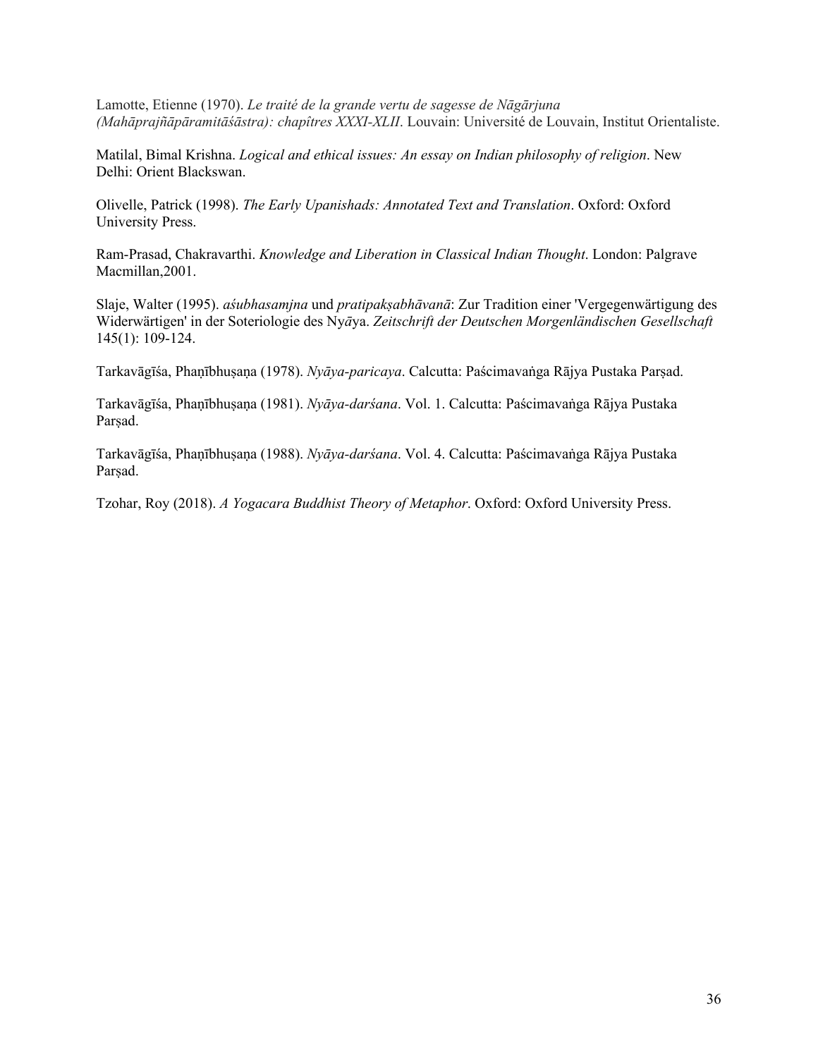Lamotte, Etienne (1970). *Le traité de la grande vertu de sagesse de Nāgārjuna (Mahāprajñāpāramitāśāstra): chapîtres XXXI-XLII*. Louvain: Université de Louvain, Institut Orientaliste.

Matilal, Bimal Krishna. *Logical and ethical issues: An essay on Indian philosophy of religion*. New Delhi: Orient Blackswan.

Olivelle, Patrick (1998). *The Early Upanishads: Annotated Text and Translation*. Oxford: Oxford University Press.

Ram-Prasad, Chakravarthi. *Knowledge and Liberation in Classical Indian Thought*. London: Palgrave Macmillan,2001.

Slaje, Walter (1995). *aśubhasamjna* und *pratipakṣabhāvanā*: Zur Tradition einer 'Vergegenwärtigung des Widerwärtigen' in der Soteriologie des Nyāya. *Zeitschrift der Deutschen Morgenländischen Gesellschaft* 145(1): 109-124.

Tarkavāgīśa, Phaṇībhuṣaṇa (1978). *Nyāya-paricaya*. Calcutta: Paścimavaṅga Rājya Pustaka Parṣad.

Tarkavāgīśa, Phaṇībhuṣaṇa (1981). *Nyāya-darśana*. Vol. 1. Calcutta: Paścimavaṅga Rājya Pustaka Parṣad.

Tarkavāgīśa, Phaṇībhuṣaṇa (1988). *Nyāya-darśana*. Vol. 4. Calcutta: Paścimavaṅga Rājya Pustaka Parṣad.

Tzohar, Roy (2018). *A Yogacara Buddhist Theory of Metaphor*. Oxford: Oxford University Press.